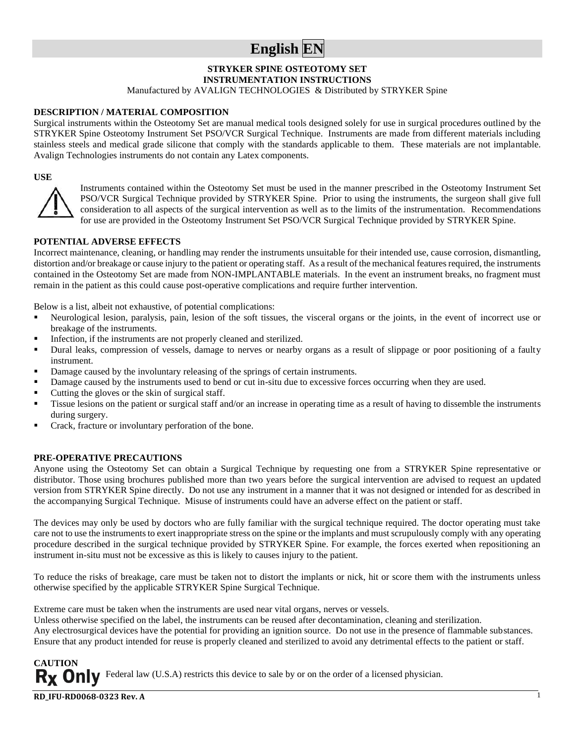# English EN

**STRYKER SPINE OSTEOTOMY SET**
**INSTRUMENTATION INSTRUCTIONS**
Manufactured by AVALIGN TECHNOLOGIES & Distributed by STRYKER Spine

## DESCRIPTION / MATERIAL COMPOSITION

Surgical instruments within the Osteotomy Set are manual medical tools designed solely for use in surgical procedures outlined by the STRYKER Spine Osteotomy Instrument Set PSO/VCR Surgical Technique. Instruments are made from different materials including stainless steels and medical grade silicone that comply with the standards applicable to them. These materials are not implantable. Avalign Technologies instruments do not contain any Latex components.

## USE

Instruments contained within the Osteotomy Set must be used in the manner prescribed in the Osteotomy Instrument Set PSO/VCR Surgical Technique provided by STRYKER Spine. Prior to using the instruments, the surgeon shall give full consideration to all aspects of the surgical intervention as well as to the limits of the instrumentation. Recommendations for use are provided in the Osteotomy Instrument Set PSO/VCR Surgical Technique provided by STRYKER Spine.

## POTENTIAL ADVERSE EFFECTS

Incorrect maintenance, cleaning, or handling may render the instruments unsuitable for their intended use, cause corrosion, dismantling, distortion and/or breakage or cause injury to the patient or operating staff. As a result of the mechanical features required, the instruments contained in the Osteotomy Set are made from NON-IMPLANTABLE materials. In the event an instrument breaks, no fragment must remain in the patient as this could cause post-operative complications and require further intervention.

Below is a list, albeit not exhaustive, of potential complications:

- Neurological lesion, paralysis, pain, lesion of the soft tissues, the visceral organs or the joints, in the event of incorrect use or breakage of the instruments.
- Infection, if the instruments are not properly cleaned and sterilized.
- Dural leaks, compression of vessels, damage to nerves or nearby organs as a result of slippage or poor positioning of a faulty instrument.
- Damage caused by the involuntary releasing of the springs of certain instruments.
- Damage caused by the instruments used to bend or cut in-situ due to excessive forces occurring when they are used.
- Cutting the gloves or the skin of surgical staff.
- Tissue lesions on the patient or surgical staff and/or an increase in operating time as a result of having to dissemble the instruments during surgery.
- Crack, fracture or involuntary perforation of the bone.

## PRE-OPERATIVE PRECAUTIONS

Anyone using the Osteotomy Set can obtain a Surgical Technique by requesting one from a STRYKER Spine representative or distributor. Those using brochures published more than two years before the surgical intervention are advised to request an updated version from STRYKER Spine directly. Do not use any instrument in a manner that it was not designed or intended for as described in the accompanying Surgical Technique. Misuse of instruments could have an adverse effect on the patient or staff.

The devices may only be used by doctors who are fully familiar with the surgical technique required. The doctor operating must take care not to use the instruments to exert inappropriate stress on the spine or the implants and must scrupulously comply with any operating procedure described in the surgical technique provided by STRYKER Spine. For example, the forces exerted when repositioning an instrument in-situ must not be excessive as this is likely to causes injury to the patient.

To reduce the risks of breakage, care must be taken not to distort the implants or nick, hit or score them with the instruments unless otherwise specified by the applicable STRYKER Spine Surgical Technique.

Extreme care must be taken when the instruments are used near vital organs, nerves or vessels.
Unless otherwise specified on the label, the instruments can be reused after decontamination, cleaning and sterilization.
Any electrosurgical devices have the potential for providing an ignition source. Do not use in the presence of flammable substances.
Ensure that any product intended for reuse is properly cleaned and sterilized to avoid any detrimental effects to the patient or staff.

## CAUTION

**Rx Only** Federal law (U.S.A) restricts this device to sale by or on the order of a licensed physician.

**RD_IFU-RD0068-0323 Rev. A**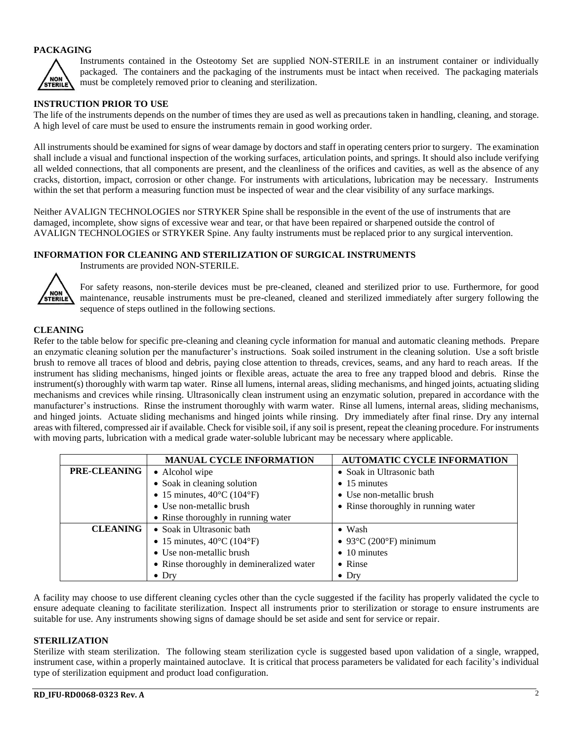## PACKAGING

Instruments contained in the Osteotomy Set are supplied NON-STERILE in an instrument container or individually packaged. The containers and the packaging of the instruments must be intact when received. The packaging materials must be completely removed prior to cleaning and sterilization.

## INSTRUCTION PRIOR TO USE

The life of the instruments depends on the number of times they are used as well as precautions taken in handling, cleaning, and storage. A high level of care must be used to ensure the instruments remain in good working order.

All instruments should be examined for signs of wear damage by doctors and staff in operating centers prior to surgery. The examination shall include a visual and functional inspection of the working surfaces, articulation points, and springs. It should also include verifying all welded connections, that all components are present, and the cleanliness of the orifices and cavities, as well as the absence of any cracks, distortion, impact, corrosion or other change. For instruments with articulations, lubrication may be necessary. Instruments within the set that perform a measuring function must be inspected of wear and the clear visibility of any surface markings.

Neither AVALIGN TECHNOLOGIES nor STRYKER Spine shall be responsible in the event of the use of instruments that are damaged, incomplete, show signs of excessive wear and tear, or that have been repaired or sharpened outside the control of AVALIGN TECHNOLOGIES or STRYKER Spine. Any faulty instruments must be replaced prior to any surgical intervention.

## INFORMATION FOR CLEANING AND STERILIZATION OF SURGICAL INSTRUMENTS

Instruments are provided NON-STERILE.

For safety reasons, non-sterile devices must be pre-cleaned, cleaned and sterilized prior to use. Furthermore, for good maintenance, reusable instruments must be pre-cleaned, cleaned and sterilized immediately after surgery following the sequence of steps outlined in the following sections.

## CLEANING

Refer to the table below for specific pre-cleaning and cleaning cycle information for manual and automatic cleaning methods. Prepare an enzymatic cleaning solution per the manufacturer's instructions. Soak soiled instrument in the cleaning solution. Use a soft bristle brush to remove all traces of blood and debris, paying close attention to threads, crevices, seams, and any hard to reach areas. If the instrument has sliding mechanisms, hinged joints or flexible areas, actuate the area to free any trapped blood and debris. Rinse the instrument(s) thoroughly with warm tap water. Rinse all lumens, internal areas, sliding mechanisms, and hinged joints, actuating sliding mechanisms and crevices while rinsing. Ultrasonically clean instrument using an enzymatic solution, prepared in accordance with the manufacturer's instructions. Rinse the instrument thoroughly with warm water. Rinse all lumens, internal areas, sliding mechanisms, and hinged joints. Actuate sliding mechanisms and hinged joints while rinsing. Dry immediately after final rinse. Dry any internal areas with filtered, compressed air if available. Check for visible soil, if any soil is present, repeat the cleaning procedure. For instruments with moving parts, lubrication with a medical grade water-soluble lubricant may be necessary where applicable.

| | MANUAL CYCLE INFORMATION | AUTOMATIC CYCLE INFORMATION |
|---|---|---|
| **PRE-CLEANING** | • Alcohol wipe<br>• Soak in cleaning solution<br>• 15 minutes, 40°C (104°F)<br>• Use non-metallic brush<br>• Rinse thoroughly in running water | • Soak in Ultrasonic bath<br>• 15 minutes<br>• Use non-metallic brush<br>• Rinse thoroughly in running water |
| **CLEANING** | • Soak in Ultrasonic bath<br>• 15 minutes, 40°C (104°F)<br>• Use non-metallic brush<br>• Rinse thoroughly in demineralized water<br>• Dry | • Wash<br>• 93°C (200°F) minimum<br>• 10 minutes<br>• Rinse<br>• Dry |

A facility may choose to use different cleaning cycles other than the cycle suggested if the facility has properly validated the cycle to ensure adequate cleaning to facilitate sterilization. Inspect all instruments prior to sterilization or storage to ensure instruments are suitable for use. Any instruments showing signs of damage should be set aside and sent for service or repair.

## STERILIZATION

Sterilize with steam sterilization. The following steam sterilization cycle is suggested based upon validation of a single, wrapped, instrument case, within a properly maintained autoclave. It is critical that process parameters be validated for each facility's individual type of sterilization equipment and product load configuration.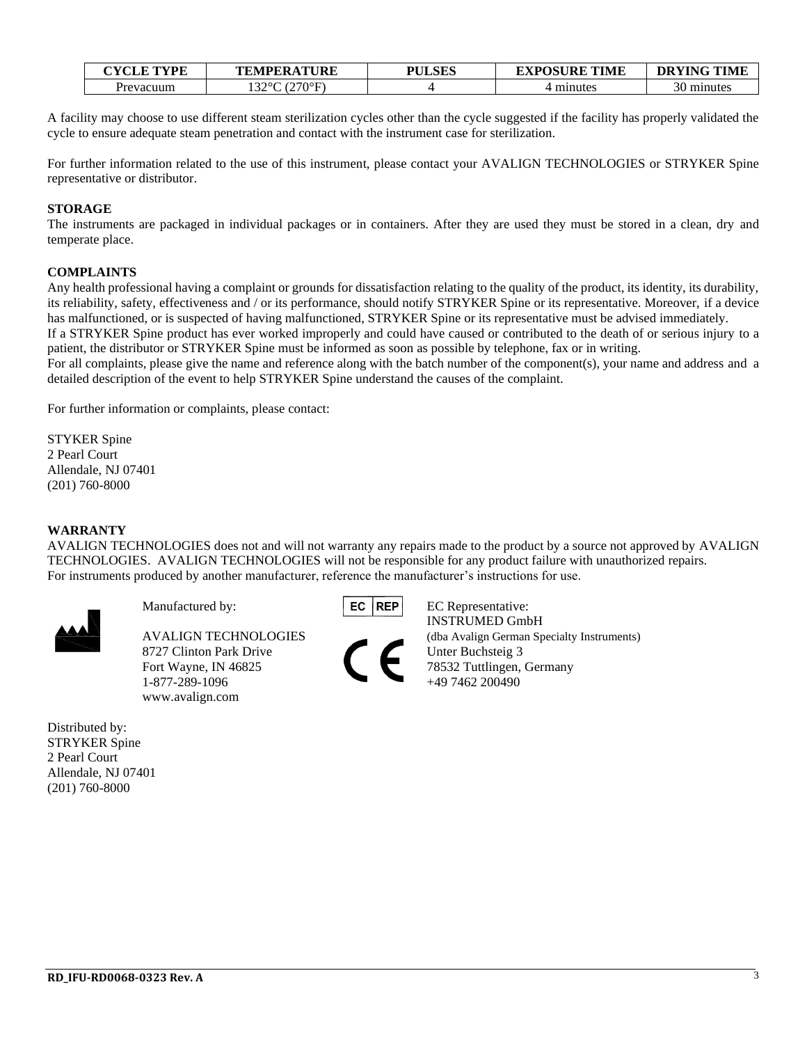| CYCLE TYPE | TEMPERATURE | PULSES | EXPOSURE TIME | DRYING TIME |
|---|---|---|---|---|
| Prevacuum | 132°C (270°F) | 4 | 4 minutes | 30 minutes |

A facility may choose to use different steam sterilization cycles other than the cycle suggested if the facility has properly validated the cycle to ensure adequate steam penetration and contact with the instrument case for sterilization.

For further information related to the use of this instrument, please contact your AVALIGN TECHNOLOGIES or STRYKER Spine representative or distributor.

**STORAGE**
The instruments are packaged in individual packages or in containers. After they are used they must be stored in a clean, dry and temperate place.

**COMPLAINTS**
Any health professional having a complaint or grounds for dissatisfaction relating to the quality of the product, its identity, its durability, its reliability, safety, effectiveness and / or its performance, should notify STRYKER Spine or its representative. Moreover, if a device has malfunctioned, or is suspected of having malfunctioned, STRYKER Spine or its representative must be advised immediately.
If a STRYKER Spine product has ever worked improperly and could have caused or contributed to the death of or serious injury to a patient, the distributor or STRYKER Spine must be informed as soon as possible by telephone, fax or in writing.
For all complaints, please give the name and reference along with the batch number of the component(s), your name and address and a detailed description of the event to help STRYKER Spine understand the causes of the complaint.

For further information or complaints, please contact:

STYKER Spine
2 Pearl Court
Allendale, NJ 07401
(201) 760-8000

**WARRANTY**
AVALIGN TECHNOLOGIES does not and will not warranty any repairs made to the product by a source not approved by AVALIGN TECHNOLOGIES. AVALIGN TECHNOLOGIES will not be responsible for any product failure with unauthorized repairs.
For instruments produced by another manufacturer, reference the manufacturer's instructions for use.

Manufactured by:

AVALIGN TECHNOLOGIES
8727 Clinton Park Drive
Fort Wayne, IN 46825
1-877-289-1096
www.avalign.com

EC REP

EC Representative:
INSTRUMED GmbH
(dba Avalign German Specialty Instruments)
Unter Buchsteig 3
78532 Tuttlingen, Germany
+49 7462 200490

Distributed by:
STRYKER Spine
2 Pearl Court
Allendale, NJ 07401
(201) 760-8000

RD_IFU-RD0068-0323 Rev. A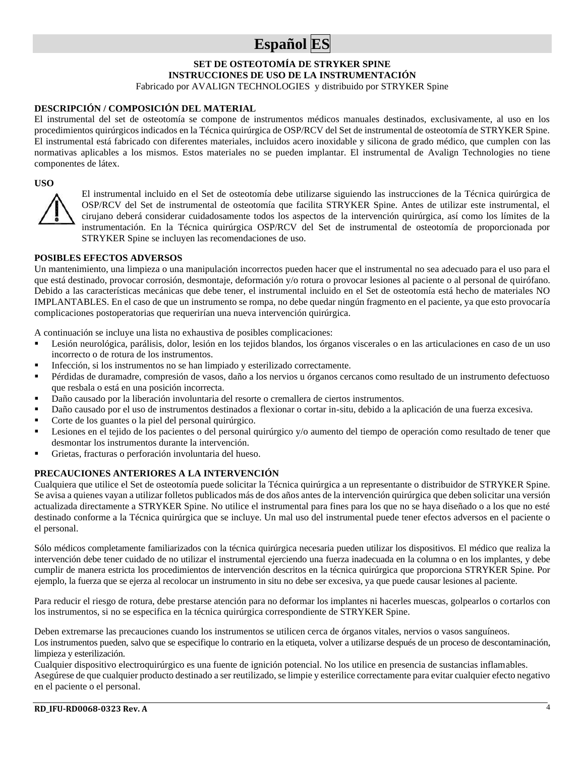# Español ES

**SET DE OSTEOTOMÍA DE STRYKER SPINE**
**INSTRUCCIONES DE USO DE LA INSTRUMENTACIÓN**
Fabricado por AVALIGN TECHNOLOGIES y distribuido por STRYKER Spine

## DESCRIPCIÓN / COMPOSICIÓN DEL MATERIAL

El instrumental del set de osteotomía se compone de instrumentos médicos manuales destinados, exclusivamente, al uso en los procedimientos quirúrgicos indicados en la Técnica quirúrgica de OSP/RCV del Set de instrumental de osteotomía de STRYKER Spine. El instrumental está fabricado con diferentes materiales, incluidos acero inoxidable y silicona de grado médico, que cumplen con las normativas aplicables a los mismos. Estos materiales no se pueden implantar. El instrumental de Avalign Technologies no tiene componentes de látex.

## USO

El instrumental incluido en el Set de osteotomía debe utilizarse siguiendo las instrucciones de la Técnica quirúrgica de OSP/RCV del Set de instrumental de osteotomía que facilita STRYKER Spine. Antes de utilizar este instrumental, el cirujano deberá considerar cuidadosamente todos los aspectos de la intervención quirúrgica, así como los límites de la instrumentación. En la Técnica quirúrgica OSP/RCV del Set de instrumental de osteotomía de proporcionada por STRYKER Spine se incluyen las recomendaciones de uso.

## POSIBLES EFECTOS ADVERSOS

Un mantenimiento, una limpieza o una manipulación incorrectos pueden hacer que el instrumental no sea adecuado para el uso para el que está destinado, provocar corrosión, desmontaje, deformación y/o rotura o provocar lesiones al paciente o al personal de quirófano. Debido a las características mecánicas que debe tener, el instrumental incluido en el Set de osteotomía está hecho de materiales NO IMPLANTABLES. En el caso de que un instrumento se rompa, no debe quedar ningún fragmento en el paciente, ya que esto provocaría complicaciones postoperatorias que requerirían una nueva intervención quirúrgica.

A continuación se incluye una lista no exhaustiva de posibles complicaciones:

- Lesión neurológica, parálisis, dolor, lesión en los tejidos blandos, los órganos viscerales o en las articulaciones en caso de un uso incorrecto o de rotura de los instrumentos.
- Infección, si los instrumentos no se han limpiado y esterilizado correctamente.
- Pérdidas de duramadre, compresión de vasos, daño a los nervios u órganos cercanos como resultado de un instrumento defectuoso que resbala o está en una posición incorrecta.
- Daño causado por la liberación involuntaria del resorte o cremallera de ciertos instrumentos.
- Daño causado por el uso de instrumentos destinados a flexionar o cortar in-situ, debido a la aplicación de una fuerza excesiva.
- Corte de los guantes o la piel del personal quirúrgico.
- Lesiones en el tejido de los pacientes o del personal quirúrgico y/o aumento del tiempo de operación como resultado de tener que desmontar los instrumentos durante la intervención.
- Grietas, fracturas o perforación involuntaria del hueso.

## PRECAUCIONES ANTERIORES A LA INTERVENCIÓN

Cualquiera que utilice el Set de osteotomía puede solicitar la Técnica quirúrgica a un representante o distribuidor de STRYKER Spine. Se avisa a quienes vayan a utilizar folletos publicados más de dos años antes de la intervención quirúrgica que deben solicitar una versión actualizada directamente a STRYKER Spine. No utilice el instrumental para fines para los que no se haya diseñado o a los que no esté destinado conforme a la Técnica quirúrgica que se incluye. Un mal uso del instrumental puede tener efectos adversos en el paciente o el personal.

Sólo médicos completamente familiarizados con la técnica quirúrgica necesaria pueden utilizar los dispositivos. El médico que realiza la intervención debe tener cuidado de no utilizar el instrumental ejerciendo una fuerza inadecuada en la columna o en los implantes, y debe cumplir de manera estricta los procedimientos de intervención descritos en la técnica quirúrgica que proporciona STRYKER Spine. Por ejemplo, la fuerza que se ejerza al recolocar un instrumento in situ no debe ser excesiva, ya que puede causar lesiones al paciente.

Para reducir el riesgo de rotura, debe prestarse atención para no deformar los implantes ni hacerles muescas, golpearlos o cortarlos con los instrumentos, si no se especifica en la técnica quirúrgica correspondiente de STRYKER Spine.

Deben extremarse las precauciones cuando los instrumentos se utilicen cerca de órganos vitales, nervios o vasos sanguíneos.
Los instrumentos pueden, salvo que se especifique lo contrario en la etiqueta, volver a utilizarse después de un proceso de descontaminación, limpieza y esterilización.
Cualquier dispositivo electroquirúrgico es una fuente de ignición potencial. No los utilice en presencia de sustancias inflamables.
Asegúrese de que cualquier producto destinado a ser reutilizado, se limpie y esterilice correctamente para evitar cualquier efecto negativo en el paciente o el personal.

**RD_IFU-RD0068-0323 Rev. A**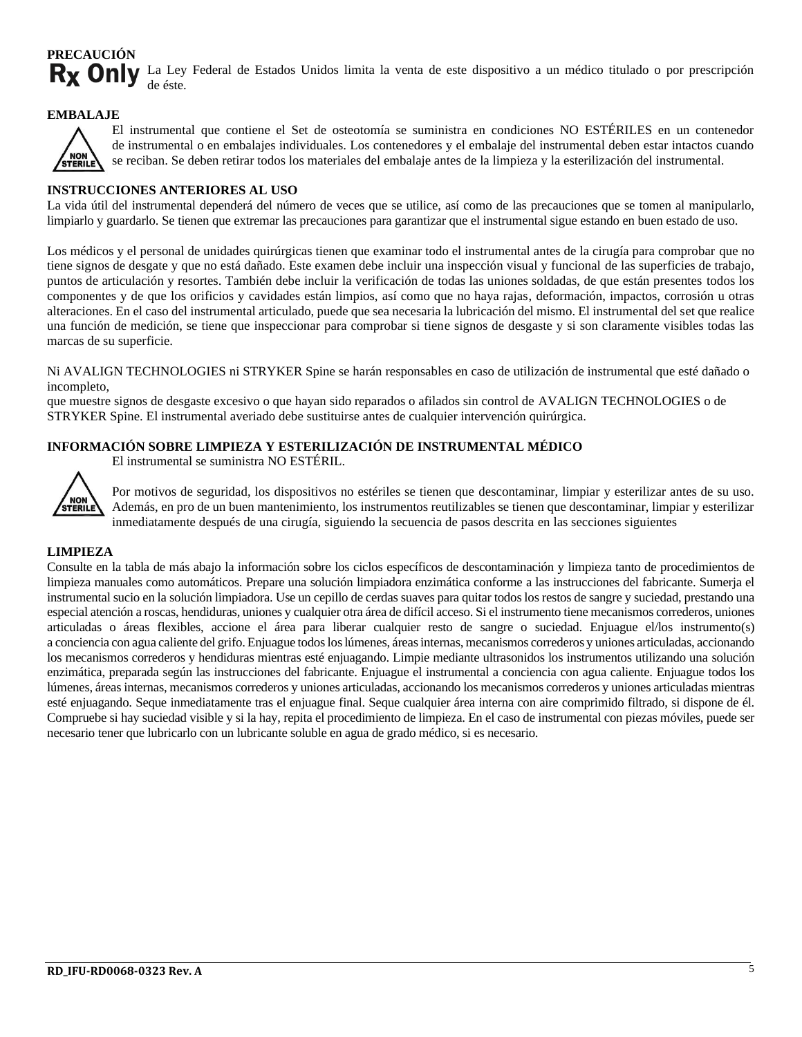**PRECAUCIÓN**

**Rx Only** La Ley Federal de Estados Unidos limita la venta de este dispositivo a un médico titulado o por prescripción de éste.

**EMBALAJE**

NON STERILE

El instrumental que contiene el Set de osteotomía se suministra en condiciones NO ESTÉRILES en un contenedor de instrumental o en embalajes individuales. Los contenedores y el embalaje del instrumental deben estar intactos cuando se reciban. Se deben retirar todos los materiales del embalaje antes de la limpieza y la esterilización del instrumental.

**INSTRUCCIONES ANTERIORES AL USO**

La vida útil del instrumental dependerá del número de veces que se utilice, así como de las precauciones que se tomen al manipularlo, limpiarlo y guardarlo. Se tienen que extremar las precauciones para garantizar que el instrumental sigue estando en buen estado de uso.

Los médicos y el personal de unidades quirúrgicas tienen que examinar todo el instrumental antes de la cirugía para comprobar que no tiene signos de desgate y que no está dañado. Este examen debe incluir una inspección visual y funcional de las superficies de trabajo, puntos de articulación y resortes. También debe incluir la verificación de todas las uniones soldadas, de que están presentes todos los componentes y de que los orificios y cavidades están limpios, así como que no haya rajas, deformación, impactos, corrosión u otras alteraciones. En el caso del instrumental articulado, puede que sea necesaria la lubricación del mismo. El instrumental del set que realice una función de medición, se tiene que inspeccionar para comprobar si tiene signos de desgaste y si son claramente visibles todas las marcas de su superficie.

Ni AVALIGN TECHNOLOGIES ni STRYKER Spine se harán responsables en caso de utilización de instrumental que esté dañado o incompleto,
que muestre signos de desgaste excesivo o que hayan sido reparados o afilados sin control de AVALIGN TECHNOLOGIES o de STRYKER Spine. El instrumental averiado debe sustituirse antes de cualquier intervención quirúrgica.

**INFORMACIÓN SOBRE LIMPIEZA Y ESTERILIZACIÓN DE INSTRUMENTAL MÉDICO**

El instrumental se suministra NO ESTÉRIL.

NON STERILE

Por motivos de seguridad, los dispositivos no estériles se tienen que descontaminar, limpiar y esterilizar antes de su uso. Además, en pro de un buen mantenimiento, los instrumentos reutilizables se tienen que descontaminar, limpiar y esterilizar inmediatamente después de una cirugía, siguiendo la secuencia de pasos descrita en las secciones siguientes

**LIMPIEZA**

Consulte en la tabla de más abajo la información sobre los ciclos específicos de descontaminación y limpieza tanto de procedimientos de limpieza manuales como automáticos. Prepare una solución limpiadora enzimática conforme a las instrucciones del fabricante. Sumerja el instrumental sucio en la solución limpiadora. Use un cepillo de cerdas suaves para quitar todos los restos de sangre y suciedad, prestando una especial atención a roscas, hendiduras, uniones y cualquier otra área de difícil acceso. Si el instrumento tiene mecanismos correderos, uniones articuladas o áreas flexibles, accione el área para liberar cualquier resto de sangre o suciedad. Enjuague el/los instrumento(s) a conciencia con agua caliente del grifo. Enjuague todos los lúmenes, áreas internas, mecanismos correderos y uniones articuladas, accionando los mecanismos correderos y hendiduras mientras esté enjuagando. Limpie mediante ultrasonidos los instrumentos utilizando una solución enzimática, preparada según las instrucciones del fabricante. Enjuague el instrumental a conciencia con agua caliente. Enjuague todos los lúmenes, áreas internas, mecanismos correderos y uniones articuladas, accionando los mecanismos correderos y uniones articuladas mientras esté enjuagando. Seque inmediatamente tras el enjuague final. Seque cualquier área interna con aire comprimido filtrado, si dispone de él. Compruebe si hay suciedad visible y si la hay, repita el procedimiento de limpieza. En el caso de instrumental con piezas móviles, puede ser necesario tener que lubricarlo con un lubricante soluble en agua de grado médico, si es necesario.

RD_IFU-RD0068-0323 Rev. A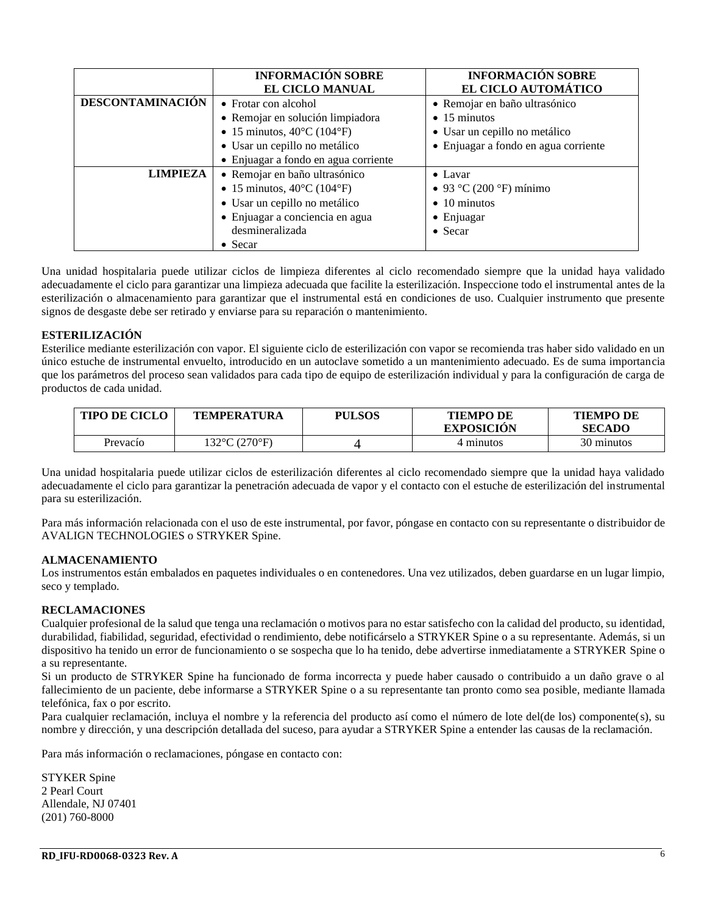| | INFORMACIÓN SOBRE EL CICLO MANUAL | INFORMACIÓN SOBRE EL CICLO AUTOMÁTICO |
|---|---|---|
| **DESCONTAMINACIÓN** | • Frotar con alcohol<br>• Remojar en solución limpiadora<br>• 15 minutos, 40°C (104°F)<br>• Usar un cepillo no metálico<br>• Enjuagar a fondo en agua corriente | • Remojar en baño ultrasónico<br>• 15 minutos<br>• Usar un cepillo no metálico<br>• Enjuagar a fondo en agua corriente |
| **LIMPIEZA** | • Remojar en baño ultrasónico<br>• 15 minutos, 40°C (104°F)<br>• Usar un cepillo no metálico<br>• Enjuagar a conciencia en agua desmineralizada<br>• Secar | • Lavar<br>• 93 °C (200 °F) mínimo<br>• 10 minutos<br>• Enjuagar<br>• Secar |

Una unidad hospitalaria puede utilizar ciclos de limpieza diferentes al ciclo recomendado siempre que la unidad haya validado adecuadamente el ciclo para garantizar una limpieza adecuada que facilite la esterilización. Inspeccione todo el instrumental antes de la esterilización o almacenamiento para garantizar que el instrumental está en condiciones de uso. Cualquier instrumento que presente signos de desgaste debe ser retirado y enviarse para su reparación o mantenimiento.

**ESTERILIZACIÓN**

Esterilice mediante esterilización con vapor. El siguiente ciclo de esterilización con vapor se recomienda tras haber sido validado en un único estuche de instrumental envuelto, introducido en un autoclave sometido a un mantenimiento adecuado. Es de suma importancia que los parámetros del proceso sean validados para cada tipo de equipo de esterilización individual y para la configuración de carga de productos de cada unidad.

| TIPO DE CICLO | TEMPERATURA | PULSOS | TIEMPO DE EXPOSICIÓN | TIEMPO DE SECADO |
|---|---|---|---|---|
| Prevacío | 132°C (270°F) | 4 | 4 minutos | 30 minutos |

Una unidad hospitalaria puede utilizar ciclos de esterilización diferentes al ciclo recomendado siempre que la unidad haya validado adecuadamente el ciclo para garantizar la penetración adecuada de vapor y el contacto con el estuche de esterilización del instrumental para su esterilización.

Para más información relacionada con el uso de este instrumental, por favor, póngase en contacto con su representante o distribuidor de AVALIGN TECHNOLOGIES o STRYKER Spine.

**ALMACENAMIENTO**

Los instrumentos están embalados en paquetes individuales o en contenedores. Una vez utilizados, deben guardarse en un lugar limpio, seco y templado.

**RECLAMACIONES**

Cualquier profesional de la salud que tenga una reclamación o motivos para no estar satisfecho con la calidad del producto, su identidad, durabilidad, fiabilidad, seguridad, efectividad o rendimiento, debe notificárselo a STRYKER Spine o a su representante. Además, si un dispositivo ha tenido un error de funcionamiento o se sospecha que lo ha tenido, debe advertirse inmediatamente a STRYKER Spine o a su representante.

Si un producto de STRYKER Spine ha funcionado de forma incorrecta y puede haber causado o contribuido a un daño grave o al fallecimiento de un paciente, debe informarse a STRYKER Spine o a su representante tan pronto como sea posible, mediante llamada telefónica, fax o por escrito.

Para cualquier reclamación, incluya el nombre y la referencia del producto así como el número de lote del(de los) componente(s), su nombre y dirección, y una descripción detallada del suceso, para ayudar a STRYKER Spine a entender las causas de la reclamación.

Para más información o reclamaciones, póngase en contacto con:

STYKER Spine
2 Pearl Court
Allendale, NJ 07401
(201) 760-8000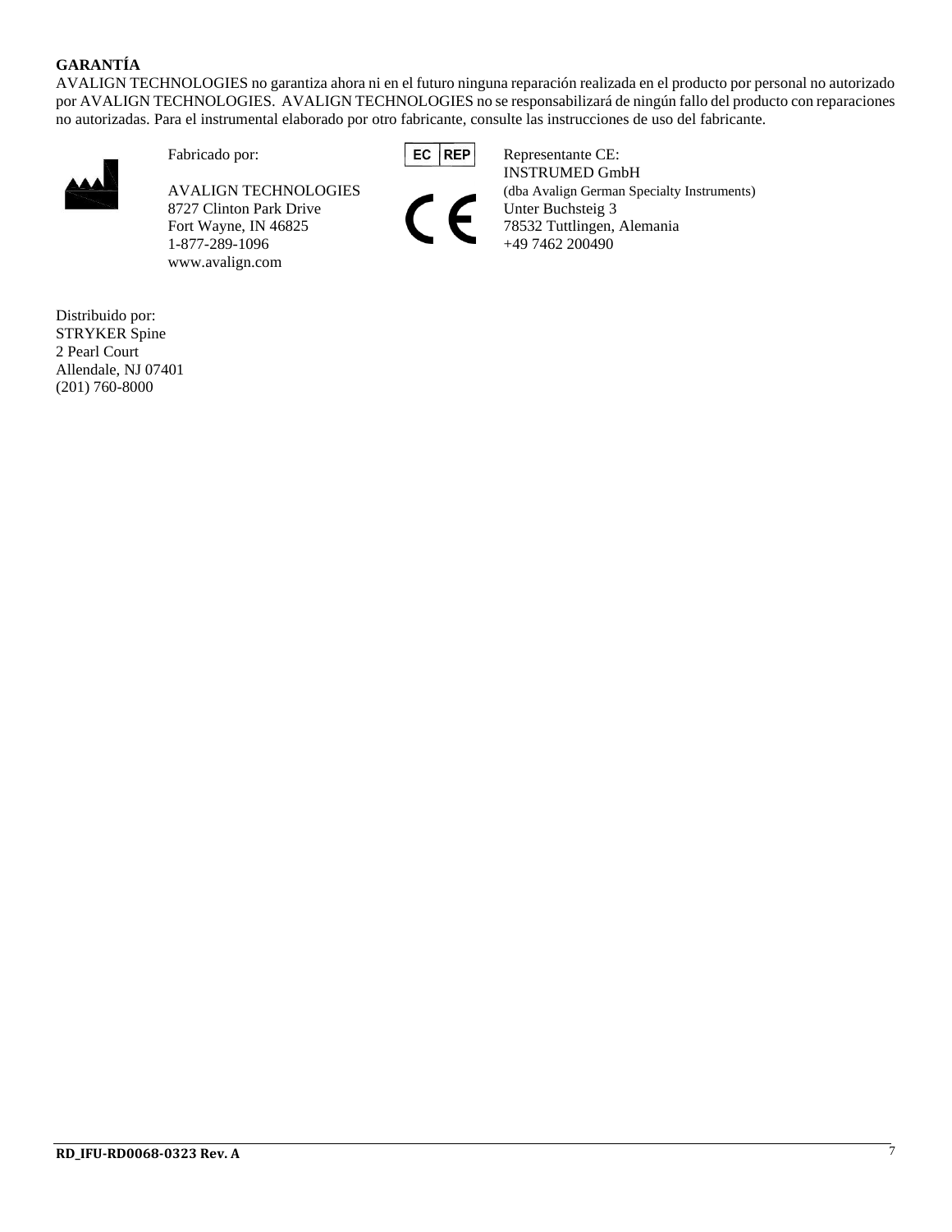**GARANTÍA**

AVALIGN TECHNOLOGIES no garantiza ahora ni en el futuro ninguna reparación realizada en el producto por personal no autorizado por AVALIGN TECHNOLOGIES. AVALIGN TECHNOLOGIES no se responsabilizará de ningún fallo del producto con reparaciones no autorizadas. Para el instrumental elaborado por otro fabricante, consulte las instrucciones de uso del fabricante.

Fabricado por:

AVALIGN TECHNOLOGIES
8727 Clinton Park Drive
Fort Wayne, IN 46825
1-877-289-1096
www.avalign.com

EC REP

Representante CE:
INSTRUMED GmbH
(dba Avalign German Specialty Instruments)
Unter Buchsteig 3
78532 Tuttlingen, Alemania
+49 7462 200490

Distribuido por:
STRYKER Spine
2 Pearl Court
Allendale, NJ 07401
(201) 760-8000

RD_IFU-RD0068-0323 Rev. A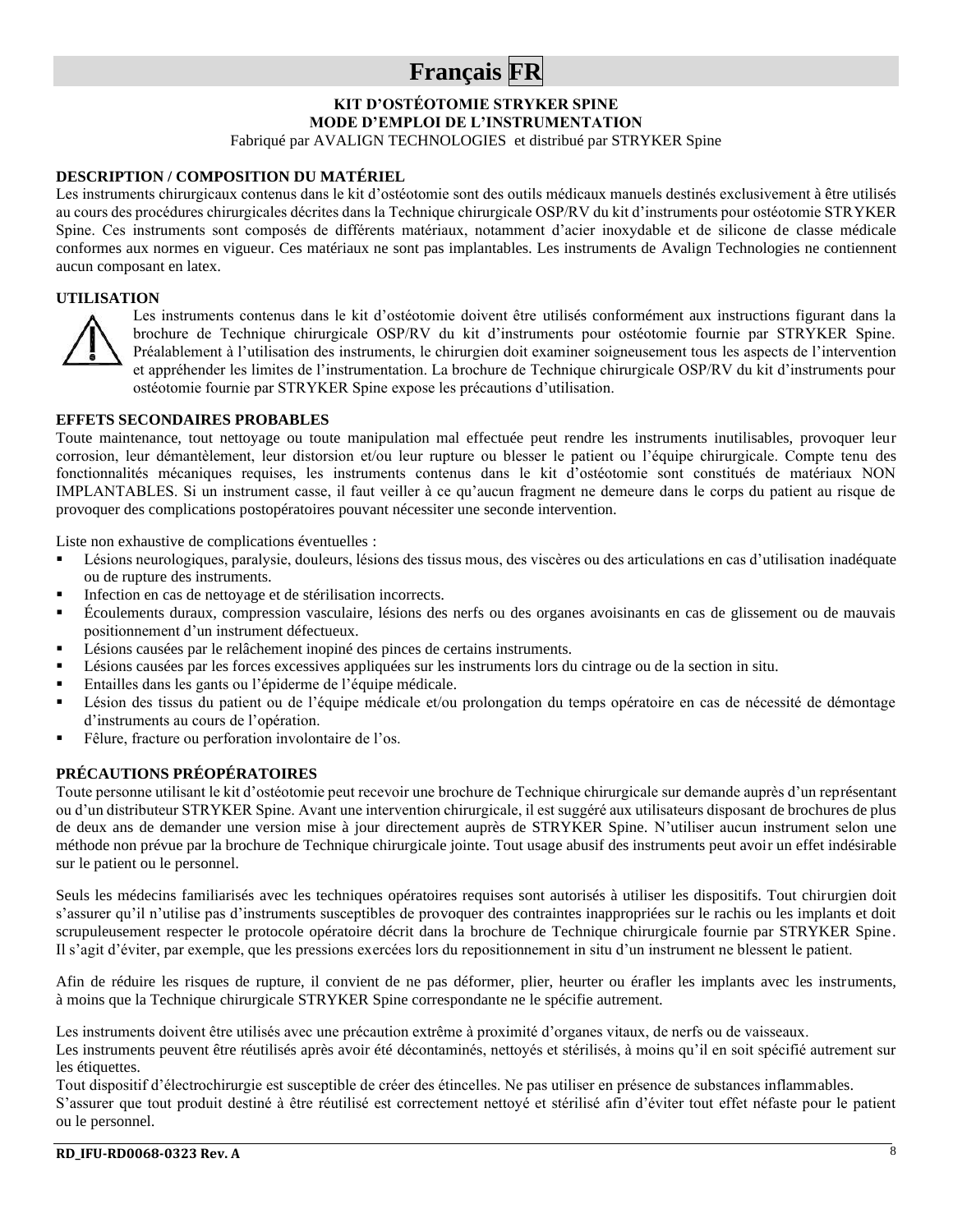# Français FR

**KIT D'OSTÉOTOMIE STRYKER SPINE**
**MODE D'EMPLOI DE L'INSTRUMENTATION**
Fabriqué par AVALIGN TECHNOLOGIES et distribué par STRYKER Spine

## DESCRIPTION / COMPOSITION DU MATÉRIEL

Les instruments chirurgicaux contenus dans le kit d'ostéotomie sont des outils médicaux manuels destinés exclusivement à être utilisés au cours des procédures chirurgicales décrites dans la Technique chirurgicale OSP/RV du kit d'instruments pour ostéotomie STRYKER Spine. Ces instruments sont composés de différents matériaux, notamment d'acier inoxydable et de silicone de classe médicale conformes aux normes en vigueur. Ces matériaux ne sont pas implantables. Les instruments de Avalign Technologies ne contiennent aucun composant en latex.

## UTILISATION

Les instruments contenus dans le kit d'ostéotomie doivent être utilisés conformément aux instructions figurant dans la brochure de Technique chirurgicale OSP/RV du kit d'instruments pour ostéotomie fournie par STRYKER Spine. Préalablement à l'utilisation des instruments, le chirurgien doit examiner soigneusement tous les aspects de l'intervention et appréhender les limites de l'instrumentation. La brochure de Technique chirurgicale OSP/RV du kit d'instruments pour ostéotomie fournie par STRYKER Spine expose les précautions d'utilisation.

## EFFETS SECONDAIRES PROBABLES

Toute maintenance, tout nettoyage ou toute manipulation mal effectuée peut rendre les instruments inutilisables, provoquer leur corrosion, leur démantèlement, leur distorsion et/ou leur rupture ou blesser le patient ou l'équipe chirurgicale. Compte tenu des fonctionnalités mécaniques requises, les instruments contenus dans le kit d'ostéotomie sont constitués de matériaux NON IMPLANTABLES. Si un instrument casse, il faut veiller à ce qu'aucun fragment ne demeure dans le corps du patient au risque de provoquer des complications postopératoires pouvant nécessiter une seconde intervention.

Liste non exhaustive de complications éventuelles :

- Lésions neurologiques, paralysie, douleurs, lésions des tissus mous, des viscères ou des articulations en cas d'utilisation inadéquate ou de rupture des instruments.
- Infection en cas de nettoyage et de stérilisation incorrects.
- Écoulements duraux, compression vasculaire, lésions des nerfs ou des organes avoisinants en cas de glissement ou de mauvais positionnement d'un instrument défectueux.
- Lésions causées par le relâchement inopiné des pinces de certains instruments.
- Lésions causées par les forces excessives appliquées sur les instruments lors du cintrage ou de la section in situ.
- Entailles dans les gants ou l'épiderme de l'équipe médicale.
- Lésion des tissus du patient ou de l'équipe médicale et/ou prolongation du temps opératoire en cas de nécessité de démontage d'instruments au cours de l'opération.
- Fêlure, fracture ou perforation involontaire de l'os.

## PRÉCAUTIONS PRÉOPÉRATOIRES

Toute personne utilisant le kit d'ostéotomie peut recevoir une brochure de Technique chirurgicale sur demande auprès d'un représentant ou d'un distributeur STRYKER Spine. Avant une intervention chirurgicale, il est suggéré aux utilisateurs disposant de brochures de plus de deux ans de demander une version mise à jour directement auprès de STRYKER Spine. N'utiliser aucun instrument selon une méthode non prévue par la brochure de Technique chirurgicale jointe. Tout usage abusif des instruments peut avoir un effet indésirable sur le patient ou le personnel.

Seuls les médecins familiarisés avec les techniques opératoires requises sont autorisés à utiliser les dispositifs. Tout chirurgien doit s'assurer qu'il n'utilise pas d'instruments susceptibles de provoquer des contraintes inappropriées sur le rachis ou les implants et doit scrupuleusement respecter le protocole opératoire décrit dans la brochure de Technique chirurgicale fournie par STRYKER Spine. Il s'agit d'éviter, par exemple, que les pressions exercées lors du repositionnement in situ d'un instrument ne blessent le patient.

Afin de réduire les risques de rupture, il convient de ne pas déformer, plier, heurter ou érafler les implants avec les instruments, à moins que la Technique chirurgicale STRYKER Spine correspondante ne le spécifie autrement.

Les instruments doivent être utilisés avec une précaution extrême à proximité d'organes vitaux, de nerfs ou de vaisseaux.
Les instruments peuvent être réutilisés après avoir été décontaminés, nettoyés et stérilisés, à moins qu'il en soit spécifié autrement sur les étiquettes.
Tout dispositif d'électrochirurgie est susceptible de créer des étincelles. Ne pas utiliser en présence de substances inflammables.
S'assurer que tout produit destiné à être réutilisé est correctement nettoyé et stérilisé afin d'éviter tout effet néfaste pour le patient ou le personnel.

**RD_IFU-RD0068-0323 Rev. A**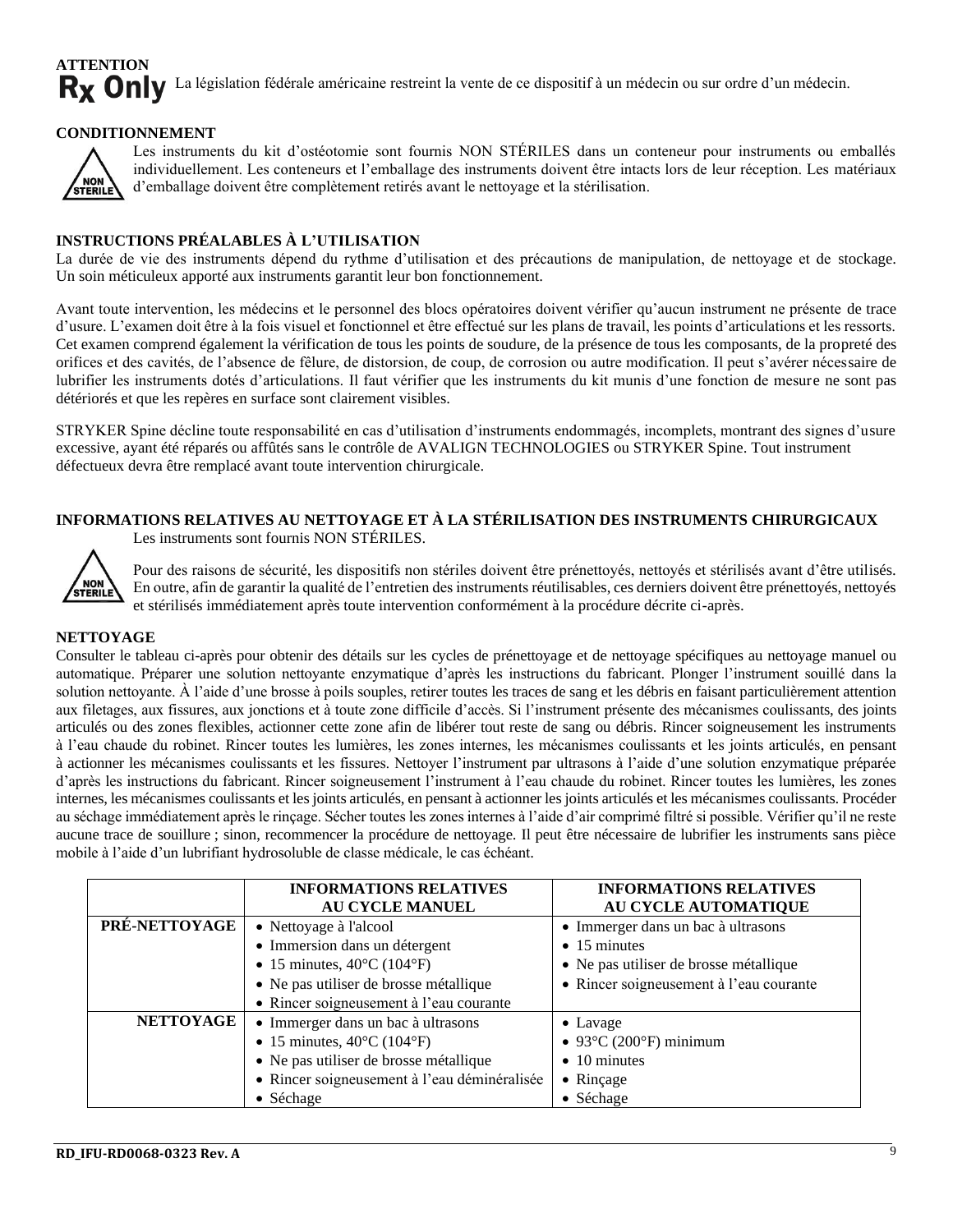**ATTENTION**

**Rx Only** La législation fédérale américaine restreint la vente de ce dispositif à un médecin ou sur ordre d'un médecin.

**CONDITIONNEMENT**

NON STERILE

Les instruments du kit d'ostéotomie sont fournis NON STÉRILES dans un conteneur pour instruments ou emballés individuellement. Les conteneurs et l'emballage des instruments doivent être intacts lors de leur réception. Les matériaux d'emballage doivent être complètement retirés avant le nettoyage et la stérilisation.

**INSTRUCTIONS PRÉALABLES À L'UTILISATION**

La durée de vie des instruments dépend du rythme d'utilisation et des précautions de manipulation, de nettoyage et de stockage. Un soin méticuleux apporté aux instruments garantit leur bon fonctionnement.

Avant toute intervention, les médecins et le personnel des blocs opératoires doivent vérifier qu'aucun instrument ne présente de trace d'usure. L'examen doit être à la fois visuel et fonctionnel et être effectué sur les plans de travail, les points d'articulations et les ressorts. Cet examen comprend également la vérification de tous les points de soudure, de la présence de tous les composants, de la propreté des orifices et des cavités, de l'absence de fêlure, de distorsion, de coup, de corrosion ou autre modification. Il peut s'avérer nécessaire de lubrifier les instruments dotés d'articulations. Il faut vérifier que les instruments du kit munis d'une fonction de mesure ne sont pas détériorés et que les repères en surface sont clairement visibles.

STRYKER Spine décline toute responsabilité en cas d'utilisation d'instruments endommagés, incomplets, montrant des signes d'usure excessive, ayant été réparés ou affûtés sans le contrôle de AVALIGN TECHNOLOGIES ou STRYKER Spine. Tout instrument défectueux devra être remplacé avant toute intervention chirurgicale.

**INFORMATIONS RELATIVES AU NETTOYAGE ET À LA STÉRILISATION DES INSTRUMENTS CHIRURGICAUX**

Les instruments sont fournis NON STÉRILES.

NON STERILE

Pour des raisons de sécurité, les dispositifs non stériles doivent être prénettoyés, nettoyés et stérilisés avant d'être utilisés. En outre, afin de garantir la qualité de l'entretien des instruments réutilisables, ces derniers doivent être prénettoyés, nettoyés et stérilisés immédiatement après toute intervention conformément à la procédure décrite ci-après.

**NETTOYAGE**

Consulter le tableau ci-après pour obtenir des détails sur les cycles de prénettoyage et de nettoyage spécifiques au nettoyage manuel ou automatique. Préparer une solution nettoyante enzymatique d'après les instructions du fabricant. Plonger l'instrument souillé dans la solution nettoyante. À l'aide d'une brosse à poils souples, retirer toutes les traces de sang et les débris en faisant particulièrement attention aux filetages, aux fissures, aux jonctions et à toute zone difficile d'accès. Si l'instrument présente des mécanismes coulissants, des joints articulés ou des zones flexibles, actionner cette zone afin de libérer tout reste de sang ou débris. Rincer soigneusement les instruments à l'eau chaude du robinet. Rincer toutes les lumières, les zones internes, les mécanismes coulissants et les joints articulés, en pensant à actionner les mécanismes coulissants et les fissures. Nettoyer l'instrument par ultrasons à l'aide d'une solution enzymatique préparée d'après les instructions du fabricant. Rincer soigneusement l'instrument à l'eau chaude du robinet. Rincer toutes les lumières, les zones internes, les mécanismes coulissants et les joints articulés, en pensant à actionner les joints articulés et les mécanismes coulissants. Procéder au séchage immédiatement après le rinçage. Sécher toutes les zones internes à l'aide d'air comprimé filtré si possible. Vérifier qu'il ne reste aucune trace de souillure ; sinon, recommencer la procédure de nettoyage. Il peut être nécessaire de lubrifier les instruments sans pièce mobile à l'aide d'un lubrifiant hydrosoluble de classe médicale, le cas échéant.

| | **INFORMATIONS RELATIVES AU CYCLE MANUEL** | **INFORMATIONS RELATIVES AU CYCLE AUTOMATIQUE** |
|---|---|---|
| **PRÉ-NETTOYAGE** | • Nettoyage à l'alcool<br>• Immersion dans un détergent<br>• 15 minutes, 40°C (104°F)<br>• Ne pas utiliser de brosse métallique<br>• Rincer soigneusement à l'eau courante | • Immerger dans un bac à ultrasons<br>• 15 minutes<br>• Ne pas utiliser de brosse métallique<br>• Rincer soigneusement à l'eau courante |
| **NETTOYAGE** | • Immerger dans un bac à ultrasons<br>• 15 minutes, 40°C (104°F)<br>• Ne pas utiliser de brosse métallique<br>• Rincer soigneusement à l'eau déminéralisée<br>• Séchage | • Lavage<br>• 93°C (200°F) minimum<br>• 10 minutes<br>• Rinçage<br>• Séchage |

RD_IFU-RD0068-0323 Rev. A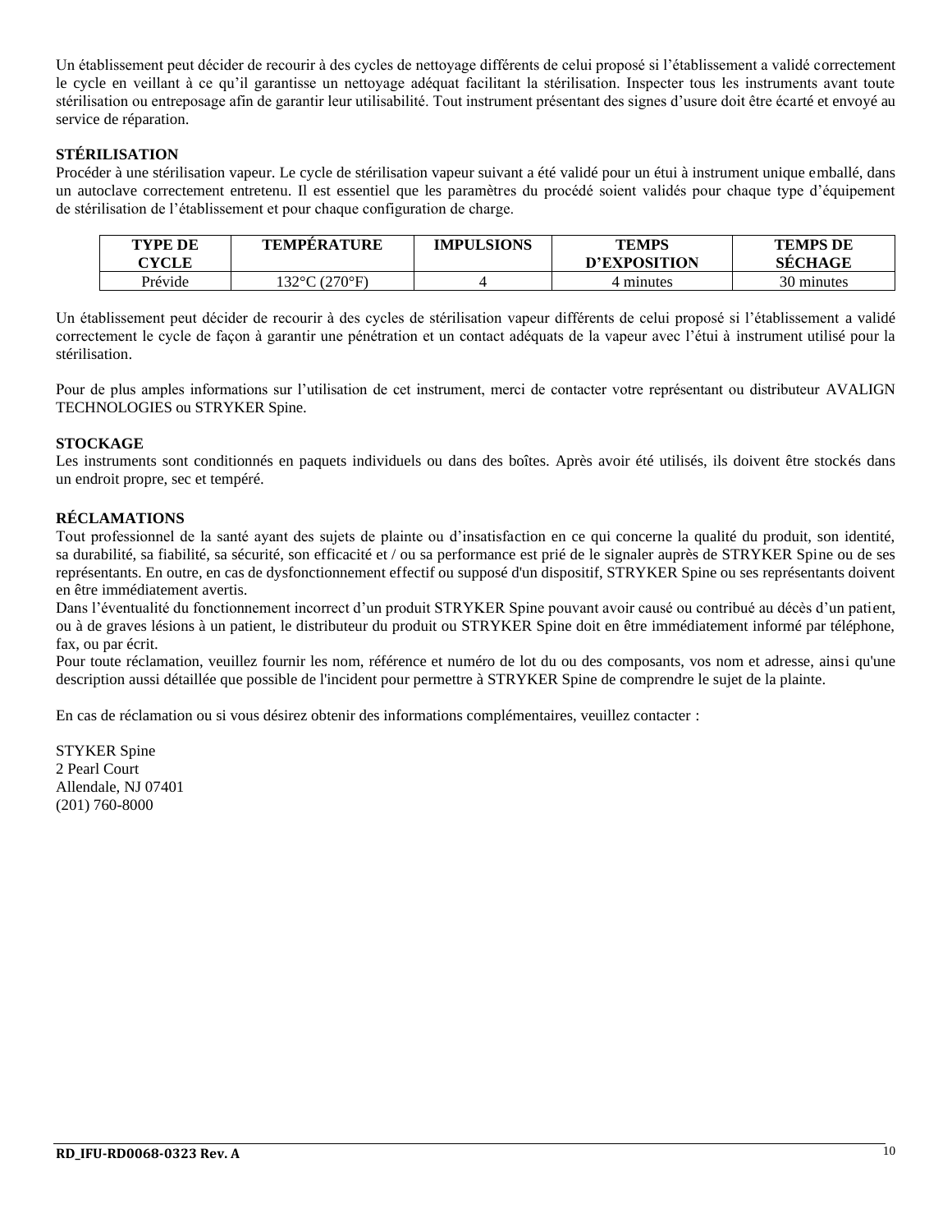Un établissement peut décider de recourir à des cycles de nettoyage différents de celui proposé si l'établissement a validé correctement le cycle en veillant à ce qu'il garantisse un nettoyage adéquat facilitant la stérilisation. Inspecter tous les instruments avant toute stérilisation ou entreposage afin de garantir leur utilisabilité. Tout instrument présentant des signes d'usure doit être écarté et envoyé au service de réparation.

**STÉRILISATION**

Procéder à une stérilisation vapeur. Le cycle de stérilisation vapeur suivant a été validé pour un étui à instrument unique emballé, dans un autoclave correctement entretenu. Il est essentiel que les paramètres du procédé soient validés pour chaque type d'équipement de stérilisation de l'établissement et pour chaque configuration de charge.

| TYPE DE CYCLE | TEMPÉRATURE | IMPULSIONS | TEMPS D'EXPOSITION | TEMPS DE SÉCHAGE |
|---|---|---|---|---|
| Prévide | 132°C (270°F) | 4 | 4 minutes | 30 minutes |

Un établissement peut décider de recourir à des cycles de stérilisation vapeur différents de celui proposé si l'établissement a validé correctement le cycle de façon à garantir une pénétration et un contact adéquats de la vapeur avec l'étui à instrument utilisé pour la stérilisation.

Pour de plus amples informations sur l'utilisation de cet instrument, merci de contacter votre représentant ou distributeur AVALIGN TECHNOLOGIES ou STRYKER Spine.

**STOCKAGE**

Les instruments sont conditionnés en paquets individuels ou dans des boîtes. Après avoir été utilisés, ils doivent être stockés dans un endroit propre, sec et tempéré.

**RÉCLAMATIONS**

Tout professionnel de la santé ayant des sujets de plainte ou d'insatisfaction en ce qui concerne la qualité du produit, son identité, sa durabilité, sa fiabilité, sa sécurité, son efficacité et / ou sa performance est prié de le signaler auprès de STRYKER Spine ou de ses représentants. En outre, en cas de dysfonctionnement effectif ou supposé d'un dispositif, STRYKER Spine ou ses représentants doivent en être immédiatement avertis.

Dans l'éventualité du fonctionnement incorrect d'un produit STRYKER Spine pouvant avoir causé ou contribué au décès d'un patient, ou à de graves lésions à un patient, le distributeur du produit ou STRYKER Spine doit en être immédiatement informé par téléphone, fax, ou par écrit.

Pour toute réclamation, veuillez fournir les nom, référence et numéro de lot du ou des composants, vos nom et adresse, ainsi qu'une description aussi détaillée que possible de l'incident pour permettre à STRYKER Spine de comprendre le sujet de la plainte.

En cas de réclamation ou si vous désirez obtenir des informations complémentaires, veuillez contacter :

STYKER Spine
2 Pearl Court
Allendale, NJ 07401
(201) 760-8000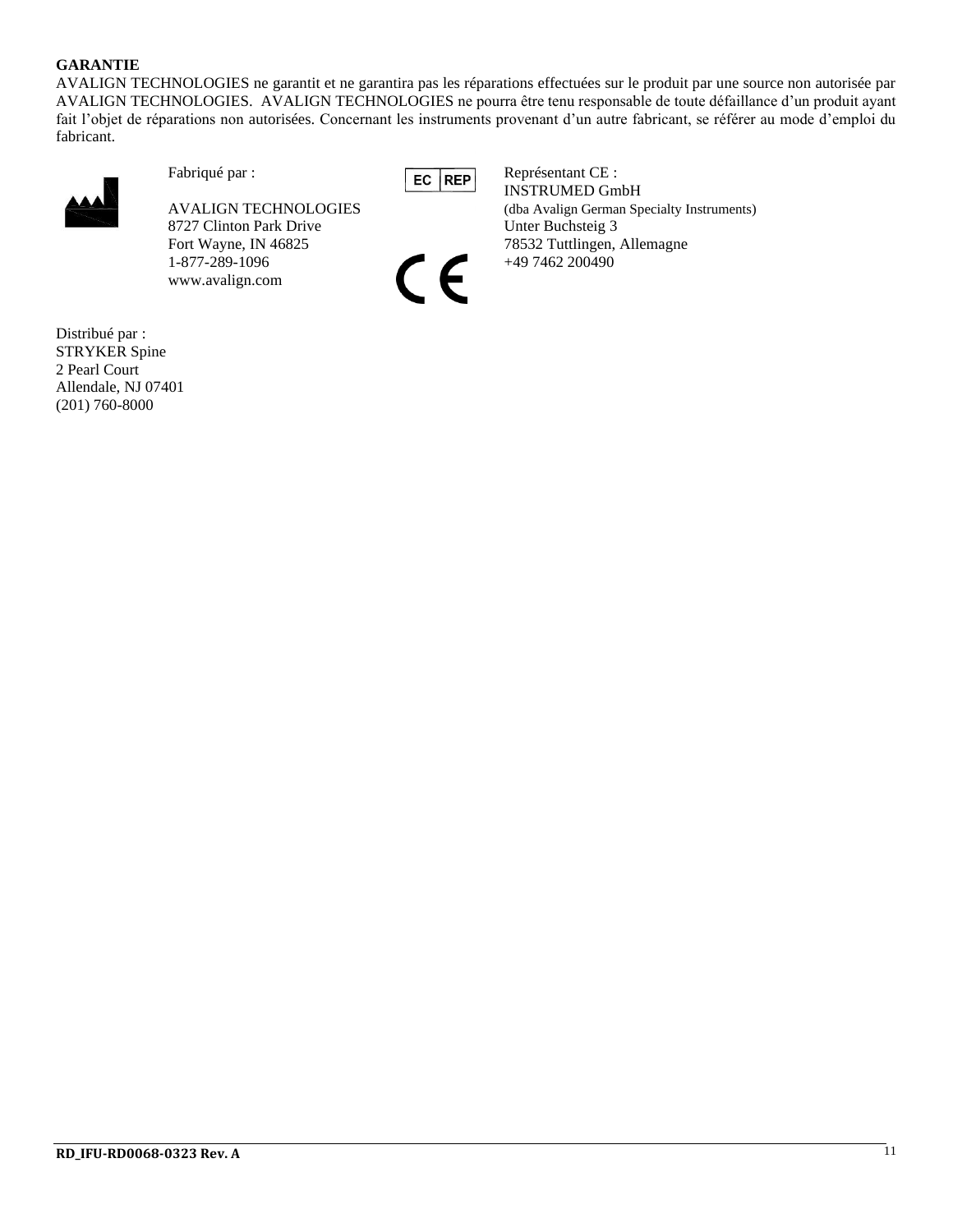**GARANTIE**

AVALIGN TECHNOLOGIES ne garantit et ne garantira pas les réparations effectuées sur le produit par une source non autorisée par AVALIGN TECHNOLOGIES. AVALIGN TECHNOLOGIES ne pourra être tenu responsable de toute défaillance d'un produit ayant fait l'objet de réparations non autorisées. Concernant les instruments provenant d'un autre fabricant, se référer au mode d'emploi du fabricant.

Fabriqué par :

AVALIGN TECHNOLOGIES
8727 Clinton Park Drive
Fort Wayne, IN 46825
1-877-289-1096
www.avalign.com

EC REP

Représentant CE :
INSTRUMED GmbH
(dba Avalign German Specialty Instruments)
Unter Buchsteig 3
78532 Tuttlingen, Allemagne
+49 7462 200490

CE

Distribué par :
STRYKER Spine
2 Pearl Court
Allendale, NJ 07401
(201) 760-8000

RD_IFU-RD0068-0323 Rev. A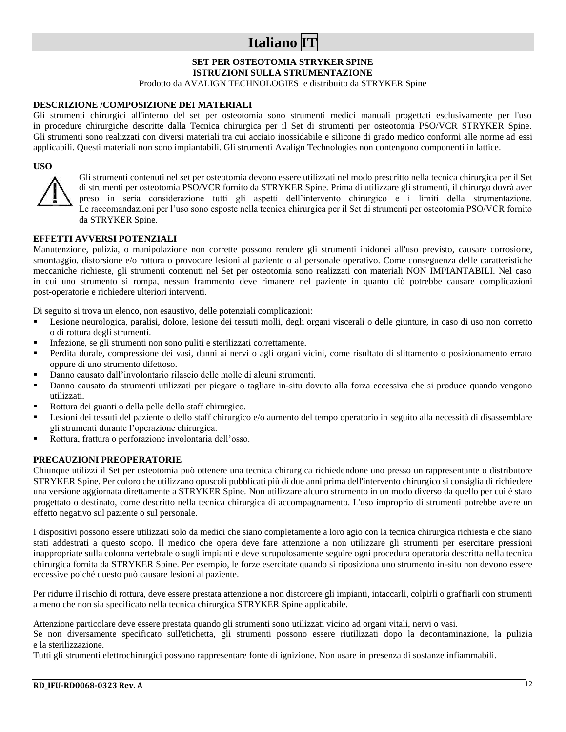# Italiano IT

**SET PER OSTEOTOMIA STRYKER SPINE**
**ISTRUZIONI SULLA STRUMENTAZIONE**
Prodotto da AVALIGN TECHNOLOGIES e distribuito da STRYKER Spine

## DESCRIZIONE /COMPOSIZIONE DEI MATERIALI

Gli strumenti chirurgici all'interno del set per osteotomia sono strumenti medici manuali progettati esclusivamente per l'uso in procedure chirurgiche descritte dalla Tecnica chirurgica per il Set di strumenti per osteotomia PSO/VCR STRYKER Spine. Gli strumenti sono realizzati con diversi materiali tra cui acciaio inossidabile e silicone di grado medico conformi alle norme ad essi applicabili. Questi materiali non sono impiantabili. Gli strumenti Avalign Technologies non contengono componenti in lattice.

## USO

Gli strumenti contenuti nel set per osteotomia devono essere utilizzati nel modo prescritto nella tecnica chirurgica per il Set di strumenti per osteotomia PSO/VCR fornito da STRYKER Spine. Prima di utilizzare gli strumenti, il chirurgo dovrà aver preso in seria considerazione tutti gli aspetti dell'intervento chirurgico e i limiti della strumentazione. Le raccomandazioni per l'uso sono esposte nella tecnica chirurgica per il Set di strumenti per osteotomia PSO/VCR fornito da STRYKER Spine.

## EFFETTI AVVERSI POTENZIALI

Manutenzione, pulizia, o manipolazione non corrette possono rendere gli strumenti inidonei all'uso previsto, causare corrosione, smontaggio, distorsione e/o rottura o provocare lesioni al paziente o al personale operativo. Come conseguenza delle caratteristiche meccaniche richieste, gli strumenti contenuti nel Set per osteotomia sono realizzati con materiali NON IMPIANTABILI. Nel caso in cui uno strumento si rompa, nessun frammento deve rimanere nel paziente in quanto ciò potrebbe causare complicazioni post-operatorie e richiedere ulteriori interventi.

Di seguito si trova un elenco, non esaustivo, delle potenziali complicazioni:

- Lesione neurologica, paralisi, dolore, lesione dei tessuti molli, degli organi viscerali o delle giunture, in caso di uso non corretto o di rottura degli strumenti.
- Infezione, se gli strumenti non sono puliti e sterilizzati correttamente.
- Perdita durale, compressione dei vasi, danni ai nervi o agli organi vicini, come risultato di slittamento o posizionamento errato oppure di uno strumento difettoso.
- Danno causato dall'involontario rilascio delle molle di alcuni strumenti.
- Danno causato da strumenti utilizzati per piegare o tagliare in-situ dovuto alla forza eccessiva che si produce quando vengono utilizzati.
- Rottura dei guanti o della pelle dello staff chirurgico.
- Lesioni dei tessuti del paziente o dello staff chirurgico e/o aumento del tempo operatorio in seguito alla necessità di disassemblare gli strumenti durante l'operazione chirurgica.
- Rottura, frattura o perforazione involontaria dell'osso.

## PRECAUZIONI PREOPERATORIE

Chiunque utilizzi il Set per osteotomia può ottenere una tecnica chirurgica richiedendone uno presso un rappresentante o distributore STRYKER Spine. Per coloro che utilizzano opuscoli pubblicati più di due anni prima dell'intervento chirurgico si consiglia di richiedere una versione aggiornata direttamente a STRYKER Spine. Non utilizzare alcuno strumento in un modo diverso da quello per cui è stato progettato o destinato, come descritto nella tecnica chirurgica di accompagnamento. L'uso improprio di strumenti potrebbe avere un effetto negativo sul paziente o sul personale.

I dispositivi possono essere utilizzati solo da medici che siano completamente a loro agio con la tecnica chirurgica richiesta e che siano stati addestrati a questo scopo. Il medico che opera deve fare attenzione a non utilizzare gli strumenti per esercitare pressioni inappropriate sulla colonna vertebrale o sugli impianti e deve scrupolosamente seguire ogni procedura operatoria descritta nella tecnica chirurgica fornita da STRYKER Spine. Per esempio, le forze esercitate quando si riposiziona uno strumento in-situ non devono essere eccessive poiché questo può causare lesioni al paziente.

Per ridurre il rischio di rottura, deve essere prestata attenzione a non distorcere gli impianti, intaccarli, colpirli o graffiarli con strumenti a meno che non sia specificato nella tecnica chirurgica STRYKER Spine applicabile.

Attenzione particolare deve essere prestata quando gli strumenti sono utilizzati vicino ad organi vitali, nervi o vasi.
Se non diversamente specificato sull'etichetta, gli strumenti possono essere riutilizzati dopo la decontaminazione, la pulizia e la sterilizzazione.
Tutti gli strumenti elettrochirurgici possono rappresentare fonte di ignizione. Non usare in presenza di sostanze infiammabili.

**RD_IFU-RD0068-0323 Rev. A**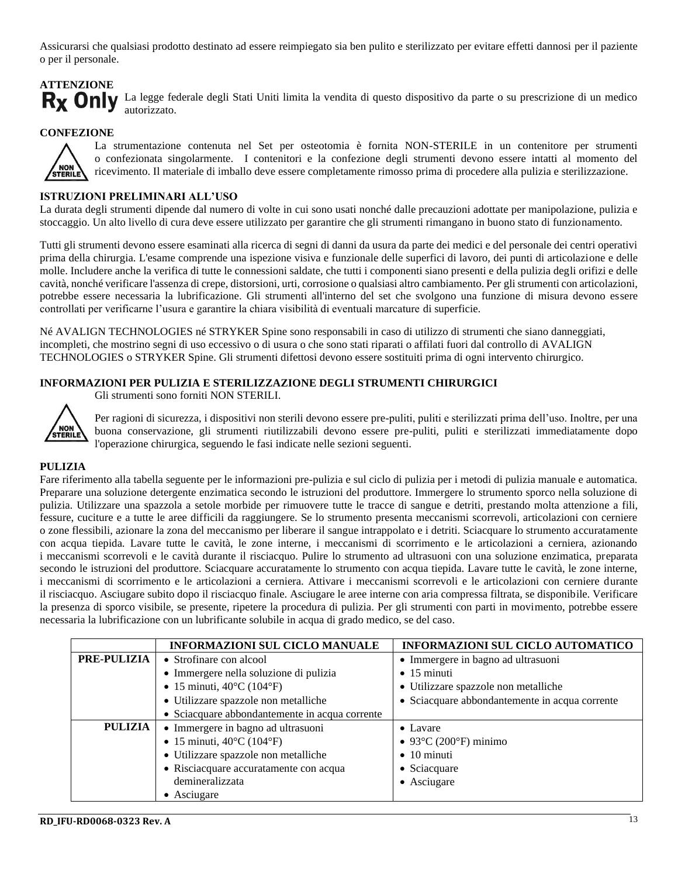Assicurarsi che qualsiasi prodotto destinato ad essere reimpiegato sia ben pulito e sterilizzato per evitare effetti dannosi per il paziente o per il personale.

**ATTENZIONE**

**Rx Only** La legge federale degli Stati Uniti limita la vendita di questo dispositivo da parte o su prescrizione di un medico autorizzato.

**CONFEZIONE**

La strumentazione contenuta nel Set per osteotomia è fornita NON-STERILE in un contenitore per strumenti o confezionata singolarmente. I contenitori e la confezione degli strumenti devono essere intatti al momento del ricevimento. Il materiale di imballo deve essere completamente rimosso prima di procedere alla pulizia e sterilizzazione.

**ISTRUZIONI PRELIMINARI ALL'USO**

La durata degli strumenti dipende dal numero di volte in cui sono usati nonché dalle precauzioni adottate per manipolazione, pulizia e stoccaggio. Un alto livello di cura deve essere utilizzato per garantire che gli strumenti rimangano in buono stato di funzionamento.

Tutti gli strumenti devono essere esaminati alla ricerca di segni di danni da usura da parte dei medici e del personale dei centri operativi prima della chirurgia. L'esame comprende una ispezione visiva e funzionale delle superfici di lavoro, dei punti di articolazione e delle molle. Includere anche la verifica di tutte le connessioni saldate, che tutti i componenti siano presenti e della pulizia degli orifizi e delle cavità, nonché verificare l'assenza di crepe, distorsioni, urti, corrosione o qualsiasi altro cambiamento. Per gli strumenti con articolazioni, potrebbe essere necessaria la lubrificazione. Gli strumenti all'interno del set che svolgono una funzione di misura devono essere controllati per verificarne l'usura e garantire la chiara visibilità di eventuali marcature di superficie.

Né AVALIGN TECHNOLOGIES né STRYKER Spine sono responsabili in caso di utilizzo di strumenti che siano danneggiati, incompleti, che mostrino segni di uso eccessivo o di usura o che sono stati riparati o affilati fuori dal controllo di AVALIGN TECHNOLOGIES o STRYKER Spine. Gli strumenti difettosi devono essere sostituiti prima di ogni intervento chirurgico.

**INFORMAZIONI PER PULIZIA E STERILIZZAZIONE DEGLI STRUMENTI CHIRURGICI**

Gli strumenti sono forniti NON STERILI.

Per ragioni di sicurezza, i dispositivi non sterili devono essere pre-puliti, puliti e sterilizzati prima dell'uso. Inoltre, per una buona conservazione, gli strumenti riutilizzabili devono essere pre-puliti, puliti e sterilizzati immediatamente dopo l'operazione chirurgica, seguendo le fasi indicate nelle sezioni seguenti.

**PULIZIA**

Fare riferimento alla tabella seguente per le informazioni pre-pulizia e sul ciclo di pulizia per i metodi di pulizia manuale e automatica. Preparare una soluzione detergente enzimatica secondo le istruzioni del produttore. Immergere lo strumento sporco nella soluzione di pulizia. Utilizzare una spazzola a setole morbide per rimuovere tutte le tracce di sangue e detriti, prestando molta attenzione a fili, fessure, cuciture e a tutte le aree difficili da raggiungere. Se lo strumento presenta meccanismi scorrevoli, articolazioni con cerniere o zone flessibili, azionare la zona del meccanismo per liberare il sangue intrappolato e i detriti. Sciacquare lo strumento accuratamente con acqua tiepida. Lavare tutte le cavità, le zone interne, i meccanismi di scorrimento e le articolazioni a cerniera, azionando i meccanismi scorrevoli e le cavità durante il risciacquo. Pulire lo strumento ad ultrasuoni con una soluzione enzimatica, preparata secondo le istruzioni del produttore. Sciacquare accuratamente lo strumento con acqua tiepida. Lavare tutte le cavità, le zone interne, i meccanismi di scorrimento e le articolazioni a cerniera. Attivare i meccanismi scorrevoli e le articolazioni con cerniere durante il risciacquo. Asciugare subito dopo il risciacquo finale. Asciugare le aree interne con aria compressa filtrata, se disponibile. Verificare la presenza di sporco visibile, se presente, ripetere la procedura di pulizia. Per gli strumenti con parti in movimento, potrebbe essere necessaria la lubrificazione con un lubrificante solubile in acqua di grado medico, se del caso.

| | **INFORMAZIONI SUL CICLO MANUALE** | **INFORMAZIONI SUL CICLO AUTOMATICO** |
|---|---|---|
| **PRE-PULIZIA** | • Strofinare con alcool<br>• Immergere nella soluzione di pulizia<br>• 15 minuti, 40°C (104°F)<br>• Utilizzare spazzole non metalliche<br>• Sciacquare abbondantemente in acqua corrente | • Immergere in bagno ad ultrasuoni<br>• 15 minuti<br>• Utilizzare spazzole non metalliche<br>• Sciacquare abbondantemente in acqua corrente |
| **PULIZIA** | • Immergere in bagno ad ultrasuoni<br>• 15 minuti, 40°C (104°F)<br>• Utilizzare spazzole non metalliche<br>• Risciacquare accuratamente con acqua demineralizzata<br>• Asciugare | • Lavare<br>• 93°C (200°F) minimo<br>• 10 minuti<br>• Sciacquare<br>• Asciugare |

RD_IFU-RD0068-0323 Rev. A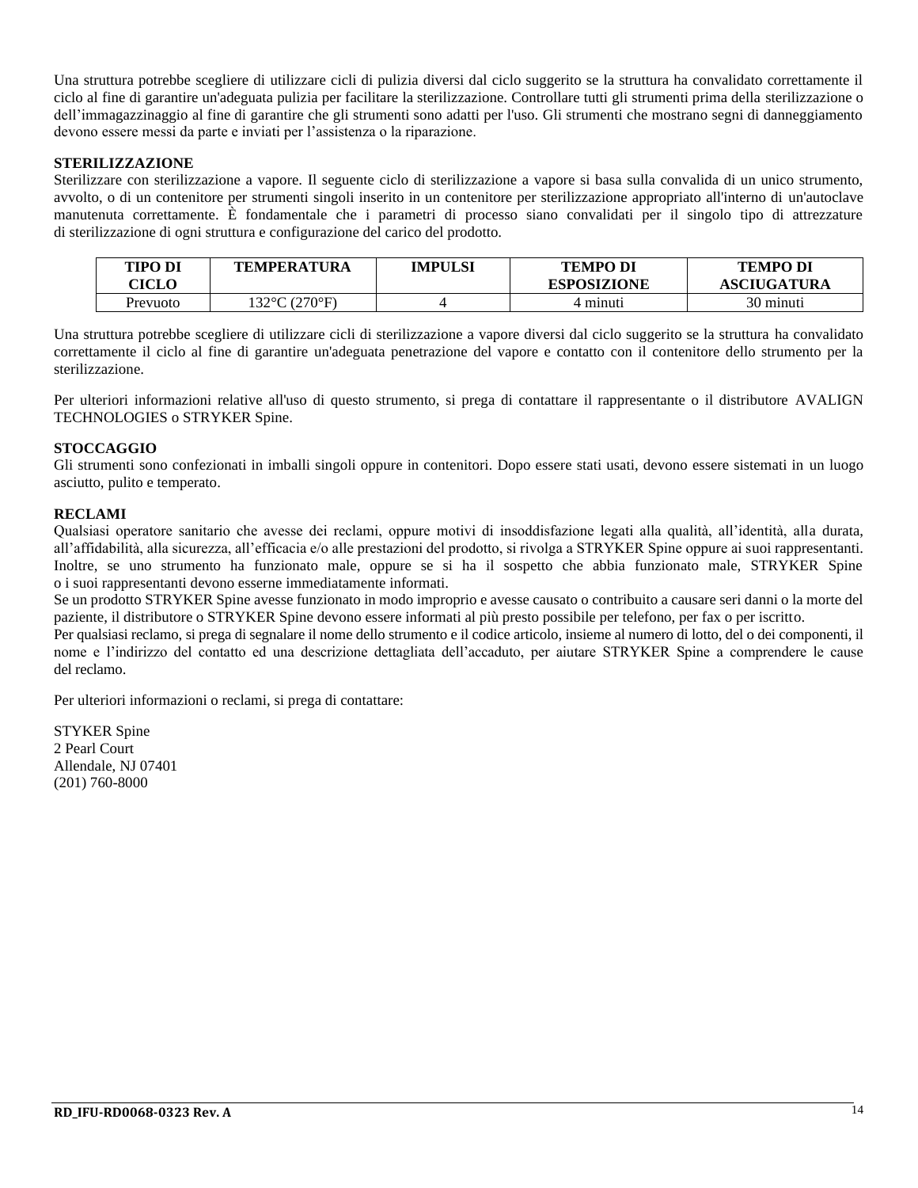Una struttura potrebbe scegliere di utilizzare cicli di pulizia diversi dal ciclo suggerito se la struttura ha convalidato correttamente il ciclo al fine di garantire un'adeguata pulizia per facilitare la sterilizzazione. Controllare tutti gli strumenti prima della sterilizzazione o dell'immagazzinaggio al fine di garantire che gli strumenti sono adatti per l'uso. Gli strumenti che mostrano segni di danneggiamento devono essere messi da parte e inviati per l'assistenza o la riparazione.

**STERILIZZAZIONE**

Sterilizzare con sterilizzazione a vapore. Il seguente ciclo di sterilizzazione a vapore si basa sulla convalida di un unico strumento, avvolto, o di un contenitore per strumenti singoli inserito in un contenitore per sterilizzazione appropriato all'interno di un'autoclave manutenuta correttamente. È fondamentale che i parametri di processo siano convalidati per il singolo tipo di attrezzature di sterilizzazione di ogni struttura e configurazione del carico del prodotto.

| TIPO DI CICLO | TEMPERATURA | IMPULSI | TEMPO DI ESPOSIZIONE | TEMPO DI ASCIUGATURA |
|---|---|---|---|---|
| Prevuoto | 132°C (270°F) | 4 | 4 minuti | 30 minuti |

Una struttura potrebbe scegliere di utilizzare cicli di sterilizzazione a vapore diversi dal ciclo suggerito se la struttura ha convalidato correttamente il ciclo al fine di garantire un'adeguata penetrazione del vapore e contatto con il contenitore dello strumento per la sterilizzazione.

Per ulteriori informazioni relative all'uso di questo strumento, si prega di contattare il rappresentante o il distributore AVALIGN TECHNOLOGIES o STRYKER Spine.

**STOCCAGGIO**

Gli strumenti sono confezionati in imballi singoli oppure in contenitori. Dopo essere stati usati, devono essere sistemati in un luogo asciutto, pulito e temperato.

**RECLAMI**

Qualsiasi operatore sanitario che avesse dei reclami, oppure motivi di insoddisfazione legati alla qualità, all'identità, alla durata, all'affidabilità, alla sicurezza, all'efficacia e/o alle prestazioni del prodotto, si rivolga a STRYKER Spine oppure ai suoi rappresentanti. Inoltre, se uno strumento ha funzionato male, oppure se si ha il sospetto che abbia funzionato male, STRYKER Spine o i suoi rappresentanti devono esserne immediatamente informati.

Se un prodotto STRYKER Spine avesse funzionato in modo improprio e avesse causato o contribuito a causare seri danni o la morte del paziente, il distributore o STRYKER Spine devono essere informati al più presto possibile per telefono, per fax o per iscritto.

Per qualsiasi reclamo, si prega di segnalare il nome dello strumento e il codice articolo, insieme al numero di lotto, del o dei componenti, il nome e l'indirizzo del contatto ed una descrizione dettagliata dell'accaduto, per aiutare STRYKER Spine a comprendere le cause del reclamo.

Per ulteriori informazioni o reclami, si prega di contattare:

STYKER Spine
2 Pearl Court
Allendale, NJ 07401
(201) 760-8000

**RD_IFU-RD0068-0323 Rev. A**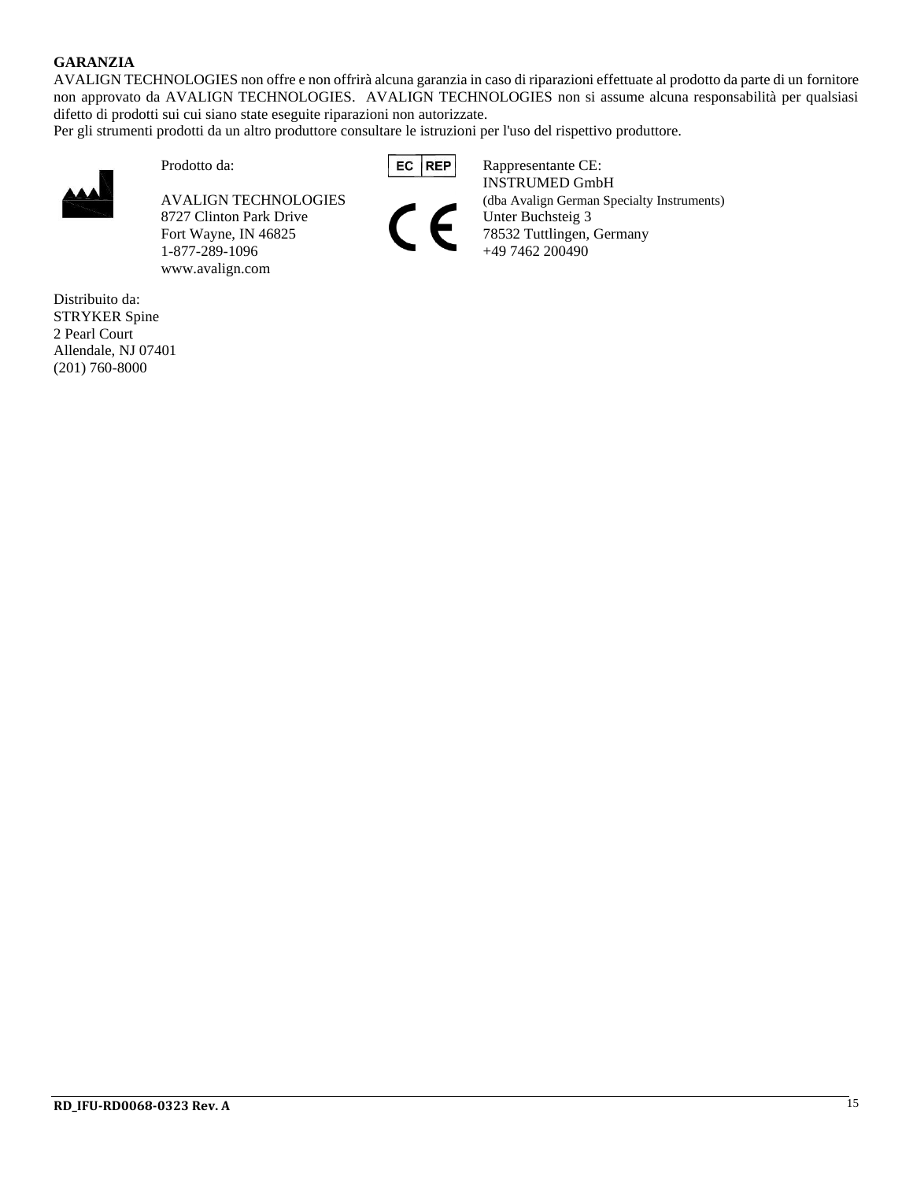**GARANZIA**

AVALIGN TECHNOLOGIES non offre e non offrirà alcuna garanzia in caso di riparazioni effettuate al prodotto da parte di un fornitore non approvato da AVALIGN TECHNOLOGIES. AVALIGN TECHNOLOGIES non si assume alcuna responsabilità per qualsiasi difetto di prodotti sui cui siano state eseguite riparazioni non autorizzate.

Per gli strumenti prodotti da un altro produttore consultare le istruzioni per l'uso del rispettivo produttore.

Prodotto da:

AVALIGN TECHNOLOGIES
8727 Clinton Park Drive
Fort Wayne, IN 46825
1-877-289-1096
www.avalign.com

EC REP

CE

Rappresentante CE:
INSTRUMED GmbH
(dba Avalign German Specialty Instruments)
Unter Buchsteig 3
78532 Tuttlingen, Germany
+49 7462 200490

Distribuito da:
STRYKER Spine
2 Pearl Court
Allendale, NJ 07401
(201) 760-8000

RD_IFU-RD0068-0323 Rev. A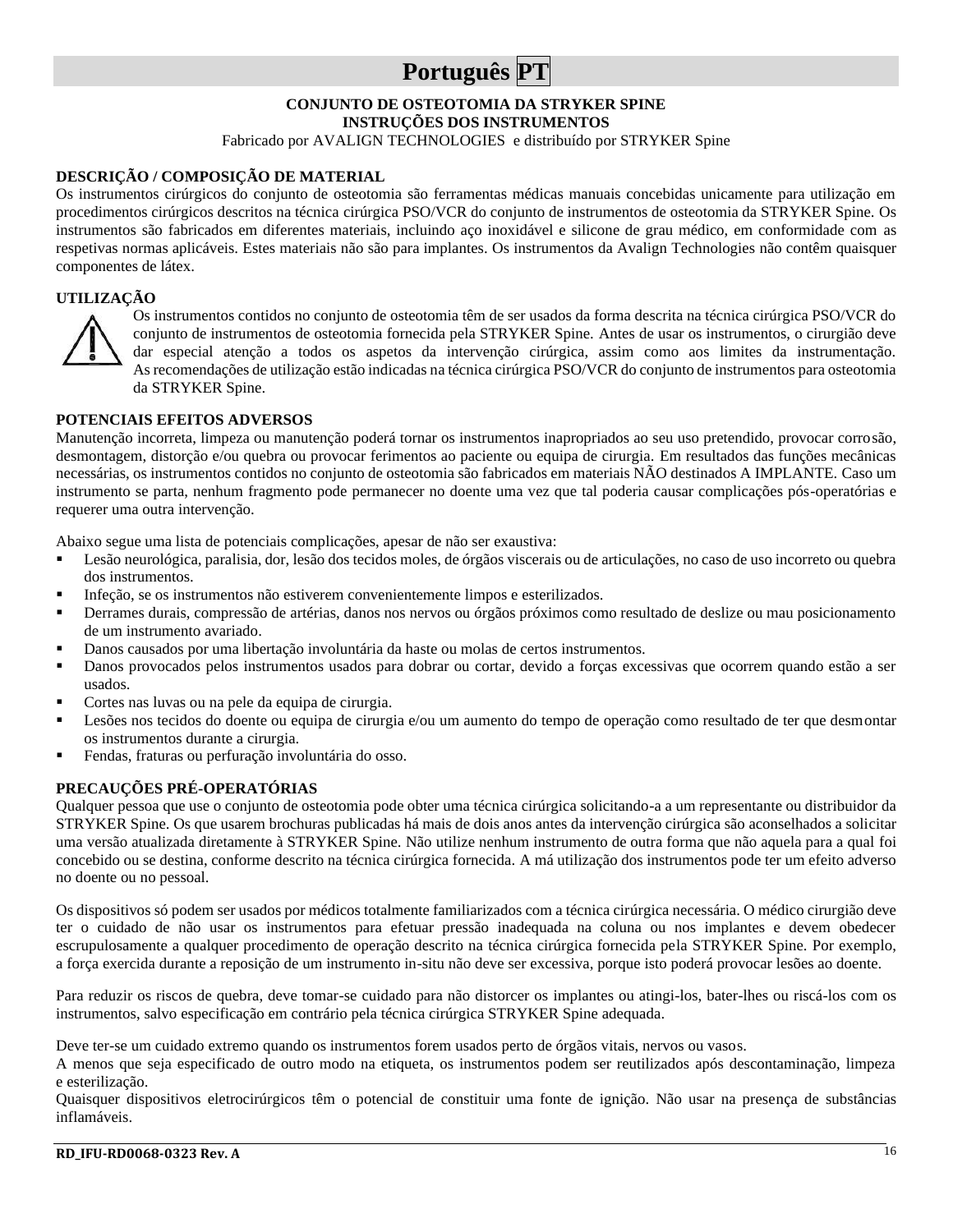# Português PT

**CONJUNTO DE OSTEOTOMIA DA STRYKER SPINE**
**INSTRUÇÕES DOS INSTRUMENTOS**
Fabricado por AVALIGN TECHNOLOGIES e distribuído por STRYKER Spine

## DESCRIÇÃO / COMPOSIÇÃO DE MATERIAL

Os instrumentos cirúrgicos do conjunto de osteotomia são ferramentas médicas manuais concebidas unicamente para utilização em procedimentos cirúrgicos descritos na técnica cirúrgica PSO/VCR do conjunto de instrumentos de osteotomia da STRYKER Spine. Os instrumentos são fabricados em diferentes materiais, incluindo aço inoxidável e silicone de grau médico, em conformidade com as respetivas normas aplicáveis. Estes materiais não são para implantes. Os instrumentos da Avalign Technologies não contêm quaisquer componentes de látex.

## UTILIZAÇÃO

Os instrumentos contidos no conjunto de osteotomia têm de ser usados da forma descrita na técnica cirúrgica PSO/VCR do conjunto de instrumentos de osteotomia fornecida pela STRYKER Spine. Antes de usar os instrumentos, o cirurgião deve dar especial atenção a todos os aspetos da intervenção cirúrgica, assim como aos limites da instrumentação. As recomendações de utilização estão indicadas na técnica cirúrgica PSO/VCR do conjunto de instrumentos para osteotomia da STRYKER Spine.

## POTENCIAIS EFEITOS ADVERSOS

Manutenção incorreta, limpeza ou manutenção poderá tornar os instrumentos inapropriados ao seu uso pretendido, provocar corrosão, desmontagem, distorção e/ou quebra ou provocar ferimentos ao paciente ou equipa de cirurgia. Em resultados das funções mecânicas necessárias, os instrumentos contidos no conjunto de osteotomia são fabricados em materiais NÃO destinados A IMPLANTE. Caso um instrumento se parta, nenhum fragmento pode permanecer no doente uma vez que tal poderia causar complicações pós-operatórias e requerer uma outra intervenção.

Abaixo segue uma lista de potenciais complicações, apesar de não ser exaustiva:

- Lesão neurológica, paralisia, dor, lesão dos tecidos moles, de órgãos viscerais ou de articulações, no caso de uso incorreto ou quebra dos instrumentos.
- Infeção, se os instrumentos não estiverem convenientemente limpos e esterilizados.
- Derrames durais, compressão de artérias, danos nos nervos ou órgãos próximos como resultado de deslize ou mau posicionamento de um instrumento avariado.
- Danos causados por uma libertação involuntária da haste ou molas de certos instrumentos.
- Danos provocados pelos instrumentos usados para dobrar ou cortar, devido a forças excessivas que ocorrem quando estão a ser usados.
- Cortes nas luvas ou na pele da equipa de cirurgia.
- Lesões nos tecidos do doente ou equipa de cirurgia e/ou um aumento do tempo de operação como resultado de ter que desmontar os instrumentos durante a cirurgia.
- Fendas, fraturas ou perfuração involuntária do osso.

## PRECAUÇÕES PRÉ-OPERATÓRIAS

Qualquer pessoa que use o conjunto de osteotomia pode obter uma técnica cirúrgica solicitando-a a um representante ou distribuidor da STRYKER Spine. Os que usarem brochuras publicadas há mais de dois anos antes da intervenção cirúrgica são aconselhados a solicitar uma versão atualizada diretamente à STRYKER Spine. Não utilize nenhum instrumento de outra forma que não aquela para a qual foi concebido ou se destina, conforme descrito na técnica cirúrgica fornecida. A má utilização dos instrumentos pode ter um efeito adverso no doente ou no pessoal.

Os dispositivos só podem ser usados por médicos totalmente familiarizados com a técnica cirúrgica necessária. O médico cirurgião deve ter o cuidado de não usar os instrumentos para efetuar pressão inadequada na coluna ou nos implantes e devem obedecer escrupulosamente a qualquer procedimento de operação descrito na técnica cirúrgica fornecida pela STRYKER Spine. Por exemplo, a força exercida durante a reposição de um instrumento in-situ não deve ser excessiva, porque isto poderá provocar lesões ao doente.

Para reduzir os riscos de quebra, deve tomar-se cuidado para não distorcer os implantes ou atingi-los, bater-lhes ou riscá-los com os instrumentos, salvo especificação em contrário pela técnica cirúrgica STRYKER Spine adequada.

Deve ter-se um cuidado extremo quando os instrumentos forem usados perto de órgãos vitais, nervos ou vasos.
A menos que seja especificado de outro modo na etiqueta, os instrumentos podem ser reutilizados após descontaminação, limpeza e esterilização.
Quaisquer dispositivos eletrocirúrgicos têm o potencial de constituir uma fonte de ignição. Não usar na presença de substâncias inflamáveis.

**RD_IFU-RD0068-0323 Rev. A**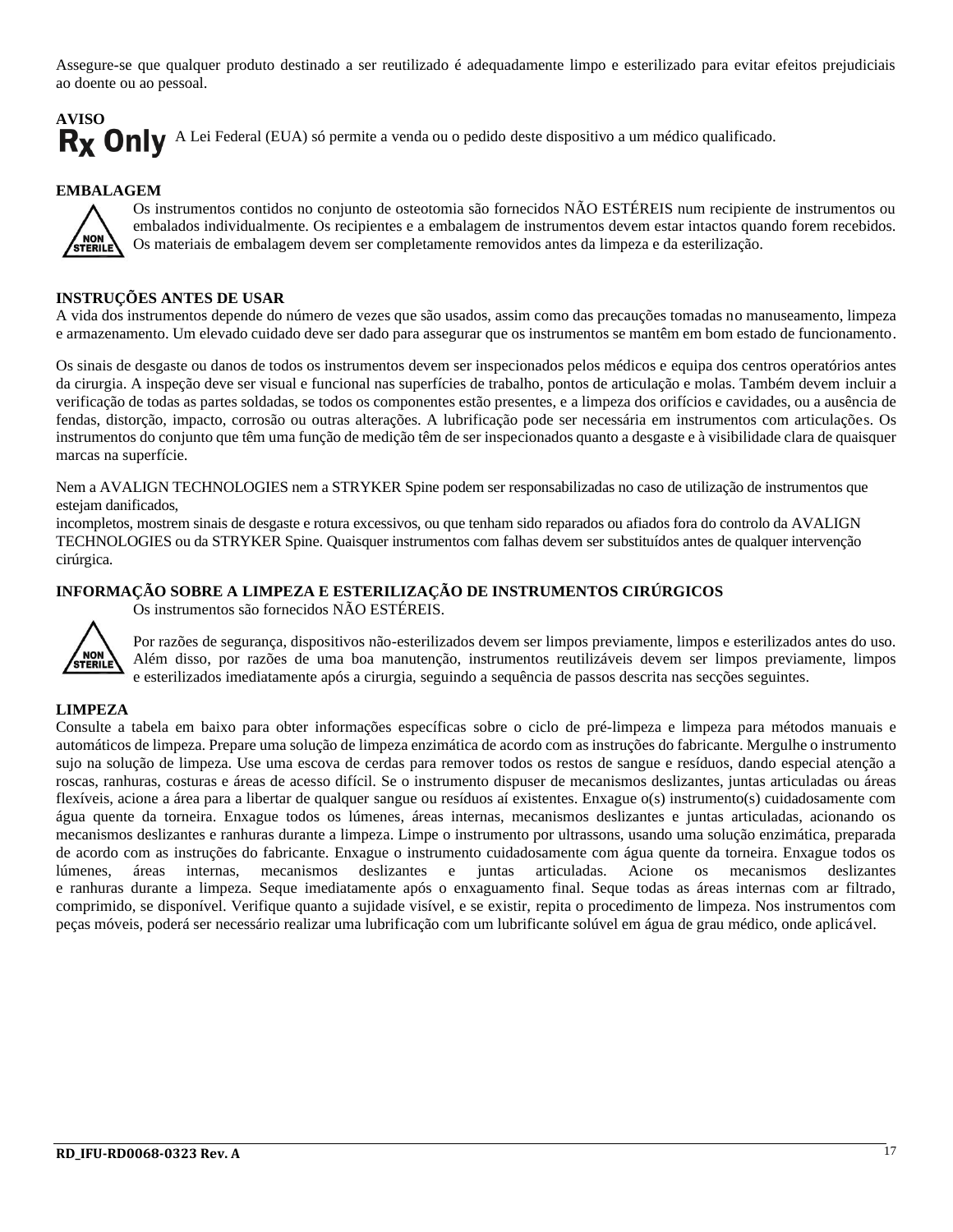Assegure-se que qualquer produto destinado a ser reutilizado é adequadamente limpo e esterilizado para evitar efeitos prejudiciais ao doente ou ao pessoal.

**AVISO**

**Rx Only** A Lei Federal (EUA) só permite a venda ou o pedido deste dispositivo a um médico qualificado.

**EMBALAGEM**

Os instrumentos contidos no conjunto de osteotomia são fornecidos NÃO ESTÉREIS num recipiente de instrumentos ou embalados individualmente. Os recipientes e a embalagem de instrumentos devem estar intactos quando forem recebidos. Os materiais de embalagem devem ser completamente removidos antes da limpeza e da esterilização.

**INSTRUÇÕES ANTES DE USAR**

A vida dos instrumentos depende do número de vezes que são usados, assim como das precauções tomadas no manuseamento, limpeza e armazenamento. Um elevado cuidado deve ser dado para assegurar que os instrumentos se mantêm em bom estado de funcionamento.

Os sinais de desgaste ou danos de todos os instrumentos devem ser inspecionados pelos médicos e equipa dos centros operatórios antes da cirurgia. A inspeção deve ser visual e funcional nas superfícies de trabalho, pontos de articulação e molas. Também devem incluir a verificação de todas as partes soldadas, se todos os componentes estão presentes, e a limpeza dos orifícios e cavidades, ou a ausência de fendas, distorção, impacto, corrosão ou outras alterações. A lubrificação pode ser necessária em instrumentos com articulações. Os instrumentos do conjunto que têm uma função de medição têm de ser inspecionados quanto a desgaste e à visibilidade clara de quaisquer marcas na superfície.

Nem a AVALIGN TECHNOLOGIES nem a STRYKER Spine podem ser responsabilizadas no caso de utilização de instrumentos que estejam danificados,
incompletos, mostrem sinais de desgaste e rotura excessivos, ou que tenham sido reparados ou afiados fora do controlo da AVALIGN TECHNOLOGIES ou da STRYKER Spine. Quaisquer instrumentos com falhas devem ser substituídos antes de qualquer intervenção cirúrgica.

**INFORMAÇÃO SOBRE A LIMPEZA E ESTERILIZAÇÃO DE INSTRUMENTOS CIRÚRGICOS**

Os instrumentos são fornecidos NÃO ESTÉREIS.

Por razões de segurança, dispositivos não-esterilizados devem ser limpos previamente, limpos e esterilizados antes do uso. Além disso, por razões de uma boa manutenção, instrumentos reutilizáveis devem ser limpos previamente, limpos e esterilizados imediatamente após a cirurgia, seguindo a sequência de passos descrita nas secções seguintes.

**LIMPEZA**

Consulte a tabela em baixo para obter informações específicas sobre o ciclo de pré-limpeza e limpeza para métodos manuais e automáticos de limpeza. Prepare uma solução de limpeza enzimática de acordo com as instruções do fabricante. Mergulhe o instrumento sujo na solução de limpeza. Use uma escova de cerdas para remover todos os restos de sangue e resíduos, dando especial atenção a roscas, ranhuras, costuras e áreas de acesso difícil. Se o instrumento dispuser de mecanismos deslizantes, juntas articuladas ou áreas flexíveis, acione a área para a libertar de qualquer sangue ou resíduos aí existentes. Enxague o(s) instrumento(s) cuidadosamente com água quente da torneira. Enxague todos os lúmenes, áreas internas, mecanismos deslizantes e juntas articuladas, acionando os mecanismos deslizantes e ranhuras durante a limpeza. Limpe o instrumento por ultrassons, usando uma solução enzimática, preparada de acordo com as instruções do fabricante. Enxague o instrumento cuidadosamente com água quente da torneira. Enxague todos os lúmenes, áreas internas, mecanismos deslizantes e juntas articuladas. Acione os mecanismos deslizantes e ranhuras durante a limpeza. Seque imediatamente após o enxaguamento final. Seque todas as áreas internas com ar filtrado, comprimido, se disponível. Verifique quanto a sujidade visível, e se existir, repita o procedimento de limpeza. Nos instrumentos com peças móveis, poderá ser necessário realizar uma lubrificação com um lubrificante solúvel em água de grau médico, onde aplicável.

RD_IFU-RD0068-0323 Rev. A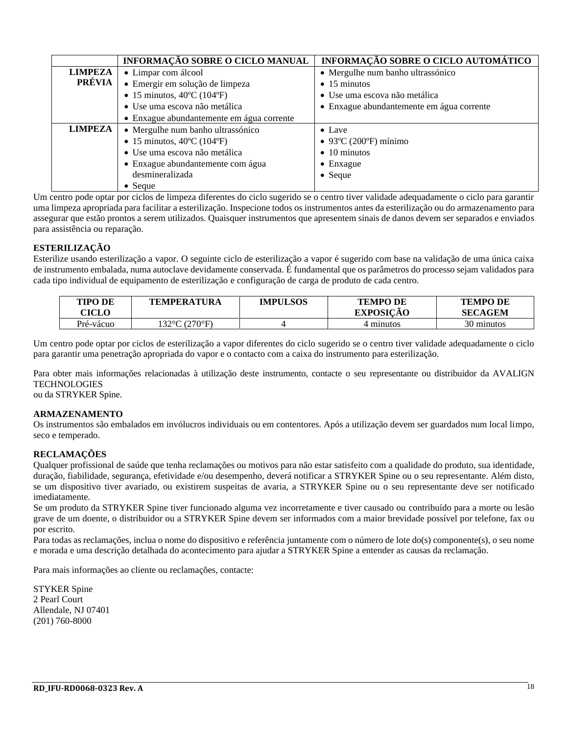| | INFORMAÇÃO SOBRE O CICLO MANUAL | INFORMAÇÃO SOBRE O CICLO AUTOMÁTICO |
|---|---|---|
| **LIMPEZA PRÉVIA** | • Limpar com álcool<br>• Emergir em solução de limpeza<br>• 15 minutos, 40ºC (104ºF)<br>• Use uma escova não metálica<br>• Exague abundantemente em água corrente | • Mergulhe num banho ultrassónico<br>• 15 minutos<br>• Use uma escova não metálica<br>• Enxague abundantemente em água corrente |
| **LIMPEZA** | • Mergulhe num banho ultrassónico<br>• 15 minutos, 40ºC (104ºF)<br>• Use uma escova não metálica<br>• Enxague abundantemente com água desmineralizada<br>• Seque | • Lave<br>• 93ºC (200ºF) mínimo<br>• 10 minutos<br>• Enxague<br>• Seque |

Um centro pode optar por ciclos de limpeza diferentes do ciclo sugerido se o centro tiver validade adequadamente o ciclo para garantir uma limpeza apropriada para facilitar a esterilização. Inspecione todos os instrumentos antes da esterilização ou do armazenamento para assegurar que estão prontos a serem utilizados. Quaisquer instrumentos que apresentem sinais de danos devem ser separados e enviados para assistência ou reparação.

**ESTERILIZAÇÃO**
Esterilize usando esterilização a vapor. O seguinte ciclo de esterilização a vapor é sugerido com base na validação de uma única caixa de instrumento embalada, numa autoclave devidamente conservada. É fundamental que os parâmetros do processo sejam validados para cada tipo individual de equipamento de esterilização e configuração de carga de produto de cada centro.

| TIPO DE CICLO | TEMPERATURA | IMPULSOS | TEMPO DE EXPOSIÇÃO | TEMPO DE SECAGEM |
|---|---|---|---|---|
| Pré-vácuo | 132°C (270°F) | 4 | 4 minutos | 30 minutos |

Um centro pode optar por ciclos de esterilização a vapor diferentes do ciclo sugerido se o centro tiver validade adequadamente o ciclo para garantir uma penetração apropriada do vapor e o contacto com a caixa do instrumento para esterilização.

Para obter mais informações relacionadas à utilização deste instrumento, contacte o seu representante ou distribuidor da AVALIGN TECHNOLOGIES
ou da STRYKER Spine.

**ARMAZENAMENTO**
Os instrumentos são embalados em invólucros individuais ou em contentores. Após a utilização devem ser guardados num local limpo, seco e temperado.

**RECLAMAÇÕES**
Qualquer profissional de saúde que tenha reclamações ou motivos para não estar satisfeito com a qualidade do produto, sua identidade, duração, fiabilidade, segurança, efetividade e/ou desempenho, deverá notificar a STRYKER Spine ou o seu representante. Além disto, se um dispositivo tiver avariado, ou existirem suspeitas de avaria, a STRYKER Spine ou o seu representante deve ser notificado imediatamente.
Se um produto da STRYKER Spine tiver funcionado alguma vez incorretamente e tiver causado ou contribuído para a morte ou lesão grave de um doente, o distribuidor ou a STRYKER Spine devem ser informados com a maior brevidade possível por telefone, fax ou por escrito.
Para todas as reclamações, inclua o nome do dispositivo e referência juntamente com o número de lote do(s) componente(s), o seu nome e morada e uma descrição detalhada do acontecimento para ajudar a STRYKER Spine a entender as causas da reclamação.

Para mais informações ao cliente ou reclamações, contacte:

STYKER Spine
2 Pearl Court
Allendale, NJ 07401
(201) 760-8000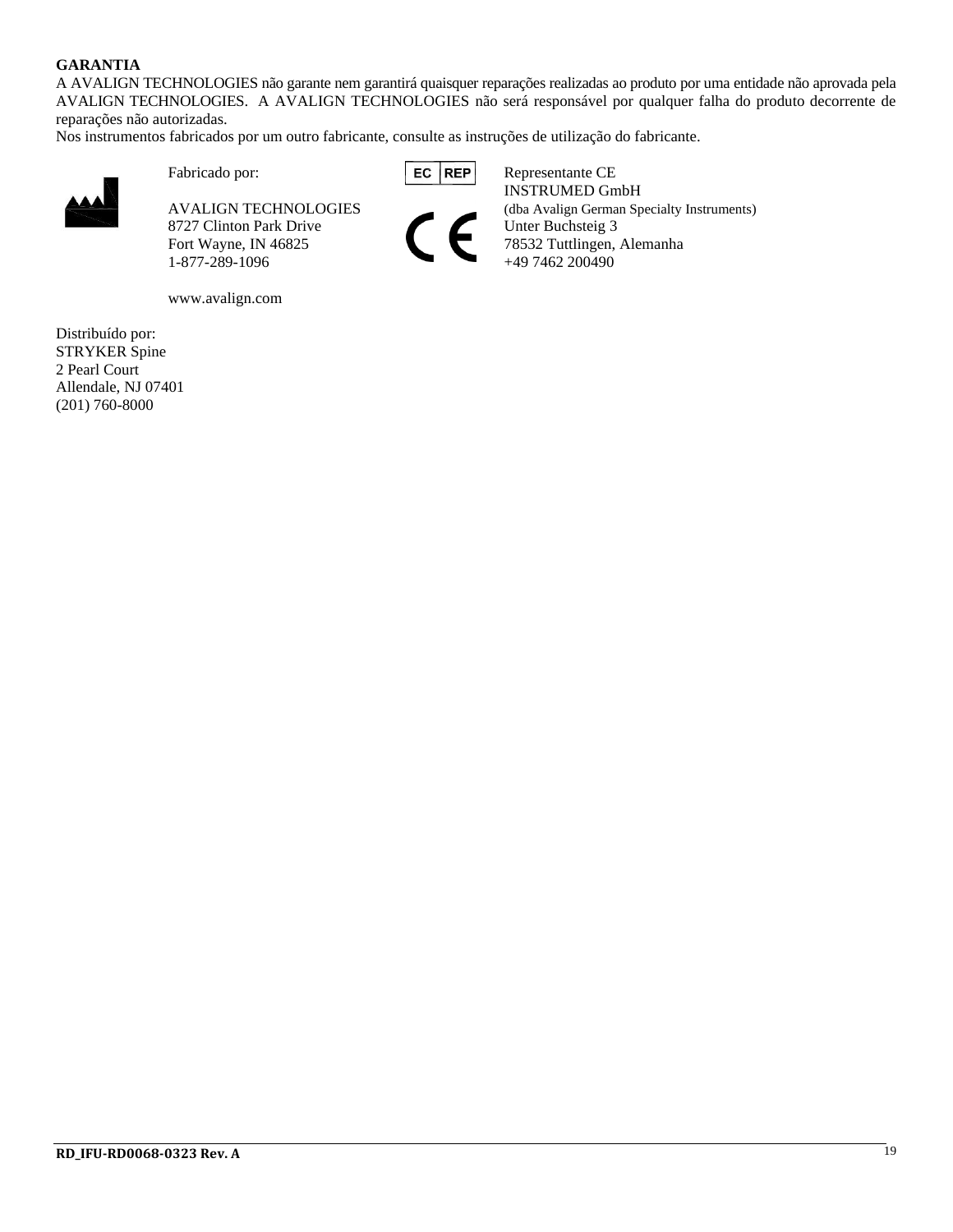**GARANTIA**

A AVALIGN TECHNOLOGIES não garante nem garantirá quaisquer reparações realizadas ao produto por uma entidade não aprovada pela AVALIGN TECHNOLOGIES. A AVALIGN TECHNOLOGIES não será responsável por qualquer falha do produto decorrente de reparações não autorizadas.

Nos instrumentos fabricados por um outro fabricante, consulte as instruções de utilização do fabricante.

Fabricado por:

AVALIGN TECHNOLOGIES
8727 Clinton Park Drive
Fort Wayne, IN 46825
1-877-289-1096

www.avalign.com

EC REP

CE

Representante CE
INSTRUMED GmbH
(dba Avalign German Specialty Instruments)
Unter Buchsteig 3
78532 Tuttlingen, Alemanha
+49 7462 200490

Distribuído por:
STRYKER Spine
2 Pearl Court
Allendale, NJ 07401
(201) 760-8000

RD_IFU-RD0068-0323 Rev. A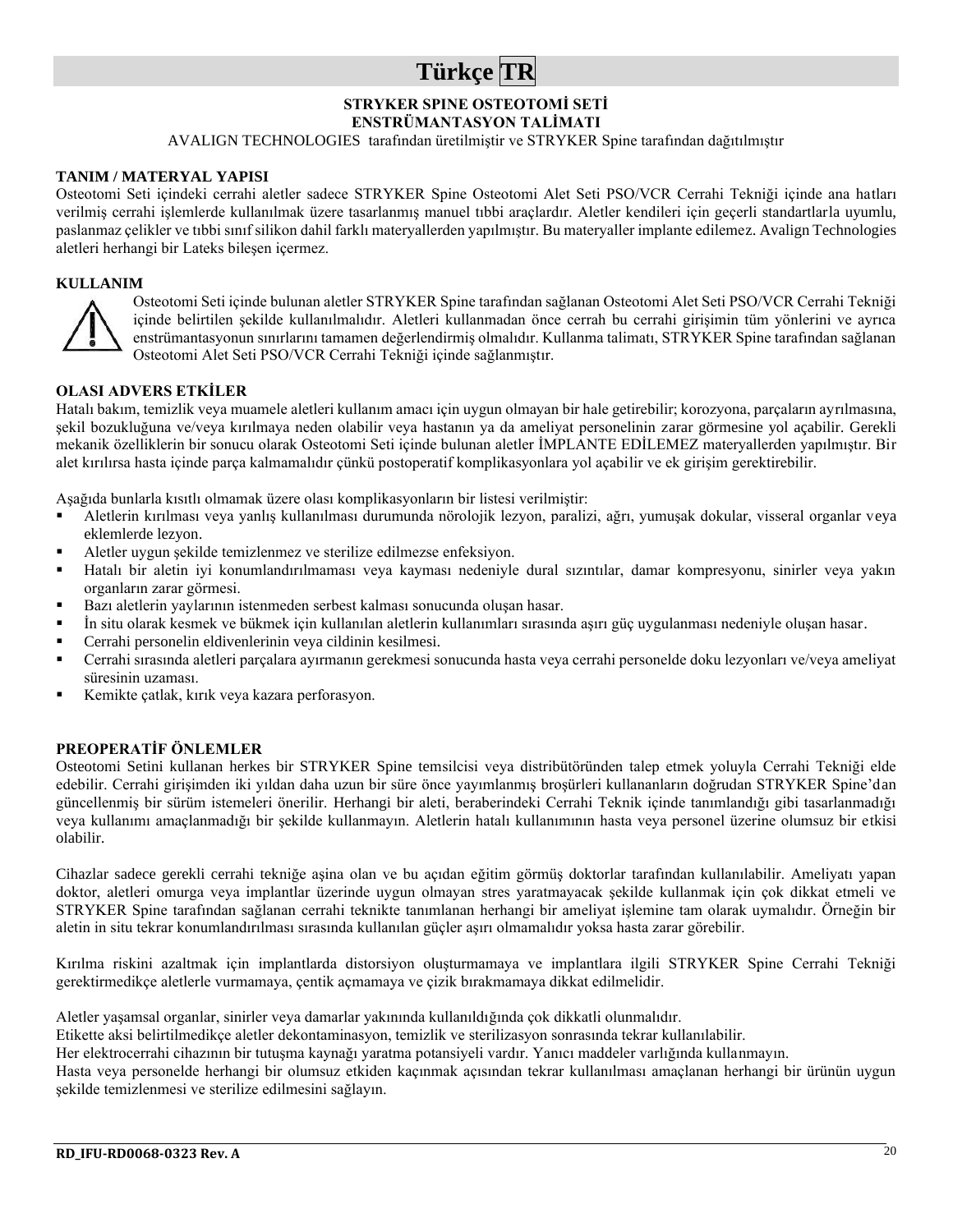# Türkçe TR

**STRYKER SPINE OSTEOTOMİ SETİ**
**ENSTRÜMANTASYON TALİMATI**

AVALIGN TECHNOLOGIES tarafından üretilmiştir ve STRYKER Spine tarafından dağıtılmıştır

## TANIM / MATERYAL YAPISI

Osteotomi Seti içindeki cerrahi aletler sadece STRYKER Spine Osteotomi Alet Seti PSO/VCR Cerrahi Tekniği içinde ana hatları verilmiş cerrahi işlemlerde kullanılmak üzere tasarlanmış manuel tıbbi araçlardır. Aletler kendileri için geçerli standartlarla uyumlu, paslanmaz çelikler ve tıbbi sınıf silikon dahil farklı materyallerden yapılmıştır. Bu materyaller implante edilemez. Avalign Technologies aletleri herhangi bir Lateks bileşen içermez.

## KULLANIM

Osteotomi Seti içinde bulunan aletler STRYKER Spine tarafından sağlanan Osteotomi Alet Seti PSO/VCR Cerrahi Tekniği içinde belirtilen şekilde kullanılmalıdır. Aletleri kullanmadan önce cerrah bu cerrahi girişimin tüm yönlerini ve ayrıca enstrümantasyonun sınırlarını tamamen değerlendirmiş olmalıdır. Kullanma talimatı, STRYKER Spine tarafından sağlanan Osteotomi Alet Seti PSO/VCR Cerrahi Tekniği içinde sağlanmıştır.

## OLASI ADVERS ETKİLER

Hatalı bakım, temizlik veya muamele aletleri kullanım amacı için uygun olmayan bir hale getirebilir; korozyona, parçaların ayrılmasına, şekil bozukluğuna ve/veya kırılmaya neden olabilir veya hastanın ya da ameliyat personelinin zarar görmesine yol açabilir. Gerekli mekanik özelliklerin bir sonucu olarak Osteotomi Seti içinde bulunan aletler İMPLANTE EDİLEMEZ materyallerden yapılmıştır. Bir alet kırılırsa hasta içinde parça kalmamalıdır çünkü postoperatif komplikasyonlara yol açabilir ve ek girişim gerektirebilir.

Aşağıda bunlarla kısıtlı olmamak üzere olası komplikasyonların bir listesi verilmiştir:

- Aletlerin kırılması veya yanlış kullanılması durumunda nörolojik lezyon, paralizi, ağrı, yumuşak dokular, visseral organlar veya eklemlerde lezyon.
- Aletler uygun şekilde temizlenmez ve sterilize edilmezse enfeksiyon.
- Hatalı bir aletin iyi konumlandırılmaması veya kayması nedeniyle dural sızıntılar, damar kompresyonu, sinirler veya yakın organların zarar görmesi.
- Bazı aletlerin yaylarının istenmeden serbest kalması sonucunda oluşan hasar.
- İn situ olarak kesmek ve bükmek için kullanılan aletlerin kullanımları sırasında aşırı güç uygulanması nedeniyle oluşan hasar.
- Cerrahi personelin eldivenlerinin veya cildinin kesilmesi.
- Cerrahi sırasında aletleri parçalara ayırmanın gerekmesi sonucunda hasta veya cerrahi personelde doku lezyonları ve/veya ameliyat süresinin uzaması.
- Kemikte çatlak, kırık veya kazara perforasyon.

## PREOPERATİF ÖNLEMLER

Osteotomi Setini kullanan herkes bir STRYKER Spine temsilcisi veya distribütöründen talep etmek yoluyla Cerrahi Tekniği elde edebilir. Cerrahi girişimden iki yıldan daha uzun bir süre önce yayımlanmış broşürleri kullananların doğrudan STRYKER Spine'dan güncellenmiş bir sürüm istemeleri önerilir. Herhangi bir aleti, beraberindeki Cerrahi Teknik içinde tanımlandığı gibi tasarlanmadığı veya kullanımı amaçlanmadığı bir şekilde kullanmayın. Aletlerin hatalı kullanımının hasta veya personel üzerine olumsuz bir etkisi olabilir.

Cihazlar sadece gerekli cerrahi tekniğe aşina olan ve bu açıdan eğitim görmüş doktorlar tarafından kullanılabilir. Ameliyatı yapan doktor, aletleri omurga veya implantlar üzerinde uygun olmayan stres yaratmayacak şekilde kullanmak için çok dikkat etmeli ve STRYKER Spine tarafından sağlanan cerrahi teknikte tanımlanan herhangi bir ameliyat işlemine tam olarak uymalıdır. Örneğin bir aletin in situ tekrar konumlandırılması sırasında kullanılan güçler aşırı olmamalıdır yoksa hasta zarar görebilir.

Kırılma riskini azaltmak için implantlarda distorsiyon oluşturmamaya ve implantlara ilgili STRYKER Spine Cerrahi Tekniği gerektirmedikçe aletlerle vurmamaya, çentik açmamaya ve çizik bırakmamaya dikkat edilmelidir.

Aletler yaşamsal organlar, sinirler veya damarlar yakınında kullanıldığında çok dikkatli olunmalıdır.
Etikette aksi belirtilmedikçe aletler dekontaminasyon, temizlik ve sterilizasyon sonrasında tekrar kullanılabilir.
Her elektrocerrahi cihazının bir tutuşma kaynağı yaratma potansiyeli vardır. Yanıcı maddeler varlığında kullanmayın.
Hasta veya personelde herhangi bir olumsuz etkiden kaçınmak açısından tekrar kullanılması amaçlanan herhangi bir ürünün uygun şekilde temizlenmesi ve sterilize edilmesini sağlayın.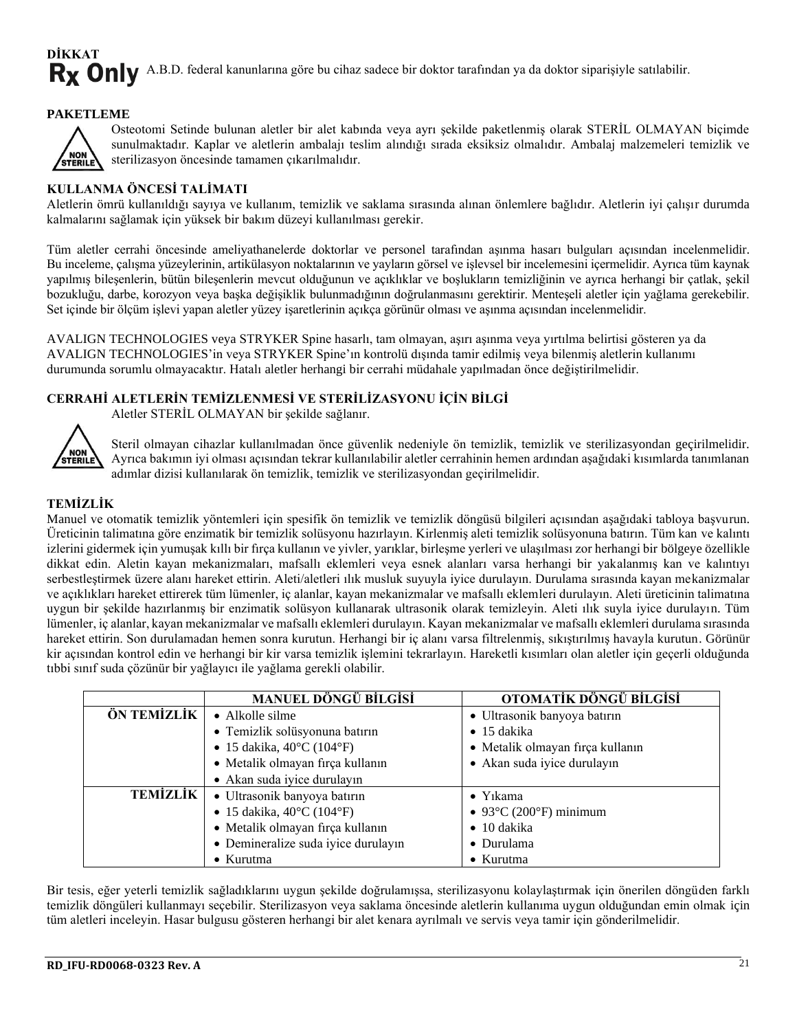**DİKKAT**

**Rx Only** A.B.D. federal kanunlarına göre bu cihaz sadece bir doktor tarafından ya da doktor siparişiyle satılabilir.

**PAKETLEME**

NON STERILE

Osteotomi Setinde bulunan aletler bir alet kabında veya ayrı şekilde paketlenmiş olarak STERİL OLMAYAN biçimde sunulmaktadır. Kaplar ve aletlerin ambalajı teslim alındığı sırada eksiksiz olmalıdır. Ambalaj malzemeleri temizlik ve sterilizasyon öncesinde tamamen çıkarılmalıdır.

**KULLANMA ÖNCESİ TALİMATI**

Aletlerin ömrü kullanıldığı sayıya ve kullanım, temizlik ve saklama sırasında alınan önlemlere bağlıdır. Aletlerin iyi çalışır durumda kalmalarını sağlamak için yüksek bir bakım düzeyi kullanılması gerekir.

Tüm aletler cerrahi öncesinde ameliyathanelerde doktorlar ve personel tarafından aşınma hasarı bulguları açısından incelenmelidir. Bu inceleme, çalışma yüzeylerinin, artikülasyon noktalarının ve yayların görsel ve işlevsel bir incelemesini içermelidir. Ayrıca tüm kaynak yapılmış bileşenlerin, bütün bileşenlerin mevcut olduğunun ve açıklıklar ve boşlukların temizliğinin ve ayrıca herhangi bir çatlak, şekil bozukluğu, darbe, korozyon veya başka değişiklik bulunmadığının doğrulanmasını gerektirir. Menteşeli aletler için yağlama gerekebilir. Set içinde bir ölçüm işlevi yapan aletler yüzey işaretlerinin açıkça görünür olması ve aşınma açısından incelenmelidir.

AVALIGN TECHNOLOGIES veya STRYKER Spine hasarlı, tam olmayan, aşırı aşınma veya yırtılma belirtisi gösteren ya da AVALIGN TECHNOLOGIES'in veya STRYKER Spine'ın kontrolü dışında tamir edilmiş veya bilenmiş aletlerin kullanımı durumunda sorumlu olmayacaktır. Hatalı aletler herhangi bir cerrahi müdahale yapılmadan önce değiştirilmelidir.

**CERRAHİ ALETLERİN TEMİZLENMESİ VE STERİLİZASYONU İÇİN BİLGİ**

Aletler STERİL OLMAYAN bir şekilde sağlanır.

NON STERILE

Steril olmayan cihazlar kullanılmadan önce güvenlik nedeniyle ön temizlik, temizlik ve sterilizasyondan geçirilmelidir. Ayrıca bakımın iyi olması açısından tekrar kullanılabilir aletler cerrahinin hemen ardından aşağıdaki kısımlarda tanımlanan adımlar dizisi kullanılarak ön temizlik, temizlik ve sterilizasyondan geçirilmelidir.

**TEMİZLİK**

Manuel ve otomatik temizlik yöntemleri için spesifik ön temizlik ve temizlik döngüsü bilgileri açısından aşağıdaki tabloya başvurun. Üreticinin talimatına göre enzimatik bir temizlik solüsyonu hazırlayın. Kirlenmiş aleti temizlik solüsyonuna batırın. Tüm kan ve kalıntı izlerini gidermek için yumuşak kıllı bir fırça kullanın ve yivler, yarıklar, birleşme yerleri ve ulaşılması zor herhangi bir bölgeye özellikle dikkat edin. Aletin kayan mekanizmaları, mafsallı eklemleri veya esnek alanları varsa herhangi bir yakalanmış kan ve kalıntıyı serbestleştirmek üzere alanı hareket ettirin. Aleti/aletleri ılık musluk suyuyla iyice durulayın. Durulama sırasında kayan mekanizmalar ve açıklıkları hareket ettirerek tüm lümenler, iç alanlar, kayan mekanizmalar ve mafsallı eklemleri durulayın. Aleti üreticinin talimatına uygun bir şekilde hazırlanmış bir enzimatik solüsyon kullanarak ultrasonik olarak temizleyin. Aleti ılık suyla iyice durulayın. Tüm lümenler, iç alanlar, kayan mekanizmalar ve mafsallı eklemleri durulayın. Kayan mekanizmalar ve mafsallı eklemleri durulama sırasında hareket ettirin. Son durulamadan hemen sonra kurutun. Herhangi bir iç alanı varsa filtrelenmiş, sıkıştırılmış havayla kurutun. Görünür kir açısından kontrol edin ve herhangi bir kir varsa temizlik işlemini tekrarlayın. Hareketli kısımları olan aletler için geçerli olduğunda tıbbi sınıf suda çözünür bir yağlayıcı ile yağlama gerekli olabilir.

| | **MANUEL DÖNGÜ BİLGİSİ** | **OTOMATİK DÖNGÜ BİLGİSİ** |
|---|---|---|
| **ÖN TEMİZLİK** | • Alkolle silme<br>• Temizlik solüsyonuna batırın<br>• 15 dakika, 40°C (104°F)<br>• Metalik olmayan fırça kullanın<br>• Akan suda iyice durulayın | • Ultrasonik banyoya batırın<br>• 15 dakika<br>• Metalik olmayan fırça kullanın<br>• Akan suda iyice durulayın |
| **TEMİZLİK** | • Ultrasonik banyoya batırın<br>• 15 dakika, 40°C (104°F)<br>• Metalik olmayan fırça kullanın<br>• Demineralize suda iyice durulayın<br>• Kurutma | • Yıkama<br>• 93°C (200°F) minimum<br>• 10 dakika<br>• Durulama<br>• Kurutma |

Bir tesis, eğer yeterli temizlik sağladıklarını uygun şekilde doğrulamışsa, sterilizasyonu kolaylaştırmak için önerilen döngüden farklı temizlik döngüleri kullanmayı seçebilir. Sterilizasyon veya saklama öncesinde aletlerin kullanıma uygun olduğundan emin olmak için tüm aletleri inceleyin. Hasar bulgusu gösteren herhangi bir alet kenara ayrılmalı ve servis veya tamir için gönderilmelidir.

RD_IFU-RD0068-0323 Rev. A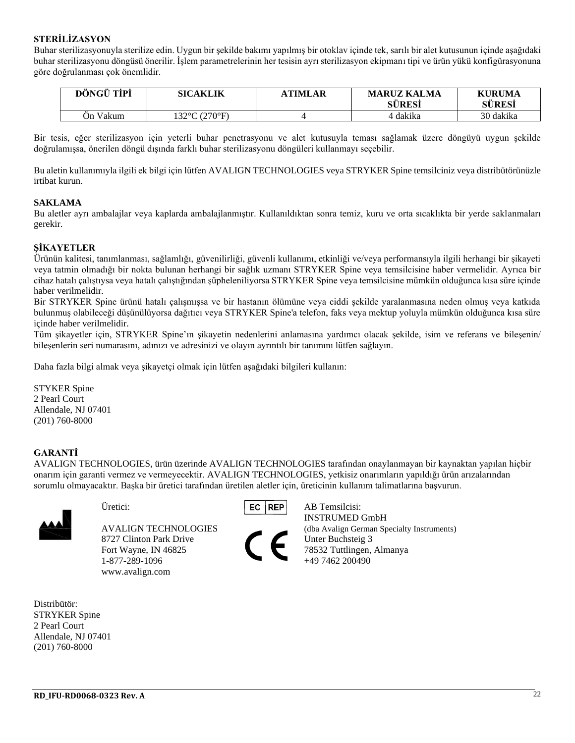**STERİLİZASYON**

Buhar sterilizasyonuyla sterilize edin. Uygun bir şekilde bakımı yapılmış bir otoklav içinde tek, sarılı bir alet kutusunun içinde aşağıdaki buhar sterilizasyonu döngüsü önerilir. İşlem parametrelerinin her tesisin ayrı sterilizasyon ekipmanı tipi ve ürün yükü konfigürasyonuna göre doğrulanması çok önemlidir.

| DÖNGÜ TİPİ | SICAKLIK | ATIMLAR | MARUZ KALMA SÜRESİ | KURUMA SÜRESİ |
|---|---|---|---|---|
| Ön Vakum | 132°C (270°F) | 4 | 4 dakika | 30 dakika |

Bir tesis, eğer sterilizasyon için yeterli buhar penetrasyonu ve alet kutusuyla teması sağlamak üzere döngüyü uygun şekilde doğrulamışsa, önerilen döngü dışında farklı buhar sterilizasyonu döngüleri kullanmayı seçebilir.

Bu aletin kullanımıyla ilgili ek bilgi için lütfen AVALIGN TECHNOLOGIES veya STRYKER Spine temsilciniz veya distribütörünüzle irtibat kurun.

**SAKLAMA**

Bu aletler ayrı ambalajlar veya kaplarda ambalajlanmıştır. Kullanıldıktan sonra temiz, kuru ve orta sıcaklıkta bir yerde saklanmaları gerekir.

**ŞİKAYETLER**

Ürünün kalitesi, tanımlanması, sağlamlığı, güvenilirliği, güvenli kullanımı, etkinliği ve/veya performansıyla ilgili herhangi bir şikayeti veya tatmin olmadığı bir nokta bulunan herhangi bir sağlık uzmanı STRYKER Spine veya temsilcisine haber vermelidir. Ayrıca bir cihaz hatalı çalıştıysa veya hatalı çalıştığından şüpheleniliyorsa STRYKER Spine veya temsilcisine mümkün olduğunca kısa süre içinde haber verilmelidir.

Bir STRYKER Spine ürünü hatalı çalışmışsa ve bir hastanın ölümüne veya ciddi şekilde yaralanmasına neden olmuş veya katkıda bulunmuş olabileceği düşünülüyorsa dağıtıcı veya STRYKER Spine'a telefon, faks veya mektup yoluyla mümkün olduğunca kısa süre içinde haber verilmelidir.

Tüm şikayetler için, STRYKER Spine'ın şikayetin nedenlerini anlamasına yardımcı olacak şekilde, isim ve referans ve bileşenin/bileşenlerin seri numarasını, adınızı ve adresinizi ve olayın ayrıntılı bir tanımını lütfen sağlayın.

Daha fazla bilgi almak veya şikayetçi olmak için lütfen aşağıdaki bilgileri kullanın:

STYKER Spine
2 Pearl Court
Allendale, NJ 07401
(201) 760-8000

**GARANTİ**

AVALIGN TECHNOLOGIES, ürün üzerinde AVALIGN TECHNOLOGIES tarafından onaylanmayan bir kaynaktan yapılan hiçbir onarım için garanti vermez ve vermeyecektir. AVALIGN TECHNOLOGIES, yetkisiz onarımların yapıldığı ürün arızalarından sorumlu olmayacaktır. Başka bir üretici tarafından üretilen aletler için, üreticinin kullanım talimatlarına başvurun.

Üretici:

AVALIGN TECHNOLOGIES
8727 Clinton Park Drive
Fort Wayne, IN 46825
1-877-289-1096
www.avalign.com

EC REP

AB Temsilcisi:
INSTRUMED GmbH
(dba Avalign German Specialty Instruments)
Unter Buchsteig 3
78532 Tuttlingen, Almanya
+49 7462 200490

CE

Distribütör:
STRYKER Spine
2 Pearl Court
Allendale, NJ 07401
(201) 760-8000

RD_IFU-RD0068-0323 Rev. A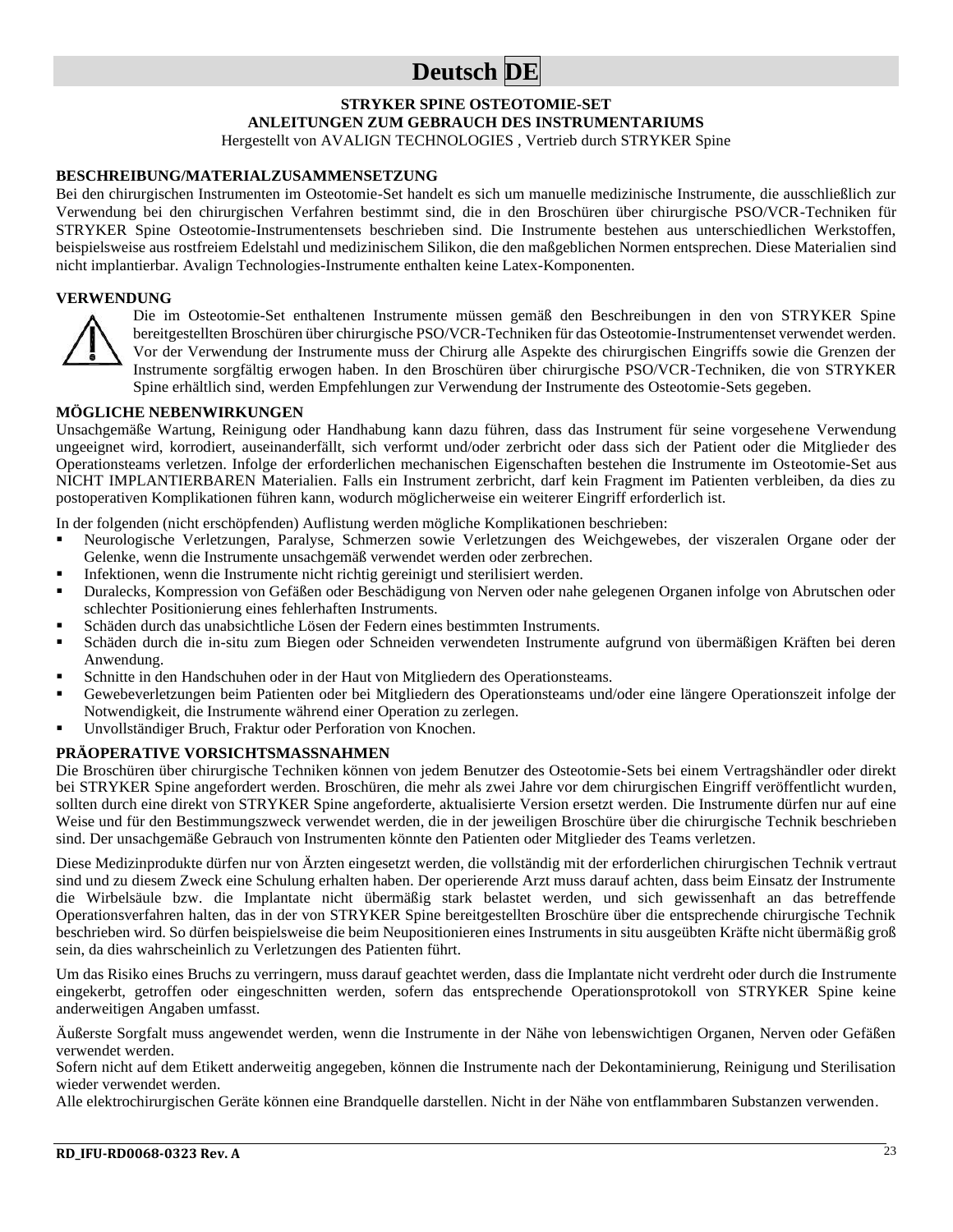# Deutsch DE

**STRYKER SPINE OSTEOTOMIE-SET**
**ANLEITUNGEN ZUM GEBRAUCH DES INSTRUMENTARIUMS**
Hergestellt von AVALIGN TECHNOLOGIES , Vertrieb durch STRYKER Spine

## BESCHREIBUNG/MATERIALZUSAMMENSETZUNG

Bei den chirurgischen Instrumenten im Osteotomie-Set handelt es sich um manuelle medizinische Instrumente, die ausschließlich zur Verwendung bei den chirurgischen Verfahren bestimmt sind, die in den Broschüren über chirurgische PSO/VCR-Techniken für STRYKER Spine Osteotomie-Instrumentensets beschrieben sind. Die Instrumente bestehen aus unterschiedlichen Werkstoffen, beispielsweise aus rostfreiem Edelstahl und medizinischem Silikon, die den maßgeblichen Normen entsprechen. Diese Materialien sind nicht implantierbar. Avalign Technologies-Instrumente enthalten keine Latex-Komponenten.

## VERWENDUNG

Die im Osteotomie-Set enthaltenen Instrumente müssen gemäß den Beschreibungen in den von STRYKER Spine bereitgestellten Broschüren über chirurgische PSO/VCR-Techniken für das Osteotomie-Instrumentenset verwendet werden. Vor der Verwendung der Instrumente muss der Chirurg alle Aspekte des chirurgischen Eingriffs sowie die Grenzen der Instrumente sorgfältig erwogen haben. In den Broschüren über chirurgische PSO/VCR-Techniken, die von STRYKER Spine erhältlich sind, werden Empfehlungen zur Verwendung der Instrumente des Osteotomie-Sets gegeben.

## MÖGLICHE NEBENWIRKUNGEN

Unsachgemäße Wartung, Reinigung oder Handhabung kann dazu führen, dass das Instrument für seine vorgesehene Verwendung ungeeignet wird, korrodiert, auseinanderfällt, sich verformt und/oder zerbricht oder dass sich der Patient oder die Mitglieder des Operationsteams verletzen. Infolge der erforderlichen mechanischen Eigenschaften bestehen die Instrumente im Osteotomie-Set aus NICHT IMPLANTIERBAREN Materialien. Falls ein Instrument zerbricht, darf kein Fragment im Patienten verbleiben, da dies zu postoperativen Komplikationen führen kann, wodurch möglicherweise ein weiterer Eingriff erforderlich ist.

In der folgenden (nicht erschöpfenden) Auflistung werden mögliche Komplikationen beschrieben:

- Neurologische Verletzungen, Paralyse, Schmerzen sowie Verletzungen des Weichgewebes, der viszeralen Organe oder der Gelenke, wenn die Instrumente unsachgemäß verwendet werden oder zerbrechen.
- Infektionen, wenn die Instrumente nicht richtig gereinigt und sterilisiert werden.
- Duralecks, Kompression von Gefäßen oder Beschädigung von Nerven oder nahe gelegenen Organen infolge von Abrutschen oder schlechter Positionierung eines fehlerhaften Instruments.
- Schäden durch das unabsichtliche Lösen der Federn eines bestimmten Instruments.
- Schäden durch die in-situ zum Biegen oder Schneiden verwendeten Instrumente aufgrund von übermäßigen Kräften bei deren Anwendung.
- Schnitte in den Handschuhen oder in der Haut von Mitgliedern des Operationsteams.
- Gewebeverletzungen beim Patienten oder bei Mitgliedern des Operationsteams und/oder eine längere Operationszeit infolge der Notwendigkeit, die Instrumente während einer Operation zu zerlegen.
- Unvollständiger Bruch, Fraktur oder Perforation von Knochen.

## PRÄOPERATIVE VORSICHTSMASSNAHMEN

Die Broschüren über chirurgische Techniken können von jedem Benutzer des Osteotomie-Sets bei einem Vertragshändler oder direkt bei STRYKER Spine angefordert werden. Broschüren, die mehr als zwei Jahre vor dem chirurgischen Eingriff veröffentlicht wurden, sollten durch eine direkt von STRYKER Spine angeforderte, aktualisierte Version ersetzt werden. Die Instrumente dürfen nur auf eine Weise und für den Bestimmungszweck verwendet werden, die in der jeweiligen Broschüre über die chirurgische Technik beschrieben sind. Der unsachgemäße Gebrauch von Instrumenten könnte den Patienten oder Mitglieder des Teams verletzen.

Diese Medizinprodukte dürfen nur von Ärzten eingesetzt werden, die vollständig mit der erforderlichen chirurgischen Technik vertraut sind und zu diesem Zweck eine Schulung erhalten haben. Der operierende Arzt muss darauf achten, dass beim Einsatz der Instrumente die Wirbelsäule bzw. die Implantate nicht übermäßig stark belastet werden, und sich gewissenhaft an das betreffende Operationsverfahren halten, das in der von STRYKER Spine bereitgestellten Broschüre über die entsprechende chirurgische Technik beschrieben wird. So dürfen beispielsweise die beim Neupositionieren eines Instruments in situ ausgeübten Kräfte nicht übermäßig groß sein, da dies wahrscheinlich zu Verletzungen des Patienten führt.

Um das Risiko eines Bruchs zu verringern, muss darauf geachtet werden, dass die Implantate nicht verdreht oder durch die Instrumente eingekerbt, getroffen oder eingeschnitten werden, sofern das entsprechende Operationsprotokoll von STRYKER Spine keine anderweitigen Angaben umfasst.

Äußerste Sorgfalt muss angewendet werden, wenn die Instrumente in der Nähe von lebenswichtigen Organen, Nerven oder Gefäßen verwendet werden.
Sofern nicht auf dem Etikett anderweitig angegeben, können die Instrumente nach der Dekontaminierung, Reinigung und Sterilisation wieder verwendet werden.
Alle elektrochirurgischen Geräte können eine Brandquelle darstellen. Nicht in der Nähe von entflammbaren Substanzen verwenden.

**RD_IFU-RD0068-0323 Rev. A**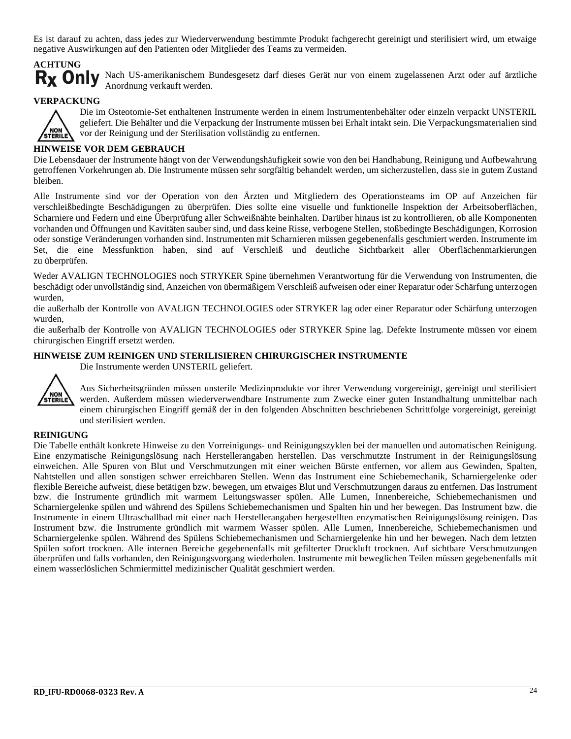Es ist darauf zu achten, dass jedes zur Wiederverwendung bestimmte Produkt fachgerecht gereinigt und sterilisiert wird, um etwaige negative Auswirkungen auf den Patienten oder Mitglieder des Teams zu vermeiden.

**ACHTUNG**

**Rx Only** Nach US-amerikanischem Bundesgesetz darf dieses Gerät nur von einem zugelassenen Arzt oder auf ärztliche Anordnung verkauft werden.

**VERPACKUNG**

NON STERILE

Die im Osteotomie-Set enthaltenen Instrumente werden in einem Instrumentenbehälter oder einzeln verpackt UNSTERIL geliefert. Die Behälter und die Verpackung der Instrumente müssen bei Erhalt intakt sein. Die Verpackungsmaterialien sind vor der Reinigung und der Sterilisation vollständig zu entfernen.

**HINWEISE VOR DEM GEBRAUCH**

Die Lebensdauer der Instrumente hängt von der Verwendungshäufigkeit sowie von den bei Handhabung, Reinigung und Aufbewahrung getroffenen Vorkehrungen ab. Die Instrumente müssen sehr sorgfältig behandelt werden, um sicherzustellen, dass sie in gutem Zustand bleiben.

Alle Instrumente sind vor der Operation von den Ärzten und Mitgliedern des Operationsteams im OP auf Anzeichen für verschleißbedingte Beschädigungen zu überprüfen. Dies sollte eine visuelle und funktionelle Inspektion der Arbeitsoberflächen, Scharniere und Federn und eine Überprüfung aller Schweißnähte beinhalten. Darüber hinaus ist zu kontrollieren, ob alle Komponenten vorhanden und Öffnungen und Kavitäten sauber sind, und dass keine Risse, verbogene Stellen, stoßbedingte Beschädigungen, Korrosion oder sonstige Veränderungen vorhanden sind. Instrumenten mit Scharnieren müssen gegebenenfalls geschmiert werden. Instrumente im Set, die eine Messfunktion haben, sind auf Verschleiß und deutliche Sichtbarkeit aller Oberflächenmarkierungen zu überprüfen.

Weder AVALIGN TECHNOLOGIES noch STRYKER Spine übernehmen Verantwortung für die Verwendung von Instrumenten, die beschädigt oder unvollständig sind, Anzeichen von übermäßigem Verschleiß aufweisen oder einer Reparatur oder Schärfung unterzogen wurden,
die außerhalb der Kontrolle von AVALIGN TECHNOLOGIES oder STRYKER lag oder einer Reparatur oder Schärfung unterzogen wurden,
die außerhalb der Kontrolle von AVALIGN TECHNOLOGIES oder STRYKER Spine lag. Defekte Instrumente müssen vor einem chirurgischen Eingriff ersetzt werden.

**HINWEISE ZUM REINIGEN UND STERILISIEREN CHIRURGISCHER INSTRUMENTE**

Die Instrumente werden UNSTERIL geliefert.

NON STERILE

Aus Sicherheitsgründen müssen unsterile Medizinprodukte vor ihrer Verwendung vorgereinigt, gereinigt und sterilisiert werden. Außerdem müssen wiederverwendbare Instrumente zum Zwecke einer guten Instandhaltung unmittelbar nach einem chirurgischen Eingriff gemäß der in den folgenden Abschnitten beschriebenen Schrittfolge vorgereinigt, gereinigt und sterilisiert werden.

**REINIGUNG**

Die Tabelle enthält konkrete Hinweise zu den Vorreinigungs- und Reinigungszyklen bei der manuellen und automatischen Reinigung. Eine enzymatische Reinigungslösung nach Herstellerangaben herstellen. Das verschmutzte Instrument in der Reinigungslösung einweichen. Alle Spuren von Blut und Verschmutzungen mit einer weichen Bürste entfernen, vor allem aus Gewinden, Spalten, Nahtstellen und allen sonstigen schwer erreichbaren Stellen. Wenn das Instrument eine Schiebemechanik, Scharniergelenke oder flexible Bereiche aufweist, diese betätigen bzw. bewegen, um etwaiges Blut und Verschmutzungen daraus zu entfernen. Das Instrument bzw. die Instrumente gründlich mit warmem Leitungswasser spülen. Alle Lumen, Innenbereiche, Schiebemechanismen und Scharniergelenke spülen und während des Spülens Schiebemechanismen und Spalten hin und her bewegen. Das Instrument bzw. die Instrumente in einem Ultraschallbad mit einer nach Herstellerangaben hergestellten enzymatischen Reinigungslösung reinigen. Das Instrument bzw. die Instrumente gründlich mit warmem Wasser spülen. Alle Lumen, Innenbereiche, Schiebemechanismen und Scharniergelenke spülen. Während des Spülens Schiebemechanismen und Scharniergelenke hin und her bewegen. Nach dem letzten Spülen sofort trocknen. Alle internen Bereiche gegebenenfalls mit gefilterter Druckluft trocknen. Auf sichtbare Verschmutzungen überprüfen und falls vorhanden, den Reinigungsvorgang wiederholen. Instrumente mit beweglichen Teilen müssen gegebenenfalls mit einem wasserlöslichen Schmiermittel medizinischer Qualität geschmiert werden.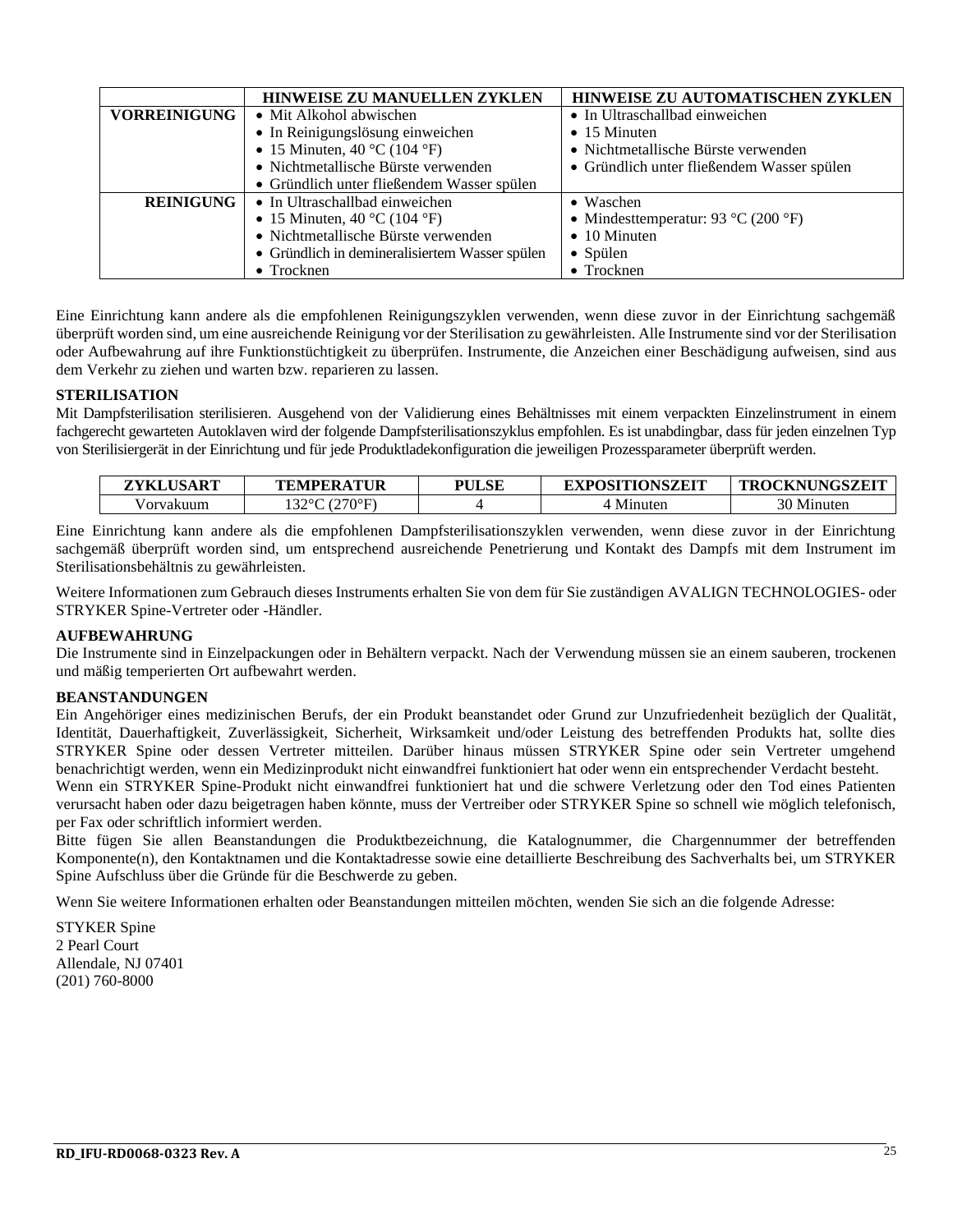| | HINWEISE ZU MANUELLEN ZYKLEN | HINWEISE ZU AUTOMATISCHEN ZYKLEN |
|---|---|---|
| **VORREINIGUNG** | • Mit Alkohol abwischen<br>• In Reinigungslösung einweichen<br>• 15 Minuten, 40 °C (104 °F)<br>• Nichtmetallische Bürste verwenden<br>• Gründlich unter fließendem Wasser spülen | • In Ultraschallbad einweichen<br>• 15 Minuten<br>• Nichtmetallische Bürste verwenden<br>• Gründlich unter fließendem Wasser spülen |
| **REINIGUNG** | • In Ultraschallbad einweichen<br>• 15 Minuten, 40 °C (104 °F)<br>• Nichtmetallische Bürste verwenden<br>• Gründlich in demineralisiertem Wasser spülen<br>• Trocknen | • Waschen<br>• Mindesttemperatur: 93 °C (200 °F)<br>• 10 Minuten<br>• Spülen<br>• Trocknen |

Eine Einrichtung kann andere als die empfohlenen Reinigungszyklen verwenden, wenn diese zuvor in der Einrichtung sachgemäß überprüft worden sind, um eine ausreichende Reinigung vor der Sterilisation zu gewährleisten. Alle Instrumente sind vor der Sterilisation oder Aufbewahrung auf ihre Funktionstüchtigkeit zu überprüfen. Instrumente, die Anzeichen einer Beschädigung aufweisen, sind aus dem Verkehr zu ziehen und warten bzw. reparieren zu lassen.

**STERILISATION**

Mit Dampfsterilisation sterilisieren. Ausgehend von der Validierung eines Behältnisses mit einem verpackten Einzelinstrument in einem fachgerecht gewarteten Autoklaven wird der folgende Dampfsterilisationszyklus empfohlen. Es ist unabdingbar, dass für jeden einzelnen Typ von Sterilisiergerät in der Einrichtung und für jede Produktladekonfiguration die jeweiligen Prozessparameter überprüft werden.

| ZYKLUSART | TEMPERATUR | PULSE | EXPOSITIONSZEIT | TROCKNUNGSZEIT |
|---|---|---|---|---|
| Vorvakuum | 132°C (270°F) | 4 | 4 Minuten | 30 Minuten |

Eine Einrichtung kann andere als die empfohlenen Dampfsterilisationszyklen verwenden, wenn diese zuvor in der Einrichtung sachgemäß überprüft worden sind, um entsprechend ausreichende Penetrierung und Kontakt des Dampfs mit dem Instrument im Sterilisationsbehältnis zu gewährleisten.

Weitere Informationen zum Gebrauch dieses Instruments erhalten Sie von dem für Sie zuständigen AVALIGN TECHNOLOGIES- oder STRYKER Spine-Vertreter oder -Händler.

**AUFBEWAHRUNG**

Die Instrumente sind in Einzelpackungen oder in Behältern verpackt. Nach der Verwendung müssen sie an einem sauberen, trockenen und mäßig temperierten Ort aufbewahrt werden.

**BEANSTANDUNGEN**

Ein Angehöriger eines medizinischen Berufs, der ein Produkt beanstandet oder Grund zur Unzufriedenheit bezüglich der Qualität, Identität, Dauerhaftigkeit, Zuverlässigkeit, Sicherheit, Wirksamkeit und/oder Leistung des betreffenden Produkts hat, sollte dies STRYKER Spine oder dessen Vertreter mitteilen. Darüber hinaus müssen STRYKER Spine oder sein Vertreter umgehend benachrichtigt werden, wenn ein Medizinprodukt nicht einwandfrei funktioniert hat oder wenn ein entsprechender Verdacht besteht.

Wenn ein STRYKER Spine-Produkt nicht einwandfrei funktioniert hat und die schwere Verletzung oder den Tod eines Patienten verursacht haben oder dazu beigetragen haben könnte, muss der Vertreiber oder STRYKER Spine so schnell wie möglich telefonisch, per Fax oder schriftlich informiert werden.

Bitte fügen Sie allen Beanstandungen die Produktbezeichnung, die Katalognummer, die Chargennummer der betreffenden Komponente(n), den Kontaktnamen und die Kontaktadresse sowie eine detaillierte Beschreibung des Sachverhalts bei, um STRYKER Spine Aufschluss über die Gründe für die Beschwerde zu geben.

Wenn Sie weitere Informationen erhalten oder Beanstandungen mitteilen möchten, wenden Sie sich an die folgende Adresse:

STYKER Spine
2 Pearl Court
Allendale, NJ 07401
(201) 760-8000

RD_IFU-RD0068-0323 Rev. A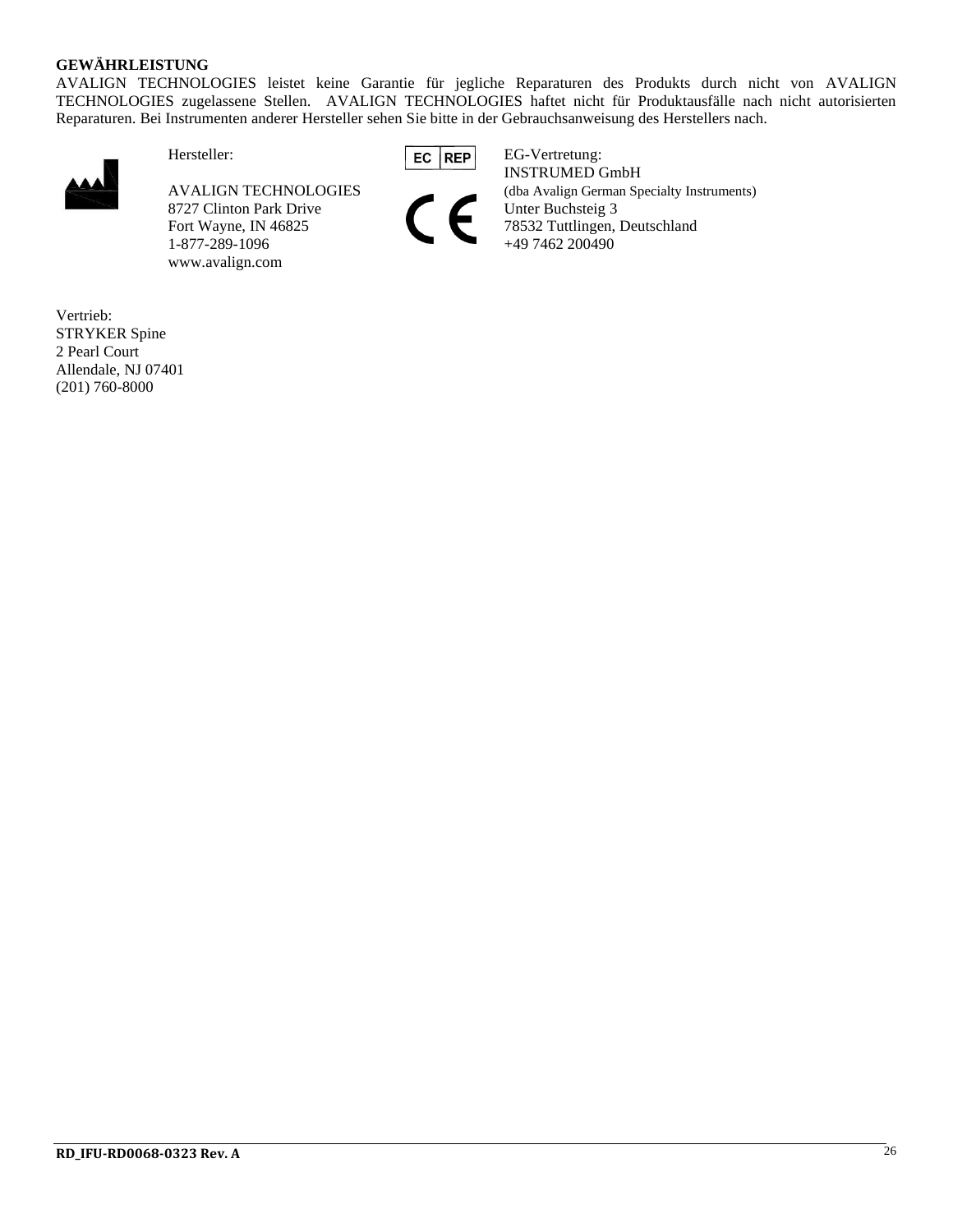**GEWÄHRLEISTUNG**

AVALIGN TECHNOLOGIES leistet keine Garantie für jegliche Reparaturen des Produkts durch nicht von AVALIGN TECHNOLOGIES zugelassene Stellen. AVALIGN TECHNOLOGIES haftet nicht für Produktausfälle nach nicht autorisierten Reparaturen. Bei Instrumenten anderer Hersteller sehen Sie bitte in der Gebrauchsanweisung des Herstellers nach.

Hersteller:

AVALIGN TECHNOLOGIES
8727 Clinton Park Drive
Fort Wayne, IN 46825
1-877-289-1096
www.avalign.com

EC REP

EG-Vertretung:
INSTRUMED GmbH
(dba Avalign German Specialty Instruments)
Unter Buchsteig 3
78532 Tuttlingen, Deutschland
+49 7462 200490

CE

Vertrieb:
STRYKER Spine
2 Pearl Court
Allendale, NJ 07401
(201) 760-8000

RD_IFU-RD0068-0323 Rev. A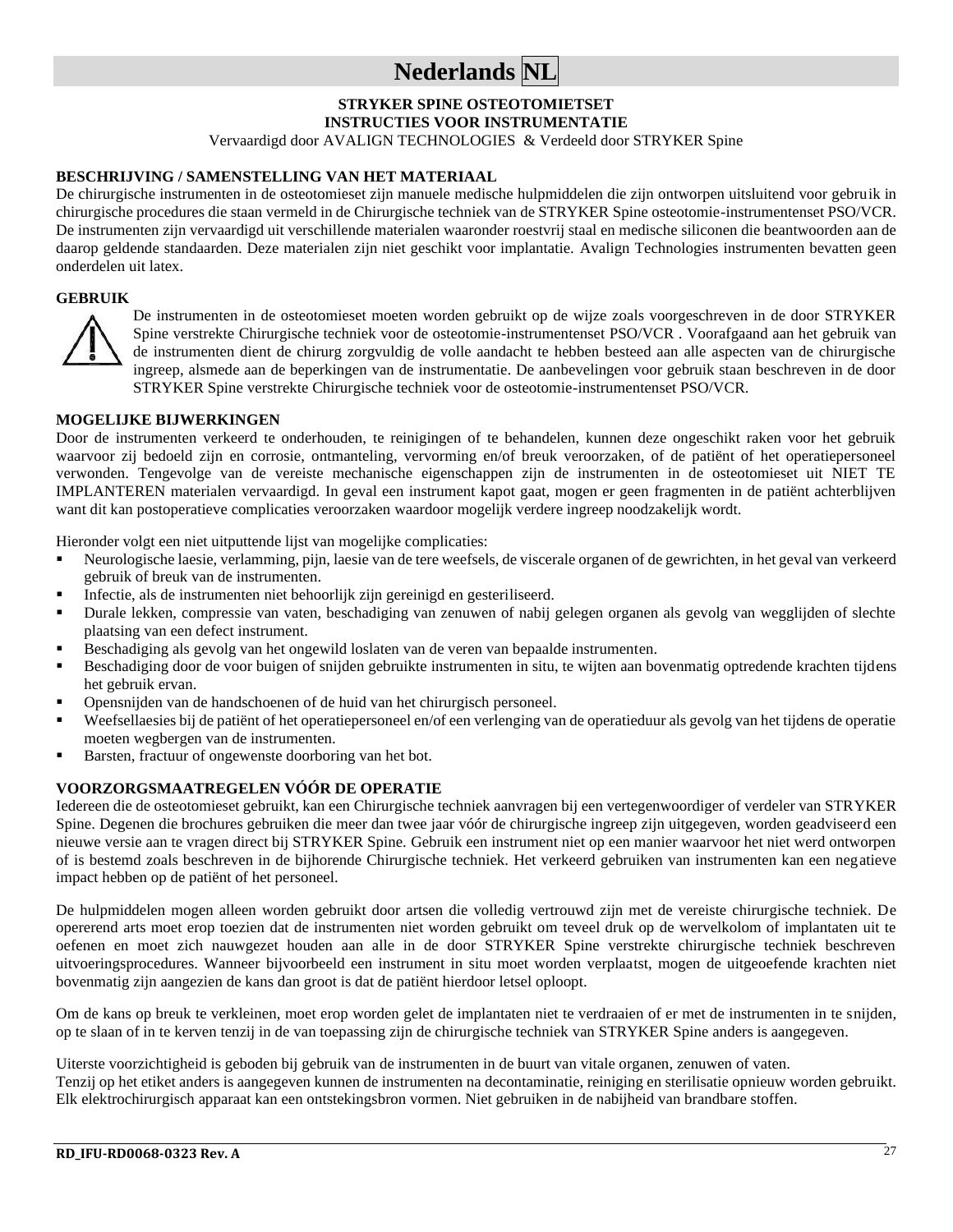# Nederlands NL

**STRYKER SPINE OSTEOTOMIETSET**
**INSTRUCTIES VOOR INSTRUMENTATIE**
Vervaardigd door AVALIGN TECHNOLOGIES & Verdeeld door STRYKER Spine

## BESCHRIJVING / SAMENSTELLING VAN HET MATERIAAL

De chirurgische instrumenten in de osteotomieset zijn manuele medische hulpmiddelen die zijn ontworpen uitsluitend voor gebruik in chirurgische procedures die staan vermeld in de Chirurgische techniek van de STRYKER Spine osteotomie-instrumentenset PSO/VCR. De instrumenten zijn vervaardigd uit verschillende materialen waaronder roestvrij staal en medische siliconen die beantwoorden aan de daarop geldende standaarden. Deze materialen zijn niet geschikt voor implantatie. Avalign Technologies instrumenten bevatten geen onderdelen uit latex.

## GEBRUIK

De instrumenten in de osteotomieset moeten worden gebruikt op de wijze zoals voorgeschreven in de door STRYKER Spine verstrekte Chirurgische techniek voor de osteotomie-instrumentenset PSO/VCR . Voorafgaand aan het gebruik van de instrumenten dient de chirurg zorgvuldig de volle aandacht te hebben besteed aan alle aspecten van de chirurgische ingreep, alsmede aan de beperkingen van de instrumentatie. De aanbevelingen voor gebruik staan beschreven in de door STRYKER Spine verstrekte Chirurgische techniek voor de osteotomie-instrumentenset PSO/VCR.

## MOGELIJKE BIJWERKINGEN

Door de instrumenten verkeerd te onderhouden, te reinigingen of te behandelen, kunnen deze ongeschikt raken voor het gebruik waarvoor zij bedoeld zijn en corrosie, ontmanteling, vervorming en/of breuk veroorzaken, of de patiënt of het operatiepersoneel verwonden. Tengevolge van de vereiste mechanische eigenschappen zijn de instrumenten in de osteotomieset uit NIET TE IMPLANTEREN materialen vervaardigd. In geval een instrument kapot gaat, mogen er geen fragmenten in de patiënt achterblijven want dit kan postoperatieve complicaties veroorzaken waardoor mogelijk verdere ingreep noodzakelijk wordt.

Hieronder volgt een niet uitputtende lijst van mogelijke complicaties:

- Neurologische laesie, verlamming, pijn, laesie van de tere weefsels, de viscerale organen of de gewrichten, in het geval van verkeerd gebruik of breuk van de instrumenten.
- Infectie, als de instrumenten niet behoorlijk zijn gereinigd en gesteriliseerd.
- Durale lekken, compressie van vaten, beschadiging van zenuwen of nabij gelegen organen als gevolg van wegglijden of slechte plaatsing van een defect instrument.
- Beschadiging als gevolg van het ongewild loslaten van de veren van bepaalde instrumenten.
- Beschadiging door de voor buigen of snijden gebruikte instrumenten in situ, te wijten aan bovenmatig optredende krachten tijdens het gebruik ervan.
- Opensnijden van de handschoenen of de huid van het chirurgisch personeel.
- Weefsellaesies bij de patiënt of het operatiepersoneel en/of een verlenging van de operatieduur als gevolg van het tijdens de operatie moeten wegbergen van de instrumenten.
- Barsten, fractuur of ongewenste doorboring van het bot.

## VOORZORGSMAATREGELEN VÓÓR DE OPERATIE

Iedereen die de osteotomieset gebruikt, kan een Chirurgische techniek aanvragen bij een vertegenwoordiger of verdeler van STRYKER Spine. Degenen die brochures gebruiken die meer dan twee jaar vóór de chirurgische ingreep zijn uitgegeven, worden geadviseerd een nieuwe versie aan te vragen direct bij STRYKER Spine. Gebruik een instrument niet op een manier waarvoor het niet werd ontworpen of is bestemd zoals beschreven in de bijhorende Chirurgische techniek. Het verkeerd gebruiken van instrumenten kan een negatieve impact hebben op de patiënt of het personeel.

De hulpmiddelen mogen alleen worden gebruikt door artsen die volledig vertrouwd zijn met de vereiste chirurgische techniek. De opererend arts moet erop toezien dat de instrumenten niet worden gebruikt om teveel druk op de wervelkolom of implantaten uit te oefenen en moet zich nauwgezet houden aan alle in de door STRYKER Spine verstrekte chirurgische techniek beschreven uitvoeringsprocedures. Wanneer bijvoorbeeld een instrument in situ moet worden verplaatst, mogen de uitgeoefende krachten niet bovenmatig zijn aangezien de kans dan groot is dat de patiënt hierdoor letsel oploopt.

Om de kans op breuk te verkleinen, moet erop worden gelet de implantaten niet te verdraaien of er met de instrumenten in te snijden, op te slaan of in te kerven tenzij in de van toepassing zijn de chirurgische techniek van STRYKER Spine anders is aangegeven.

Uiterste voorzichtigheid is geboden bij gebruik van de instrumenten in de buurt van vitale organen, zenuwen of vaten.
Tenzij op het etiket anders is aangegeven kunnen de instrumenten na decontaminatie, reiniging en sterilisatie opnieuw worden gebruikt.
Elk elektrochirurgisch apparaat kan een ontstekingsbron vormen. Niet gebruiken in de nabijheid van brandbare stoffen.

RD_IFU-RD0068-0323 Rev. A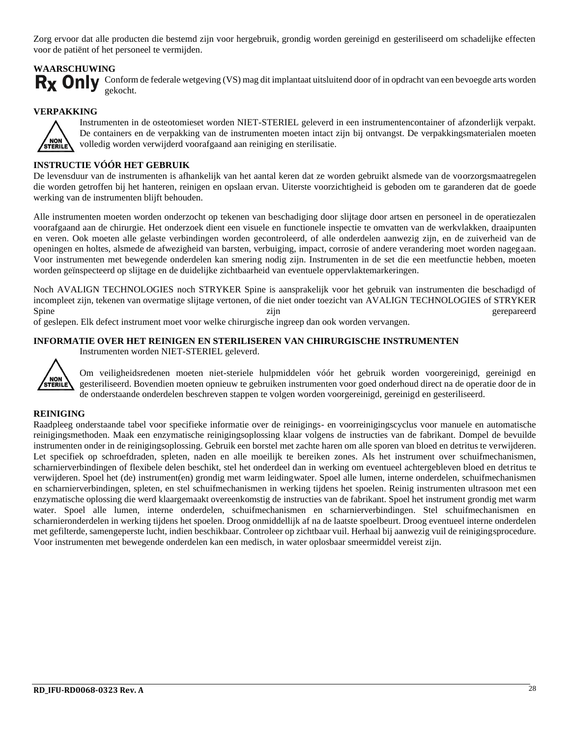Zorg ervoor dat alle producten die bestemd zijn voor hergebruik, grondig worden gereinigd en gesteriliseerd om schadelijke effecten voor de patiënt of het personeel te vermijden.

**WAARSCHUWING**

**Rx Only** Conform de federale wetgeving (VS) mag dit implantaat uitsluitend door of in opdracht van een bevoegde arts worden gekocht.

**VERPAKKING**

NON STERILE

Instrumenten in de osteotomieset worden NIET-STERIEL geleverd in een instrumentencontainer of afzonderlijk verpakt. De containers en de verpakking van de instrumenten moeten intact zijn bij ontvangst. De verpakkingsmaterialen moeten volledig worden verwijderd voorafgaand aan reiniging en sterilisatie.

**INSTRUCTIE VÓÓR HET GEBRUIK**

De levensduur van de instrumenten is afhankelijk van het aantal keren dat ze worden gebruikt alsmede van de voorzorgsmaatregelen die worden getroffen bij het hanteren, reinigen en opslaan ervan. Uiterste voorzichtigheid is geboden om te garanderen dat de goede werking van de instrumenten blijft behouden.

Alle instrumenten moeten worden onderzocht op tekenen van beschadiging door slijtage door artsen en personeel in de operatiezalen voorafgaand aan de chirurgie. Het onderzoek dient een visuele en functionele inspectie te omvatten van de werkvlakken, draaipunten en veren. Ook moeten alle gelaste verbindingen worden gecontroleerd, of alle onderdelen aanwezig zijn, en de zuiverheid van de openingen en holtes, alsmede de afwezigheid van barsten, verbuiging, impact, corrosie of andere verandering moet worden nagegaan. Voor instrumenten met bewegende onderdelen kan smering nodig zijn. Instrumenten in de set die een meetfunctie hebben, moeten worden geïnspecteerd op slijtage en de duidelijke zichtbaarheid van eventuele oppervlaktemarkeringen.

Noch AVALIGN TECHNOLOGIES noch STRYKER Spine is aansprakelijk voor het gebruik van instrumenten die beschadigd of incompleet zijn, tekenen van overmatige slijtage vertonen, of die niet onder toezicht van AVALIGN TECHNOLOGIES of STRYKER Spine zijn gerepareerd of geslepen. Elk defect instrument moet voor welke chirurgische ingreep dan ook worden vervangen.

**INFORMATIE OVER HET REINIGEN EN STERILISEREN VAN CHIRURGISCHE INSTRUMENTEN**

Instrumenten worden NIET-STERIEL geleverd.

NON STERILE

Om veiligheidsredenen moeten niet-steriele hulpmiddelen vóór het gebruik worden voorgereinigd, gereinigd en gesteriliseerd. Bovendien moeten opnieuw te gebruiken instrumenten voor goed onderhoud direct na de operatie door de in de onderstaande onderdelen beschreven stappen te volgen worden voorgereinigd, gereinigd en gesteriliseerd.

**REINIGING**

Raadpleeg onderstaande tabel voor specifieke informatie over de reinigings- en voorreinigingscyclus voor manuele en automatische reinigingsmethoden. Maak een enzymatische reinigingsoplossing klaar volgens de instructies van de fabrikant. Dompel de bevuilde instrumenten onder in de reinigingsoplossing. Gebruik een borstel met zachte haren om alle sporen van bloed en detritus te verwijderen. Let specifiek op schroefdraden, spleten, naden en alle moeilijk te bereiken zones. Als het instrument over schuifmechanismen, scharnierverbindingen of flexibele delen beschikt, stel het onderdeel dan in werking om eventueel achtergebleven bloed en detritus te verwijderen. Spoel het (de) instrument(en) grondig met warm leidingwater. Spoel alle lumen, interne onderdelen, schuifmechanismen en scharnierverbindingen, spleten, en stel schuifmechanismen in werking tijdens het spoelen. Reinig instrumenten ultrasoon met een enzymatische oplossing die werd klaargemaakt overeenkomstig de instructies van de fabrikant. Spoel het instrument grondig met warm water. Spoel alle lumen, interne onderdelen, schuifmechanismen en scharnierverbindingen. Stel schuifmechanismen en scharnieronderdelen in werking tijdens het spoelen. Droog onmiddellijk af na de laatste spoelbeurt. Droog eventueel interne onderdelen met gefilterde, samengeperste lucht, indien beschikbaar. Controleer op zichtbaar vuil. Herhaal bij aanwezig vuil de reinigingsprocedure. Voor instrumenten met bewegende onderdelen kan een medisch, in water oplosbaar smeermiddel vereist zijn.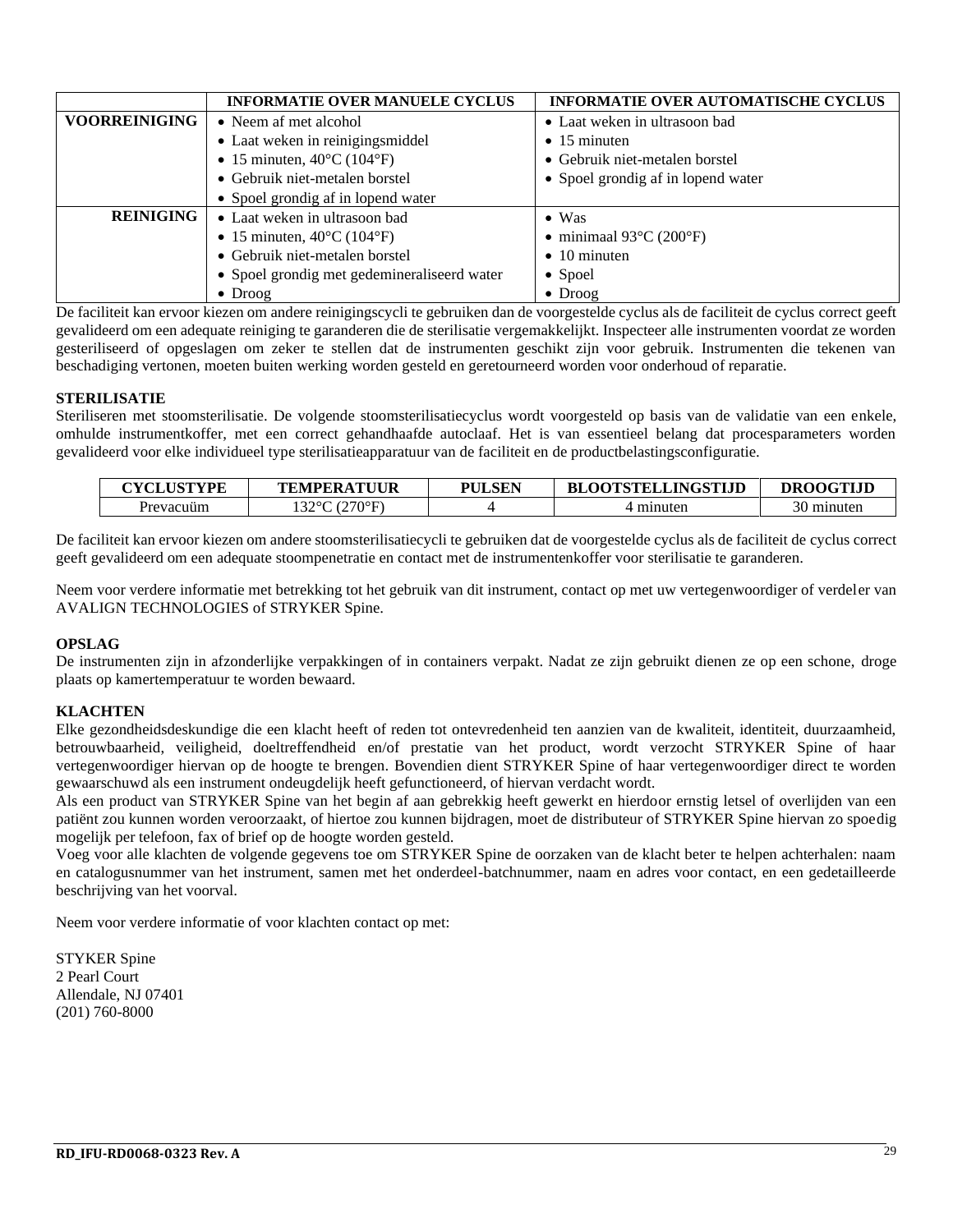| | INFORMATIE OVER MANUELE CYCLUS | INFORMATIE OVER AUTOMATISCHE CYCLUS |
|---|---|---|
| **VOORREINIGING** | • Neem af met alcohol<br>• Laat weken in reinigingsmiddel<br>• 15 minuten, 40°C (104°F)<br>• Gebruik niet-metalen borstel<br>• Spoel grondig af in lopend water | • Laat weken in ultrasoon bad<br>• 15 minuten<br>• Gebruik niet-metalen borstel<br>• Spoel grondig af in lopend water |
| **REINIGING** | • Laat weken in ultrasoon bad<br>• 15 minuten, 40°C (104°F)<br>• Gebruik niet-metalen borstel<br>• Spoel grondig met gedemineraliseerd water<br>• Droog | • Was<br>• minimaal 93°C (200°F)<br>• 10 minuten<br>• Spoel<br>• Droog |

De faciliteit kan ervoor kiezen om andere reinigingscycli te gebruiken dan de voorgestelde cyclus als de faciliteit de cyclus correct geeft gevalideerd om een adequate reiniging te garanderen die de sterilisatie vergemakkelijkt. Inspecteer alle instrumenten voordat ze worden gesteriliseerd of opgeslagen om zeker te stellen dat de instrumenten geschikt zijn voor gebruik. Instrumenten die tekenen van beschadiging vertonen, moeten buiten werking worden gesteld en geretourneerd worden voor onderhoud of reparatie.

**STERILISATIE**

Steriliseren met stoomsterilisatie. De volgende stoomsterilisatiecyclus wordt voorgesteld op basis van de validatie van een enkele, omhulde instrumentkoffer, met een correct gehandhaafde autoclaaf. Het is van essentieel belang dat procesparameters worden gevalideerd voor elke individueel type sterilisatieapparatuur van de faciliteit en de productbelastingsconfiguratie.

| CYCLUSTYPE | TEMPERATUUR | PULSEN | BLOOTSTELLINGSTIJD | DROOGTIJD |
|---|---|---|---|---|
| Prevacuüm | 132°C (270°F) | 4 | 4 minuten | 30 minuten |

De faciliteit kan ervoor kiezen om andere stoomsterilisatiecycli te gebruiken dat de voorgestelde cyclus als de faciliteit de cyclus correct geeft gevalideerd om een adequate stoompenetratie en contact met de instrumentenkoffer voor sterilisatie te garanderen.

Neem voor verdere informatie met betrekking tot het gebruik van dit instrument, contact op met uw vertegenwoordiger of verdeler van AVALIGN TECHNOLOGIES of STRYKER Spine.

**OPSLAG**

De instrumenten zijn in afzonderlijke verpakkingen of in containers verpakt. Nadat ze zijn gebruikt dienen ze op een schone, droge plaats op kamertemperatuur te worden bewaard.

**KLACHTEN**

Elke gezondheidsdeskundige die een klacht heeft of reden tot ontevredenheid ten aanzien van de kwaliteit, identiteit, duurzaamheid, betrouwbaarheid, veiligheid, doeltreffendheid en/of prestatie van het product, wordt verzocht STRYKER Spine of haar vertegenwoordiger hiervan op de hoogte te brengen. Bovendien dient STRYKER Spine of haar vertegenwoordiger direct te worden gewaarschuwd als een instrument ondeugdelijk heeft gefunctioneerd, of hiervan verdacht wordt.

Als een product van STRYKER Spine van het begin af aan gebrekkig heeft gewerkt en hierdoor ernstig letsel of overlijden van een patiënt zou kunnen worden veroorzaakt, of hiertoe zou kunnen bijdragen, moet de distributeur of STRYKER Spine hiervan zo spoedig mogelijk per telefoon, fax of brief op de hoogte worden gesteld.

Voeg voor alle klachten de volgende gegevens toe om STRYKER Spine de oorzaken van de klacht beter te helpen achterhalen: naam en catalogusnummer van het instrument, samen met het onderdeel-batchnummer, naam en adres voor contact, en een gedetailleerde beschrijving van het voorval.

Neem voor verdere informatie of voor klachten contact op met:

STYKER Spine
2 Pearl Court
Allendale, NJ 07401
(201) 760-8000

RD_IFU-RD0068-0323 Rev. A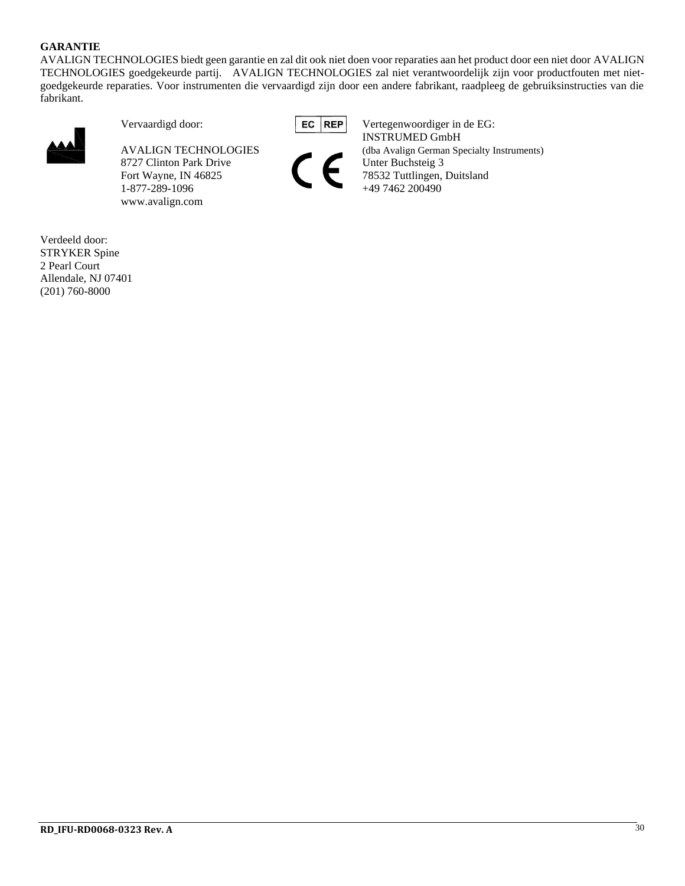**GARANTIE**

AVALIGN TECHNOLOGIES biedt geen garantie en zal dit ook niet doen voor reparaties aan het product door een niet door AVALIGN TECHNOLOGIES goedgekeurde partij. AVALIGN TECHNOLOGIES zal niet verantwoordelijk zijn voor productfouten met niet-goedgekeurde reparaties. Voor instrumenten die vervaardigd zijn door een andere fabrikant, raadpleeg de gebruiksinstructies van die fabrikant.

Vervaardigd door:

AVALIGN TECHNOLOGIES
8727 Clinton Park Drive
Fort Wayne, IN 46825
1-877-289-1096
www.avalign.com

EC REP

Vertegenwoordiger in de EG:
INSTRUMED GmbH
(dba Avalign German Specialty Instruments)
Unter Buchsteig 3
78532 Tuttlingen, Duitsland
+49 7462 200490

Verdeeld door:
STRYKER Spine
2 Pearl Court
Allendale, NJ 07401
(201) 760-8000

RD_IFU-RD0068-0323 Rev. A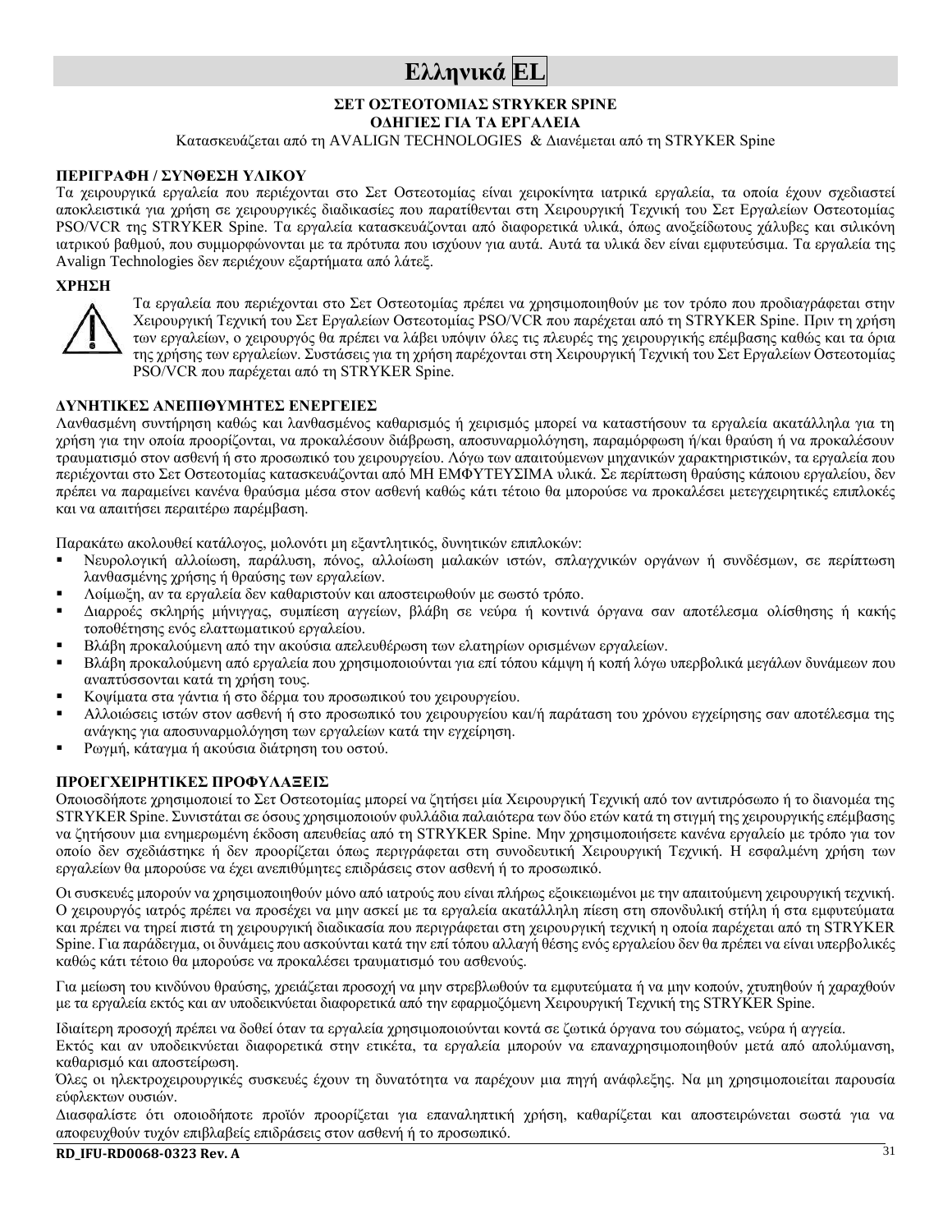# Ελληνικά EL

**ΣΕΤ ΟΣΤΕΟΤΟΜΙΑΣ STRYKER SPINE**
**ΟΔΗΓΙΕΣ ΓΙΑ ΤΑ ΕΡΓΑΛΕΙΑ**

Κατασκευάζεται από τη AVALIGN TECHNOLOGIES & Διανέμεται από τη STRYKER Spine

**ΠΕΡΙΓΡΑΦΗ / ΣΥΝΘΕΣΗ ΥΛΙΚΟΥ**

Τα χειρουργικά εργαλεία που περιέχονται στο Σετ Οστεοτομίας είναι χειροκίνητα ιατρικά εργαλεία, τα οποία έχουν σχεδιαστεί αποκλειστικά για χρήση σε χειρουργικές διαδικασίες που παρατίθενται στη Χειρουργική Τεχνική του Σετ Εργαλείων Οστεοτομίας PSO/VCR της STRYKER Spine. Τα εργαλεία κατασκευάζονται από διαφορετικά υλικά, όπως ανοξείδωτους χάλυβες και σιλικόνη ιατρικού βαθμού, που συμμορφώνονται με τα πρότυπα που ισχύουν για αυτά. Αυτά τα υλικά δεν είναι εμφυτεύσιμα. Τα εργαλεία της Avalign Technologies δεν περιέχουν εξαρτήματα από λάτεξ.

**ΧΡΗΣΗ**

Τα εργαλεία που περιέχονται στο Σετ Οστεοτομίας πρέπει να χρησιμοποιηθούν με τον τρόπο που προδιαγράφεται στην Χειρουργική Τεχνική του Σετ Εργαλείων Οστεοτομίας PSO/VCR που παρέχεται από τη STRYKER Spine. Πριν τη χρήση των εργαλείων, ο χειρουργός θα πρέπει να λάβει υπόψιν όλες τις πλευρές της χειρουργικής επέμβασης καθώς και τα όρια της χρήσης των εργαλείων. Συστάσεις για τη χρήση παρέχονται στη Χειρουργική Τεχνική του Σετ Εργαλείων Οστεοτομίας PSO/VCR που παρέχεται από τη STRYKER Spine.

**ΔΥΝΗΤΙΚΕΣ ΑΝΕΠΙΘΥΜΗΤΕΣ ΕΝΕΡΓΕΙΕΣ**

Λανθασμένη συντήρηση καθώς και λανθασμένος καθαρισμός ή χειρισμός μπορεί να καταστήσουν τα εργαλεία ακατάλληλα για τη χρήση για την οποία προορίζονται, να προκαλέσουν διάβρωση, αποσυναρμολόγηση, παραμόρφωση ή/και θραύση ή να προκαλέσουν τραυματισμό στον ασθενή ή στο προσωπικό του χειρουργείου. Λόγω των απαιτούμενων μηχανικών χαρακτηριστικών, τα εργαλεία που περιέχονται στο Σετ Οστεοτομίας κατασκευάζονται από ΜΗ ΕΜΦΥΤΕΥΣΙΜΑ υλικά. Σε περίπτωση θραύσης κάποιου εργαλείου, δεν πρέπει να παραμείνει κανένα θραύσμα μέσα στον ασθενή καθώς κάτι τέτοιο θα μπορούσε να προκαλέσει μετεγχειρητικές επιπλοκές και να απαιτήσει περαιτέρω παρέμβαση.

Παρακάτω ακολουθεί κατάλογος, μολονότι μη εξαντλητικός, δυνητικών επιπλοκών:

- Νευρολογική αλλοίωση, παράλυση, πόνος, αλλοίωση μαλακών ιστών, σπλαγχνικών οργάνων ή συνδέσμων, σε περίπτωση λανθασμένης χρήσης ή θραύσης των εργαλείων.
- Λοίμωξη, αν τα εργαλεία δεν καθαριστούν και αποστειρωθούν με σωστό τρόπο.
- Διαρροές σκληρής μήνιγγας, συμπίεση αγγείων, βλάβη σε νεύρα ή κοντινά όργανα σαν αποτέλεσμα ολίσθησης ή κακής τοποθέτησης ενός ελαττωματικού εργαλείου.
- Βλάβη προκαλούμενη από την ακούσια απελευθέρωση των ελατηρίων ορισμένων εργαλείων.
- Βλάβη προκαλούμενη από εργαλεία που χρησιμοποιούνται για επί τόπου κάμψη ή κοπή λόγω υπερβολικά μεγάλων δυνάμεων που αναπτύσσονται κατά τη χρήση τους.
- Κοψίματα στα γάντια ή στο δέρμα του προσωπικού του χειρουργείου.
- Αλλοιώσεις ιστών στον ασθενή ή στο προσωπικό του χειρουργείου και/ή παράταση του χρόνου εγχείρησης σαν αποτέλεσμα της ανάγκης για αποσυναρμολόγηση των εργαλείων κατά την εγχείρηση.
- Ρωγμή, κάταγμα ή ακούσια διάτρηση του οστού.

**ΠΡΟΕΓΧΕΙΡΗΤΙΚΕΣ ΠΡΟΦΥΛΑΞΕΙΣ**

Οποιοσδήποτε χρησιμοποιεί το Σετ Οστεοτομίας μπορεί να ζητήσει μία Χειρουργική Τεχνική από τον αντιπρόσωπο ή το διανομέα της STRYKER Spine. Συνιστάται σε όσους χρησιμοποιούν φυλλάδια παλαιότερα των δύο ετών κατά τη στιγμή της χειρουργικής επέμβασης να ζητήσουν μια ενημερωμένη έκδοση απευθείας από τη STRYKER Spine. Μην χρησιμοποιήσετε κανένα εργαλείο με τρόπο για τον οποίο δεν σχεδιάστηκε ή δεν προορίζεται όπως περιγράφεται στη συνοδευτική Χειρουργική Τεχνική. Η εσφαλμένη χρήση των εργαλείων θα μπορούσε να έχει ανεπιθύμητες επιδράσεις στον ασθενή ή το προσωπικό.

Οι συσκευές μπορούν να χρησιμοποιηθούν μόνο από ιατρούς που είναι πλήρως εξοικειωμένοι με την απαιτούμενη χειρουργική τεχνική. Ο χειρουργός ιατρός πρέπει να προσέχει να μην ασκεί με τα εργαλεία ακατάλληλη πίεση στη σπονδυλική στήλη ή στα εμφυτεύματα και πρέπει να τηρεί πιστά τη χειρουργική διαδικασία που περιγράφεται στη χειρουργική τεχνική η οποία παρέχεται από τη STRYKER Spine. Για παράδειγμα, οι δυνάμεις που ασκούνται κατά την επί τόπου αλλαγή θέσης ενός εργαλείου δεν θα πρέπει να είναι υπερβολικές καθώς κάτι τέτοιο θα μπορούσε να προκαλέσει τραυματισμό του ασθενούς.

Για μείωση του κινδύνου θραύσης, χρειάζεται προσοχή να μην στρεβλωθούν τα εμφυτεύματα ή να μην κοπούν, χτυπηθούν ή χαραχθούν με τα εργαλεία εκτός και αν υποδεικνύεται διαφορετικά από την εφαρμοζόμενη Χειρουργική Τεχνική της STRYKER Spine.

Ιδιαίτερη προσοχή πρέπει να δοθεί όταν τα εργαλεία χρησιμοποιούνται κοντά σε ζωτικά όργανα του σώματος, νεύρα ή αγγεία.

Εκτός και αν υποδεικνύεται διαφορετικά στην ετικέτα, τα εργαλεία μπορούν να επαναχρησιμοποιηθούν μετά από απολύμανση, καθαρισμό και αποστείρωση.

Όλες οι ηλεκτροχειρουργικές συσκευές έχουν τη δυνατότητα να παρέχουν μια πηγή ανάφλεξης. Να μη χρησιμοποιείται παρουσία εύφλεκτων ουσιών.

Διασφαλίστε ότι οποιοδήποτε προϊόν προορίζεται για επαναληπτική χρήση, καθαρίζεται και αποστειρώνεται σωστά για να αποφευχθούν τυχόν επιβλαβείς επιδράσεις στον ασθενή ή το προσωπικό.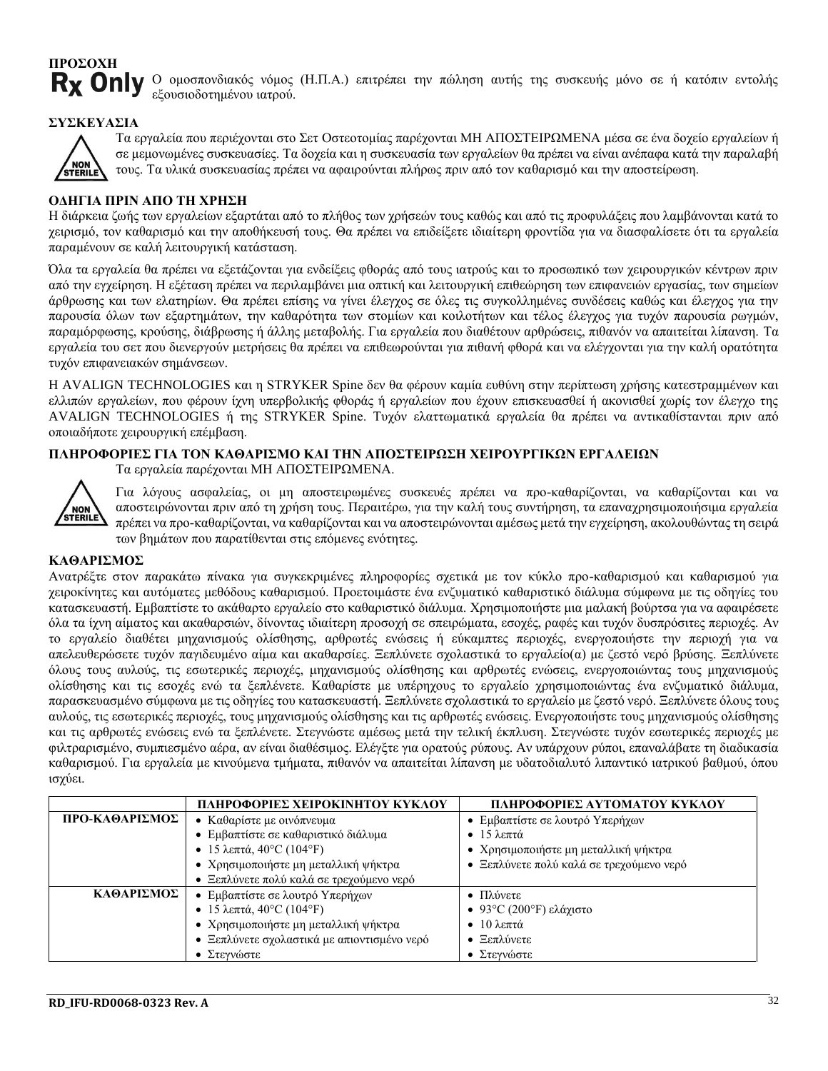**ΠΡΟΣΟΧΗ**

**Rx Only** Ο ομοσπονδιακός νόμος (Η.Π.Α.) επιτρέπει την πώληση αυτής της συσκευής μόνο σε ή κατόπιν εντολής εξουσιοδοτημένου ιατρού.

**ΣΥΣΚΕΥΑΣΙΑ**

NON STERILE

Τα εργαλεία που περιέχονται στο Σετ Οστεοτομίας παρέχονται ΜΗ ΑΠΟΣΤΕΙΡΩΜΕΝΑ μέσα σε ένα δοχείο εργαλείων ή σε μεμονωμένες συσκευασίες. Τα δοχεία και η συσκευασία των εργαλείων θα πρέπει να είναι ανέπαφα κατά την παραλαβή τους. Τα υλικά συσκευασίας πρέπει να αφαιρούνται πλήρως πριν από τον καθαρισμό και την αποστείρωση.

**ΟΔΗΓΙΑ ΠΡΙΝ ΑΠΟ ΤΗ ΧΡΗΣΗ**

Η διάρκεια ζωής των εργαλείων εξαρτάται από το πλήθος των χρήσεών τους καθώς και από τις προφυλάξεις που λαμβάνονται κατά το χειρισμό, τον καθαρισμό και την αποθήκευσή τους. Θα πρέπει να επιδείξετε ιδιαίτερη φροντίδα για να διασφαλίσετε ότι τα εργαλεία παραμένουν σε καλή λειτουργική κατάσταση.

Όλα τα εργαλεία θα πρέπει να εξετάζονται για ενδείξεις φθοράς από τους ιατρούς και το προσωπικό των χειρουργικών κέντρων πριν από την εγχείρηση. Η εξέταση πρέπει να περιλαμβάνει μια οπτική και λειτουργική επιθεώρηση των επιφανειών εργασίας, των σημείων άρθρωσης και των ελατηρίων. Θα πρέπει επίσης να γίνει έλεγχος σε όλες τις συγκολλημένες συνδέσεις καθώς και έλεγχος για την παρουσία όλων των εξαρτημάτων, την καθαρότητα των στομίων και κοιλοτήτων και τέλος έλεγχος για τυχόν παρουσία ρωγμών, παραμόρφωσης, κρούσης, διάβρωσης ή άλλης μεταβολής. Για εργαλεία που διαθέτουν αρθρώσεις, πιθανόν να απαιτείται λίπανση. Τα εργαλεία του σετ που διενεργούν μετρήσεις θα πρέπει να επιθεωρούνται για πιθανή φθορά και να ελέγχονται για την καλή ορατότητα τυχόν επιφανειακών σημάνσεων.

Η AVALIGN TECHNOLOGIES και η STRYKER Spine δεν θα φέρουν καμία ευθύνη στην περίπτωση χρήσης κατεστραμμένων και ελλιπών εργαλείων, που φέρουν ίχνη υπερβολικής φθοράς ή εργαλείων που έχουν επισκευασθεί ή ακονισθεί χωρίς τον έλεγχο της AVALIGN TECHNOLOGIES ή της STRYKER Spine. Τυχόν ελαττωματικά εργαλεία θα πρέπει να αντικαθίστανται πριν από οποιαδήποτε χειρουργική επέμβαση.

**ΠΛΗΡΟΦΟΡΙΕΣ ΓΙΑ ΤΟΝ ΚΑΘΑΡΙΣΜΟ ΚΑΙ ΤΗΝ ΑΠΟΣΤΕΙΡΩΣΗ ΧΕΙΡΟΥΡΓΙΚΩΝ ΕΡΓΑΛΕΙΩΝ**

Τα εργαλεία παρέχονται ΜΗ ΑΠΟΣΤΕΙΡΩΜΕΝΑ.

NON STERILE

Για λόγους ασφαλείας, οι μη αποστειρωμένες συσκευές πρέπει να προ-καθαρίζονται, να καθαρίζονται και να αποστειρώνονται πριν από τη χρήση τους. Περαιτέρω, για την καλή τους συντήρηση, τα επαναχρησιμοποιήσιμα εργαλεία πρέπει να προ-καθαρίζονται, να καθαρίζονται και να αποστειρώνονται αμέσως μετά την εγχείρηση, ακολουθώντας τη σειρά των βημάτων που παρατίθενται στις επόμενες ενότητες.

**ΚΑΘΑΡΙΣΜΟΣ**

Ανατρέξτε στον παρακάτω πίνακα για συγκεκριμένες πληροφορίες σχετικά με τον κύκλο προ-καθαρισμού και καθαρισμού για χειροκίνητες και αυτόματες μεθόδους καθαρισμού. Προετοιμάστε ένα ενζυματικό καθαριστικό διάλυμα σύμφωνα με τις οδηγίες του κατασκευαστή. Εμβαπτίστε το ακάθαρτο εργαλείο στο καθαριστικό διάλυμα. Χρησιμοποιήστε μια μαλακή βούρτσα για να αφαιρέσετε όλα τα ίχνη αίματος και ακαθαρσιών, δίνοντας ιδιαίτερη προσοχή σε σπειρώματα, εσοχές, ραφές και τυχόν δυσπρόσιτες περιοχές. Αν το εργαλείο διαθέτει μηχανισμούς ολίσθησης, αρθρωτές ενώσεις ή εύκαμπτες περιοχές, ενεργοποιήστε την περιοχή για να απελευθερώσετε τυχόν παγιδευμένο αίμα και ακαθαρσίες. Ξεπλύνετε σχολαστικά το εργαλείο(α) με ζεστό νερό βρύσης. Ξεπλύνετε όλους τους αυλούς, τις εσωτερικές περιοχές, μηχανισμούς ολίσθησης και αρθρωτές ενώσεις, ενεργοποιώντας τους μηχανισμούς ολίσθησης και τις εσοχές ενώ τα ξεπλένετε. Καθαρίστε με υπέρηχους το εργαλείο χρησιμοποιώντας ένα ενζυματικό διάλυμα, παρασκευασμένο σύμφωνα με τις οδηγίες του κατασκευαστή. Ξεπλύνετε σχολαστικά το εργαλείο με ζεστό νερό. Ξεπλύνετε όλους τους αυλούς, τις εσωτερικές περιοχές, τους μηχανισμούς ολίσθησης και τις αρθρωτές ενώσεις. Ενεργοποιήστε τους μηχανισμούς ολίσθησης και τις αρθρωτές ενώσεις ενώ τα ξεπλένετε. Στεγνώστε αμέσως μετά την τελική έκπλυση. Στεγνώστε τυχόν εσωτερικές περιοχές με φιλτραρισμένο, συμπιεσμένο αέρα, αν είναι διαθέσιμος. Ελέγξτε για ορατούς ρύπους. Αν υπάρχουν ρύποι, επαναλάβατε τη διαδικασία καθαρισμού. Για εργαλεία με κινούμενα τμήματα, πιθανόν να απαιτείται λίπανση με υδατοδιαλυτό λιπαντικό ιατρικού βαθμού, όπου ισχύει.

| | ΠΛΗΡΟΦΟΡΙΕΣ ΧΕΙΡΟΚΙΝΗΤΟΥ ΚΥΚΛΟΥ | ΠΛΗΡΟΦΟΡΙΕΣ ΑΥΤΟΜΑΤΟΥ ΚΥΚΛΟΥ |
|---|---|---|
| **ΠΡΟ-ΚΑΘΑΡΙΣΜΟΣ** | • Καθαρίστε με οινόπνευμα<br>• Εμβαπτίστε σε καθαριστικό διάλυμα<br>• 15 λεπτά, 40°C (104°F)<br>• Χρησιμοποιήστε μη μεταλλική ψήκτρα<br>• Ξεπλύνετε πολύ καλά σε τρεχούμενο νερό | • Εμβαπτίστε σε λουτρό Υπερήχων<br>• 15 λεπτά<br>• Χρησιμοποιήστε μη μεταλλική ψήκτρα<br>• Ξεπλύνετε πολύ καλά σε τρεχούμενο νερό |
| **ΚΑΘΑΡΙΣΜΟΣ** | • Εμβαπτίστε σε λουτρό Υπερήχων<br>• 15 λεπτά, 40°C (104°F)<br>• Χρησιμοποιήστε μη μεταλλική ψήκτρα<br>• Ξεπλύνετε σχολαστικά με απιοντισμένο νερό<br>• Στεγνώστε | • Πλύνετε<br>• 93°C (200°F) ελάχιστο<br>• 10 λεπτά<br>• Ξεπλύνετε<br>• Στεγνώστε |

**RD_IFU-RD0068-0323 Rev. A**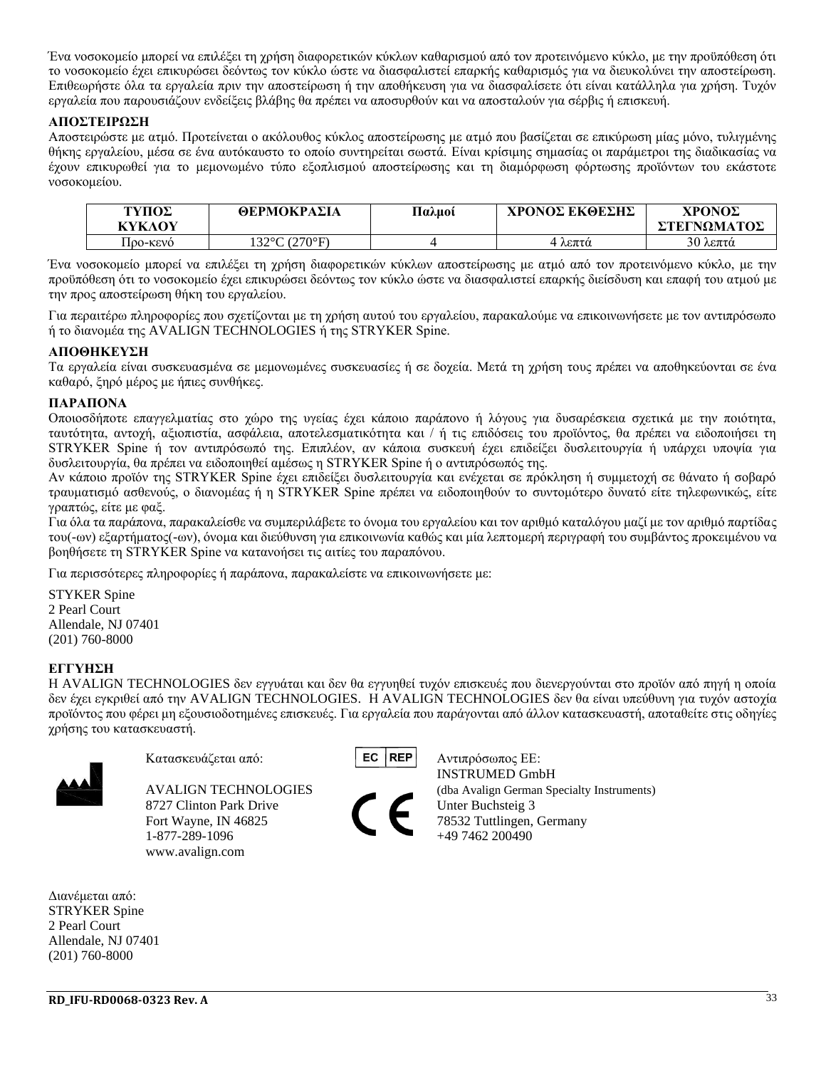Ένα νοσοκομείο μπορεί να επιλέξει τη χρήση διαφορετικών κύκλων καθαρισμού από τον προτεινόμενο κύκλο, με την προϋπόθεση ότι το νοσοκομείο έχει επικυρώσει δεόντως τον κύκλο ώστε να διασφαλιστεί επαρκής καθαρισμός για να διευκολύνει την αποστείρωση. Επιθεωρήστε όλα τα εργαλεία πριν την αποστείρωση ή την αποθήκευση για να διασφαλίσετε ότι είναι κατάλληλα για χρήση. Τυχόν εργαλεία που παρουσιάζουν ενδείξεις βλάβης θα πρέπει να αποσυρθούν και να αποσταλούν για σέρβις ή επισκευή.

**ΑΠΟΣΤΕΙΡΩΣΗ**

Αποστειρώστε με ατμό. Προτείνεται ο ακόλουθος κύκλος αποστείρωσης με ατμό που βασίζεται σε επικύρωση μίας μόνο, τυλιγμένης θήκης εργαλείου, μέσα σε ένα αυτόκαυστο το οποίο συντηρείται σωστά. Είναι κρίσιμης σημασίας οι παράμετροι της διαδικασίας να έχουν επικυρωθεί για το μεμονωμένο τύπο εξοπλισμού αποστείρωσης και τη διαμόρφωση φόρτωσης προϊόντων του εκάστοτε νοσοκομείου.

| ΤΥΠΟΣ ΚΥΚΛΟΥ | ΘΕΡΜΟΚΡΑΣΙΑ | Παλμοί | ΧΡΟΝΟΣ ΕΚΘΕΣΗΣ | ΧΡΟΝΟΣ ΣΤΕΓΝΩΜΑΤΟΣ |
|---|---|---|---|---|
| Προ-κενό | 132°C (270°F) | 4 | 4 λεπτά | 30 λεπτά |

Ένα νοσοκομείο μπορεί να επιλέξει τη χρήση διαφορετικών κύκλων αποστείρωσης με ατμό από τον προτεινόμενο κύκλο, με την προϋπόθεση ότι το νοσοκομείο έχει επικυρώσει δεόντως τον κύκλο ώστε να διασφαλιστεί επαρκής διείσδυση και επαφή του ατμού με την προς αποστείρωση θήκη του εργαλείου.

Για περαιτέρω πληροφορίες που σχετίζονται με τη χρήση αυτού του εργαλείου, παρακαλούμε να επικοινωνήσετε με τον αντιπρόσωπο ή το διανομέα της AVALIGN TECHNOLOGIES ή της STRYKER Spine.

**ΑΠΟΘΗΚΕΥΣΗ**

Τα εργαλεία είναι συσκευασμένα σε μεμονωμένες συσκευασίες ή σε δοχεία. Μετά τη χρήση τους πρέπει να αποθηκεύονται σε ένα καθαρό, ξηρό μέρος με ήπιες συνθήκες.

**ΠΑΡΑΠΟΝΑ**

Οποιοσδήποτε επαγγελματίας στο χώρο της υγείας έχει κάποιο παράπονο ή λόγους για δυσαρέσκεια σχετικά με την ποιότητα, ταυτότητα, αντοχή, αξιοπιστία, ασφάλεια, αποτελεσματικότητα και / ή τις επιδόσεις του προϊόντος, θα πρέπει να ειδοποιήσει τη STRYKER Spine ή τον αντιπρόσωπό της. Επιπλέον, αν κάποια συσκευή έχει επιδείξει δυσλειτουργία ή υπάρχει υποψία για δυσλειτουργία, θα πρέπει να ειδοποιηθεί αμέσως η STRYKER Spine ή ο αντιπρόσωπός της.

Αν κάποιο προϊόν της STRYKER Spine έχει επιδείξει δυσλειτουργία και ενέχεται σε πρόκληση ή συμμετοχή σε θάνατο ή σοβαρό τραυματισμό ασθενούς, ο διανομέας ή η STRYKER Spine πρέπει να ειδοποιηθούν το συντομότερο δυνατό είτε τηλεφωνικώς, είτε γραπτώς, είτε με φαξ.

Για όλα τα παράπονα, παρακαλείσθε να συμπεριλάβετε το όνομα του εργαλείου και τον αριθμό καταλόγου μαζί με τον αριθμό παρτίδας του(-ων) εξαρτήματος(-ων), όνομα και διεύθυνση για επικοινωνία καθώς και μία λεπτομερή περιγραφή του συμβάντος προκειμένου να βοηθήσετε τη STRYKER Spine να κατανοήσει τις αιτίες του παραπόνου.

Για περισσότερες πληροφορίες ή παράπονα, παρακαλείστε να επικοινωνήσετε με:

STYKER Spine
2 Pearl Court
Allendale, NJ 07401
(201) 760-8000

**ΕΓΓΥΗΣΗ**

Η AVALIGN TECHNOLOGIES δεν εγγυάται και δεν θα εγγυηθεί τυχόν επισκευές που διενεργούνται στο προϊόν από πηγή η οποία δεν έχει εγκριθεί από την AVALIGN TECHNOLOGIES. Η AVALIGN TECHNOLOGIES δεν θα είναι υπεύθυνη για τυχόν αστοχία προϊόντος που φέρει μη εξουσιοδοτημένες επισκευές. Για εργαλεία που παράγονται από άλλον κατασκευαστή, αποταθείτε στις οδηγίες χρήσης του κατασκευαστή.

Κατασκευάζεται από:

AVALIGN TECHNOLOGIES
8727 Clinton Park Drive
Fort Wayne, IN 46825
1-877-289-1096
www.avalign.com

EC REP

CE

Αντιπρόσωπος ΕΕ:
INSTRUMED GmbH
(dba Avalign German Specialty Instruments)
Unter Buchsteig 3
78532 Tuttlingen, Germany
+49 7462 200490

Διανέμεται από:
STRYKER Spine
2 Pearl Court
Allendale, NJ 07401
(201) 760-8000

RD_IFU-RD0068-0323 Rev. A